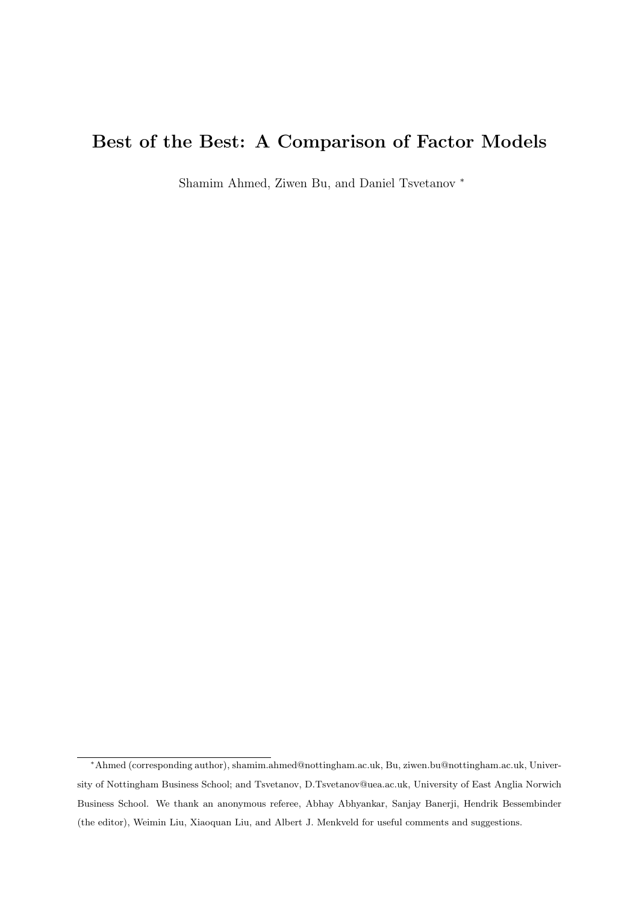# Best of the Best: A Comparison of Factor Models

Shamim Ahmed, Ziwen Bu, and Daniel Tsvetanov [*]

---

[*] Ahmed (corresponding author), shamim.ahmed@nottingham.ac.uk, Bu, ziwen.bu@nottingham.ac.uk, University of Nottingham Business School; and Tsvetanov, D.Tsvetanov@uea.ac.uk, University of East Anglia Norwich Business School. We thank an anonymous referee, Abhay Abhyankar, Sanjay Banerji, Hendrik Bessembinder (the editor), Weimin Liu, Xiaoquan Liu, and Albert J. Menkveld for useful comments and suggestions.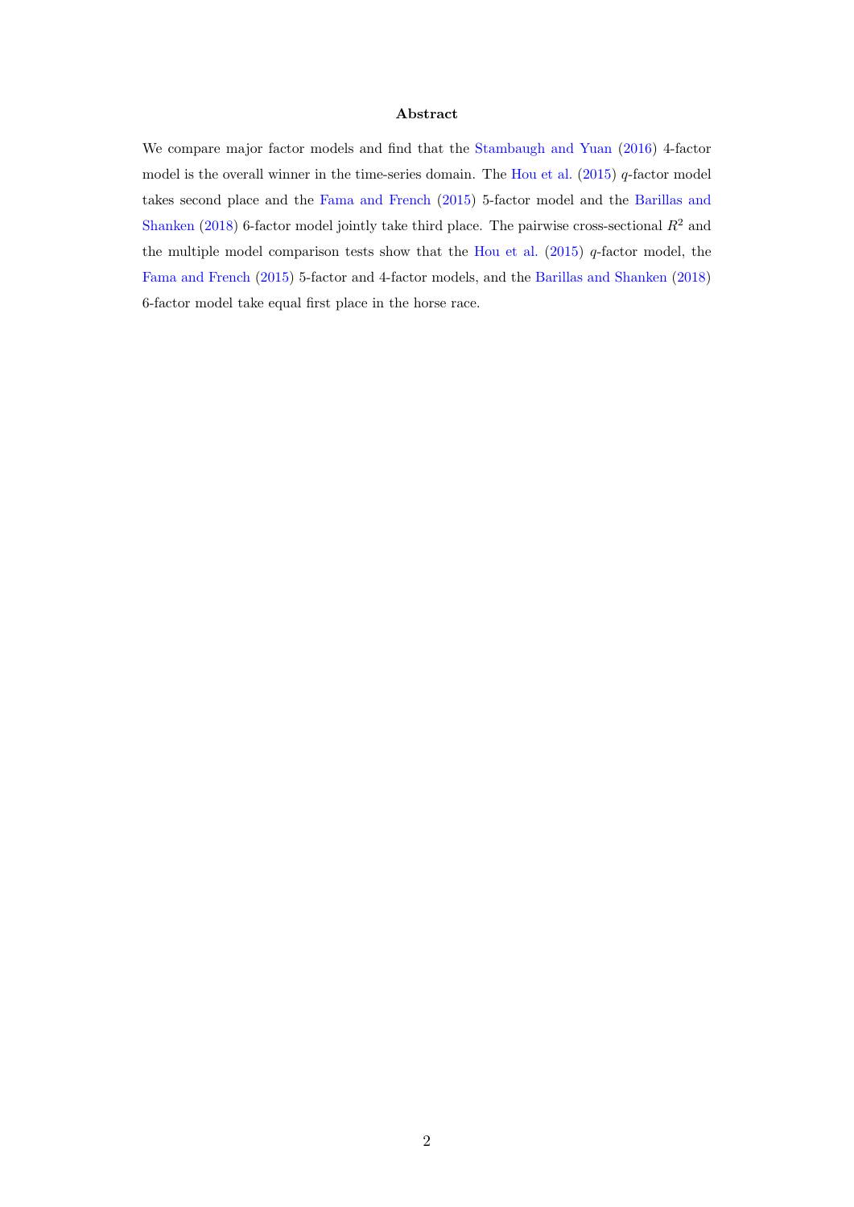**Abstract**

We compare major factor models and find that the Stambaugh and Yuan (2016) 4-factor model is the overall winner in the time-series domain. The Hou et al. (2015) $q$-factor model takes second place and the Fama and French (2015) 5-factor model and the Barillas and Shanken (2018) 6-factor model jointly take third place. The pairwise cross-sectional $R^2$ and the multiple model comparison tests show that the Hou et al. (2015) $q$-factor model, the Fama and French (2015) 5-factor and 4-factor models, and the Barillas and Shanken (2018) 6-factor model take equal first place in the horse race.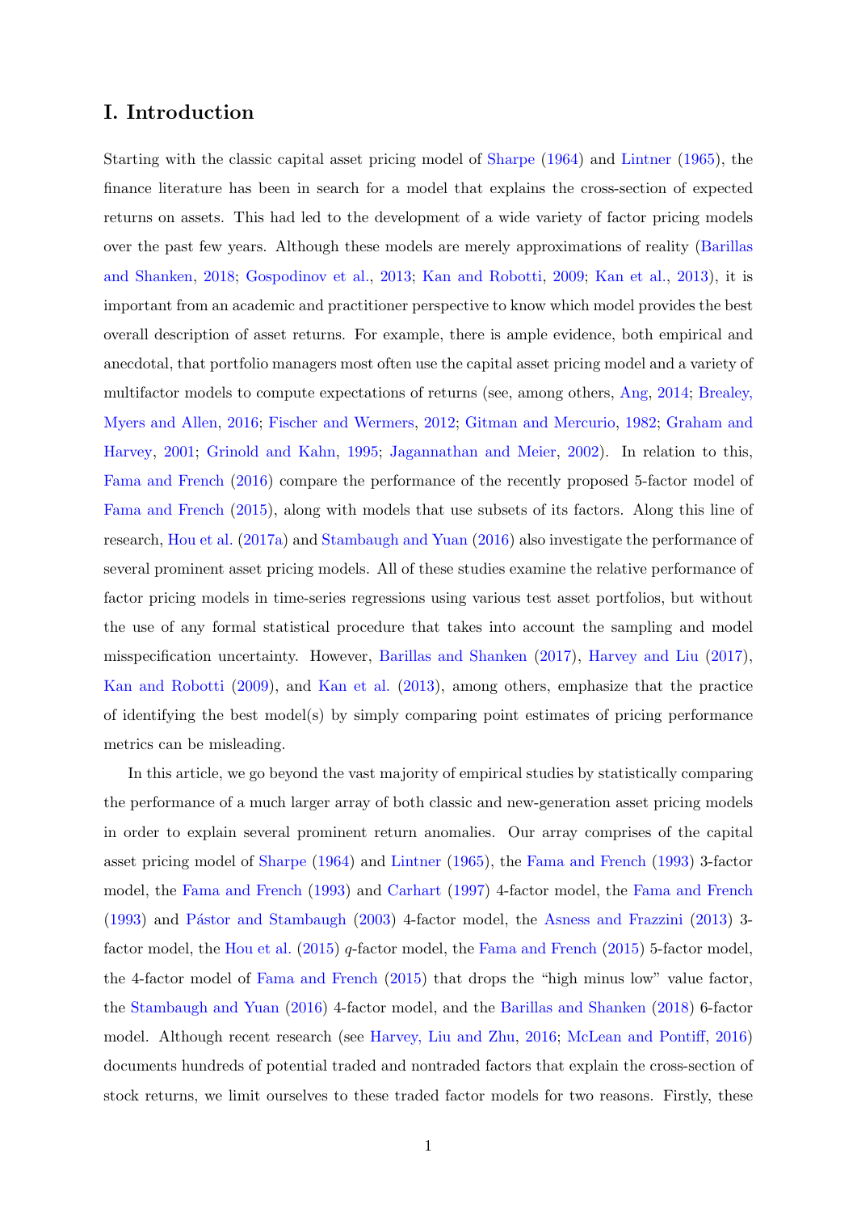# I. Introduction

Starting with the classic capital asset pricing model of Sharpe (1964) and Lintner (1965), the finance literature has been in search for a model that explains the cross-section of expected returns on assets. This had led to the development of a wide variety of factor pricing models over the past few years. Although these models are merely approximations of reality (Barillas and Shanken, 2018; Gospodinov et al., 2013; Kan and Robotti, 2009; Kan et al., 2013), it is important from an academic and practitioner perspective to know which model provides the best overall description of asset returns. For example, there is ample evidence, both empirical and anecdotal, that portfolio managers most often use the capital asset pricing model and a variety of multifactor models to compute expectations of returns (see, among others, Ang, 2014; Brealey, Myers and Allen, 2016; Fischer and Wermers, 2012; Gitman and Mercurio, 1982; Graham and Harvey, 2001; Grinold and Kahn, 1995; Jagannathan and Meier, 2002). In relation to this, Fama and French (2016) compare the performance of the recently proposed 5-factor model of Fama and French (2015), along with models that use subsets of its factors. Along this line of research, Hou et al. (2017a) and Stambaugh and Yuan (2016) also investigate the performance of several prominent asset pricing models. All of these studies examine the relative performance of factor pricing models in time-series regressions using various test asset portfolios, but without the use of any formal statistical procedure that takes into account the sampling and model misspecification uncertainty. However, Barillas and Shanken (2017), Harvey and Liu (2017), Kan and Robotti (2009), and Kan et al. (2013), among others, emphasize that the practice of identifying the best model(s) by simply comparing point estimates of pricing performance metrics can be misleading.

In this article, we go beyond the vast majority of empirical studies by statistically comparing the performance of a much larger array of both classic and new-generation asset pricing models in order to explain several prominent return anomalies. Our array comprises of the capital asset pricing model of Sharpe (1964) and Lintner (1965), the Fama and French (1993) 3-factor model, the Fama and French (1993) and Carhart (1997) 4-factor model, the Fama and French (1993) and Pástor and Stambaugh (2003) 4-factor model, the Asness and Frazzini (2013) 3-factor model, the Hou et al. (2015) *q*-factor model, the Fama and French (2015) 5-factor model, the 4-factor model of Fama and French (2015) that drops the "high minus low" value factor, the Stambaugh and Yuan (2016) 4-factor model, and the Barillas and Shanken (2018) 6-factor model. Although recent research (see Harvey, Liu and Zhu, 2016; McLean and Pontiff, 2016) documents hundreds of potential traded and nontraded factors that explain the cross-section of stock returns, we limit ourselves to these traded factor models for two reasons. Firstly, these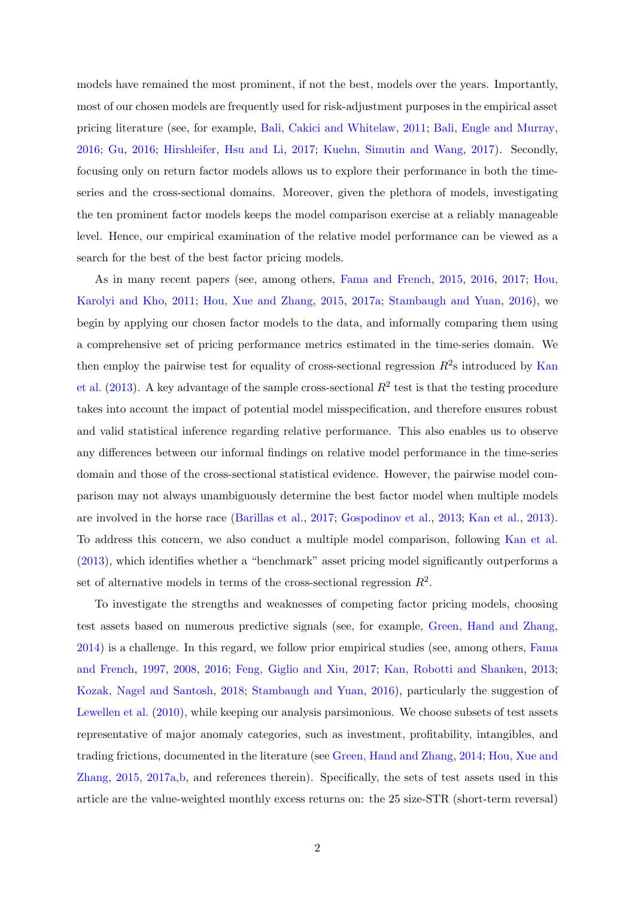models have remained the most prominent, if not the best, models over the years. Importantly, most of our chosen models are frequently used for risk-adjustment purposes in the empirical asset pricing literature (see, for example, Bali, Cakici and Whitelaw, 2011; Bali, Engle and Murray, 2016; Gu, 2016; Hirshleifer, Hsu and Li, 2017; Kuehn, Simutin and Wang, 2017). Secondly, focusing only on return factor models allows us to explore their performance in both the time-series and the cross-sectional domains. Moreover, given the plethora of models, investigating the ten prominent factor models keeps the model comparison exercise at a reliably manageable level. Hence, our empirical examination of the relative model performance can be viewed as a search for the best of the best factor pricing models.

As in many recent papers (see, among others, Fama and French, 2015, 2016, 2017; Hou, Karolyi and Kho, 2011; Hou, Xue and Zhang, 2015, 2017a; Stambaugh and Yuan, 2016), we begin by applying our chosen factor models to the data, and informally comparing them using a comprehensive set of pricing performance metrics estimated in the time-series domain. We then employ the pairwise test for equality of cross-sectional regression $R^2$s introduced by Kan et al. (2013). A key advantage of the sample cross-sectional $R^2$ test is that the testing procedure takes into account the impact of potential model misspecification, and therefore ensures robust and valid statistical inference regarding relative performance. This also enables us to observe any differences between our informal findings on relative model performance in the time-series domain and those of the cross-sectional statistical evidence. However, the pairwise model comparison may not always unambiguously determine the best factor model when multiple models are involved in the horse race (Barillas et al., 2017; Gospodinov et al., 2013; Kan et al., 2013). To address this concern, we also conduct a multiple model comparison, following Kan et al. (2013), which identifies whether a "benchmark" asset pricing model significantly outperforms a set of alternative models in terms of the cross-sectional regression $R^2$.

To investigate the strengths and weaknesses of competing factor pricing models, choosing test assets based on numerous predictive signals (see, for example, Green, Hand and Zhang, 2014) is a challenge. In this regard, we follow prior empirical studies (see, among others, Fama and French, 1997, 2008, 2016; Feng, Giglio and Xiu, 2017; Kan, Robotti and Shanken, 2013; Kozak, Nagel and Santosh, 2018; Stambaugh and Yuan, 2016), particularly the suggestion of Lewellen et al. (2010), while keeping our analysis parsimonious. We choose subsets of test assets representative of major anomaly categories, such as investment, profitability, intangibles, and trading frictions, documented in the literature (see Green, Hand and Zhang, 2014; Hou, Xue and Zhang, 2015, 2017a,b, and references therein). Specifically, the sets of test assets used in this article are the value-weighted monthly excess returns on: the 25 size-STR (short-term reversal)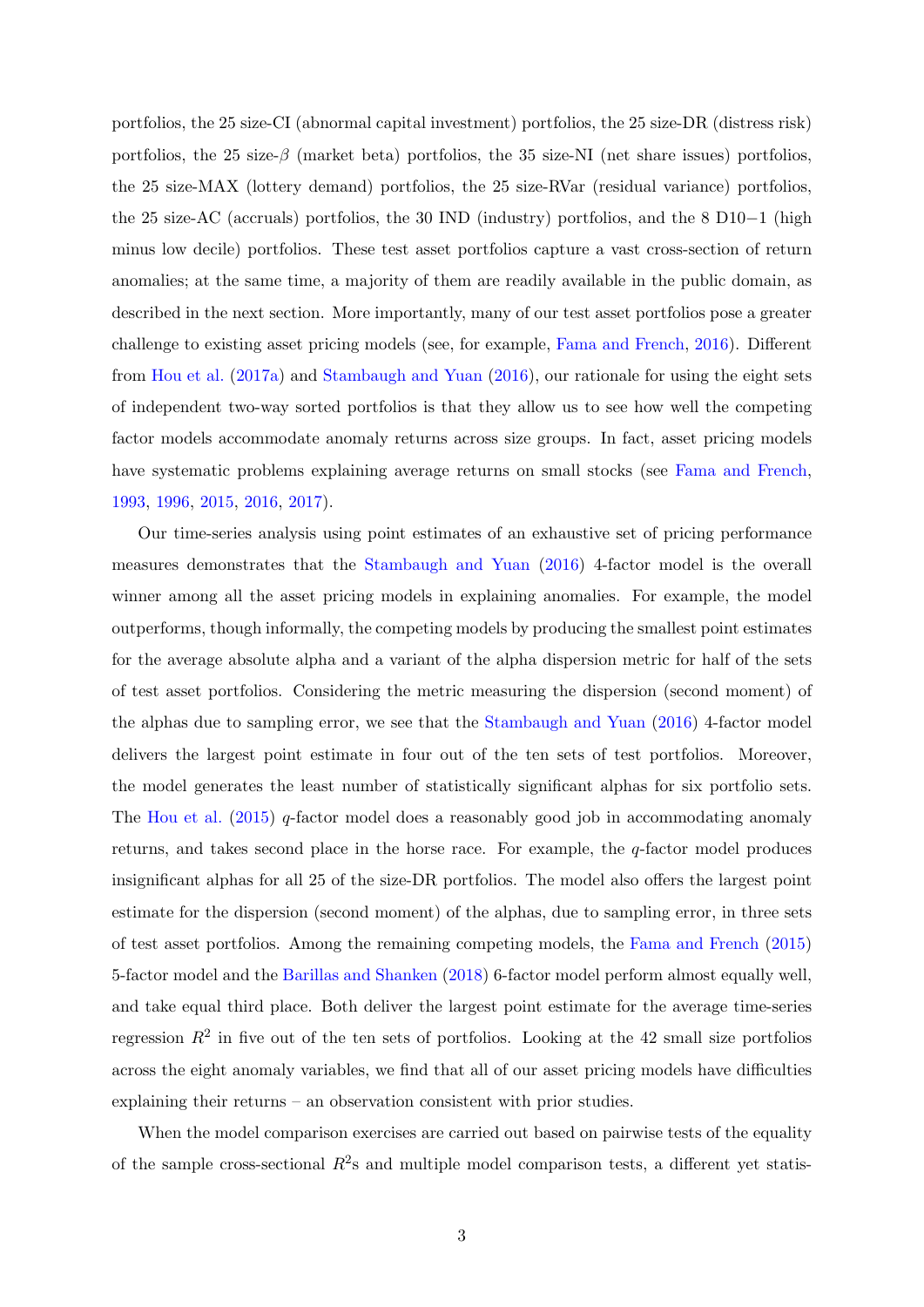portfolios, the 25 size-CI (abnormal capital investment) portfolios, the 25 size-DR (distress risk) portfolios, the 25 size-$\beta$ (market beta) portfolios, the 35 size-NI (net share issues) portfolios, the 25 size-MAX (lottery demand) portfolios, the 25 size-RVar (residual variance) portfolios, the 25 size-AC (accruals) portfolios, the 30 IND (industry) portfolios, and the 8 D10−1 (high minus low decile) portfolios. These test asset portfolios capture a vast cross-section of return anomalies; at the same time, a majority of them are readily available in the public domain, as described in the next section. More importantly, many of our test asset portfolios pose a greater challenge to existing asset pricing models (see, for example, Fama and French, 2016). Different from Hou et al. (2017a) and Stambaugh and Yuan (2016), our rationale for using the eight sets of independent two-way sorted portfolios is that they allow us to see how well the competing factor models accommodate anomaly returns across size groups. In fact, asset pricing models have systematic problems explaining average returns on small stocks (see Fama and French, 1993, 1996, 2015, 2016, 2017).

Our time-series analysis using point estimates of an exhaustive set of pricing performance measures demonstrates that the Stambaugh and Yuan (2016) 4-factor model is the overall winner among all the asset pricing models in explaining anomalies. For example, the model outperforms, though informally, the competing models by producing the smallest point estimates for the average absolute alpha and a variant of the alpha dispersion metric for half of the sets of test asset portfolios. Considering the metric measuring the dispersion (second moment) of the alphas due to sampling error, we see that the Stambaugh and Yuan (2016) 4-factor model delivers the largest point estimate in four out of the ten sets of test portfolios. Moreover, the model generates the least number of statistically significant alphas for six portfolio sets. The Hou et al. (2015) $q$-factor model does a reasonably good job in accommodating anomaly returns, and takes second place in the horse race. For example, the $q$-factor model produces insignificant alphas for all 25 of the size-DR portfolios. The model also offers the largest point estimate for the dispersion (second moment) of the alphas, due to sampling error, in three sets of test asset portfolios. Among the remaining competing models, the Fama and French (2015) 5-factor model and the Barillas and Shanken (2018) 6-factor model perform almost equally well, and take equal third place. Both deliver the largest point estimate for the average time-series regression $R^2$ in five out of the ten sets of portfolios. Looking at the 42 small size portfolios across the eight anomaly variables, we find that all of our asset pricing models have difficulties explaining their returns – an observation consistent with prior studies.

When the model comparison exercises are carried out based on pairwise tests of the equality of the sample cross-sectional $R^2$s and multiple model comparison tests, a different yet statis-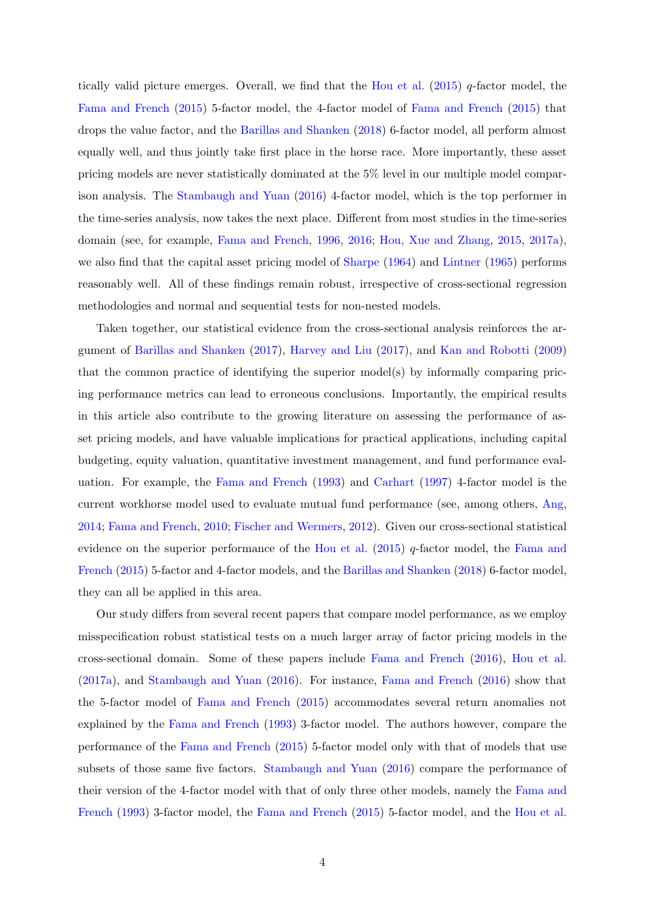tically valid picture emerges. Overall, we find that the Hou et al. (2015) *q*-factor model, the Fama and French (2015) 5-factor model, the 4-factor model of Fama and French (2015) that drops the value factor, and the Barillas and Shanken (2018) 6-factor model, all perform almost equally well, and thus jointly take first place in the horse race. More importantly, these asset pricing models are never statistically dominated at the 5% level in our multiple model comparison analysis. The Stambaugh and Yuan (2016) 4-factor model, which is the top performer in the time-series analysis, now takes the next place. Different from most studies in the time-series domain (see, for example, Fama and French, 1996, 2016; Hou, Xue and Zhang, 2015, 2017a), we also find that the capital asset pricing model of Sharpe (1964) and Lintner (1965) performs reasonably well. All of these findings remain robust, irrespective of cross-sectional regression methodologies and normal and sequential tests for non-nested models.

Taken together, our statistical evidence from the cross-sectional analysis reinforces the argument of Barillas and Shanken (2017), Harvey and Liu (2017), and Kan and Robotti (2009) that the common practice of identifying the superior model(s) by informally comparing pricing performance metrics can lead to erroneous conclusions. Importantly, the empirical results in this article also contribute to the growing literature on assessing the performance of asset pricing models, and have valuable implications for practical applications, including capital budgeting, equity valuation, quantitative investment management, and fund performance evaluation. For example, the Fama and French (1993) and Carhart (1997) 4-factor model is the current workhorse model used to evaluate mutual fund performance (see, among others, Ang, 2014; Fama and French, 2010; Fischer and Wermers, 2012). Given our cross-sectional statistical evidence on the superior performance of the Hou et al. (2015) *q*-factor model, the Fama and French (2015) 5-factor and 4-factor models, and the Barillas and Shanken (2018) 6-factor model, they can all be applied in this area.

Our study differs from several recent papers that compare model performance, as we employ misspecification robust statistical tests on a much larger array of factor pricing models in the cross-sectional domain. Some of these papers include Fama and French (2016), Hou et al. (2017a), and Stambaugh and Yuan (2016). For instance, Fama and French (2016) show that the 5-factor model of Fama and French (2015) accommodates several return anomalies not explained by the Fama and French (1993) 3-factor model. The authors however, compare the performance of the Fama and French (2015) 5-factor model only with that of models that use subsets of those same five factors. Stambaugh and Yuan (2016) compare the performance of their version of the 4-factor model with that of only three other models, namely the Fama and French (1993) 3-factor model, the Fama and French (2015) 5-factor model, and the Hou et al.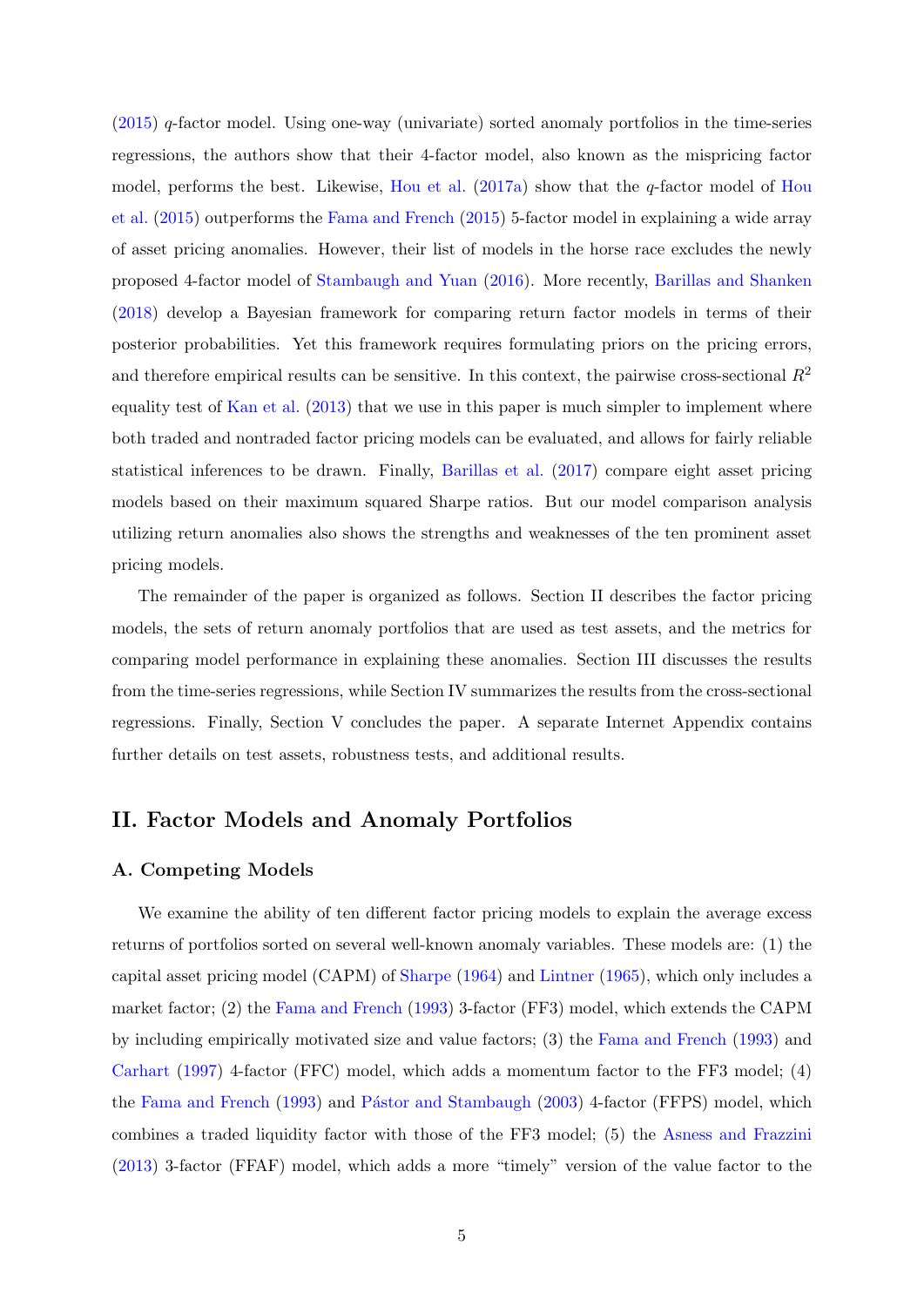(2015) $q$-factor model. Using one-way (univariate) sorted anomaly portfolios in the time-series regressions, the authors show that their 4-factor model, also known as the mispricing factor model, performs the best. Likewise, Hou et al. (2017a) show that the $q$-factor model of Hou et al. (2015) outperforms the Fama and French (2015) 5-factor model in explaining a wide array of asset pricing anomalies. However, their list of models in the horse race excludes the newly proposed 4-factor model of Stambaugh and Yuan (2016). More recently, Barillas and Shanken (2018) develop a Bayesian framework for comparing return factor models in terms of their posterior probabilities. Yet this framework requires formulating priors on the pricing errors, and therefore empirical results can be sensitive. In this context, the pairwise cross-sectional $R^2$ equality test of Kan et al. (2013) that we use in this paper is much simpler to implement where both traded and nontraded factor pricing models can be evaluated, and allows for fairly reliable statistical inferences to be drawn. Finally, Barillas et al. (2017) compare eight asset pricing models based on their maximum squared Sharpe ratios. But our model comparison analysis utilizing return anomalies also shows the strengths and weaknesses of the ten prominent asset pricing models.

The remainder of the paper is organized as follows. Section II describes the factor pricing models, the sets of return anomaly portfolios that are used as test assets, and the metrics for comparing model performance in explaining these anomalies. Section III discusses the results from the time-series regressions, while Section IV summarizes the results from the cross-sectional regressions. Finally, Section V concludes the paper. A separate Internet Appendix contains further details on test assets, robustness tests, and additional results.

## II. Factor Models and Anomaly Portfolios

### A. Competing Models

We examine the ability of ten different factor pricing models to explain the average excess returns of portfolios sorted on several well-known anomaly variables. These models are: (1) the capital asset pricing model (CAPM) of Sharpe (1964) and Lintner (1965), which only includes a market factor; (2) the Fama and French (1993) 3-factor (FF3) model, which extends the CAPM by including empirically motivated size and value factors; (3) the Fama and French (1993) and Carhart (1997) 4-factor (FFC) model, which adds a momentum factor to the FF3 model; (4) the Fama and French (1993) and Pástor and Stambaugh (2003) 4-factor (FFPS) model, which combines a traded liquidity factor with those of the FF3 model; (5) the Asness and Frazzini (2013) 3-factor (FFAF) model, which adds a more "timely" version of the value factor to the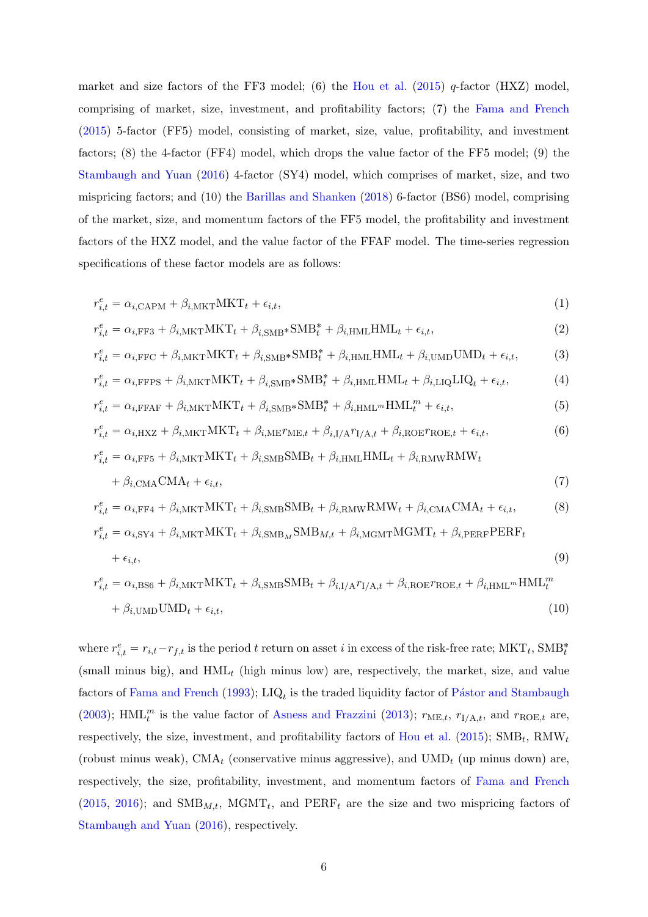market and size factors of the FF3 model; (6) the Hou et al. (2015) $q$-factor (HXZ) model, comprising of market, size, investment, and profitability factors; (7) the Fama and French (2015) 5-factor (FF5) model, consisting of market, size, value, profitability, and investment factors; (8) the 4-factor (FF4) model, which drops the value factor of the FF5 model; (9) the Stambaugh and Yuan (2016) 4-factor (SY4) model, which comprises of market, size, and two mispricing factors; and (10) the Barillas and Shanken (2018) 6-factor (BS6) model, comprising of the market, size, and momentum factors of the FF5 model, the profitability and investment factors of the HXZ model, and the value factor of the FFAF model. The time-series regression specifications of these factor models are as follows:

$$r^e_{i,t} = \alpha_{i,\text{CAPM}} + \beta_{i,\text{MKT}}\text{MKT}_t + \epsilon_{i,t}, \tag{1}$$

$$r^e_{i,t} = \alpha_{i,\text{FF3}} + \beta_{i,\text{MKT}}\text{MKT}_t + \beta_{i,\text{SMB}^*}\text{SMB}^*_t + \beta_{i,\text{HML}}\text{HML}_t + \epsilon_{i,t}, \tag{2}$$

$$r^e_{i,t} = \alpha_{i,\text{FFC}} + \beta_{i,\text{MKT}}\text{MKT}_t + \beta_{i,\text{SMB}^*}\text{SMB}^*_t + \beta_{i,\text{HML}}\text{HML}_t + \beta_{i,\text{UMD}}\text{UMD}_t + \epsilon_{i,t}, \tag{3}$$

$$r^e_{i,t} = \alpha_{i,\text{FFPS}} + \beta_{i,\text{MKT}}\text{MKT}_t + \beta_{i,\text{SMB}^*}\text{SMB}^*_t + \beta_{i,\text{HML}}\text{HML}_t + \beta_{i,\text{LIQ}}\text{LIQ}_t + \epsilon_{i,t}, \tag{4}$$

$$r^e_{i,t} = \alpha_{i,\text{FFAF}} + \beta_{i,\text{MKT}}\text{MKT}_t + \beta_{i,\text{SMB}^*}\text{SMB}^*_t + \beta_{i,\text{HML}^m}\text{HML}^m_t + \epsilon_{i,t}, \tag{5}$$

$$r^e_{i,t} = \alpha_{i,\text{HXZ}} + \beta_{i,\text{MKT}}\text{MKT}_t + \beta_{i,\text{ME}}r_{\text{ME},t} + \beta_{i,\text{I/A}}r_{\text{I/A},t} + \beta_{i,\text{ROE}}r_{\text{ROE},t} + \epsilon_{i,t}, \tag{6}$$

$$r^e_{i,t} = \alpha_{i,\text{FF5}} + \beta_{i,\text{MKT}}\text{MKT}_t + \beta_{i,\text{SMB}}\text{SMB}_t + \beta_{i,\text{HML}}\text{HML}_t + \beta_{i,\text{RMW}}\text{RMW}_t + \beta_{i,\text{CMA}}\text{CMA}_t + \epsilon_{i,t}, \tag{7}$$

$$r^e_{i,t} = \alpha_{i,\text{FF4}} + \beta_{i,\text{MKT}}\text{MKT}_t + \beta_{i,\text{SMB}}\text{SMB}_t + \beta_{i,\text{RMW}}\text{RMW}_t + \beta_{i,\text{CMA}}\text{CMA}_t + \epsilon_{i,t}, \tag{8}$$

$$r^e_{i,t} = \alpha_{i,\text{SY4}} + \beta_{i,\text{MKT}}\text{MKT}_t + \beta_{i,\text{SMB}_M}\text{SMB}_{M,t} + \beta_{i,\text{MGMT}}\text{MGMT}_t + \beta_{i,\text{PERF}}\text{PERF}_t + \epsilon_{i,t}, \tag{9}$$

$$r^e_{i,t} = \alpha_{i,\text{BS6}} + \beta_{i,\text{MKT}}\text{MKT}_t + \beta_{i,\text{SMB}}\text{SMB}_t + \beta_{i,\text{I/A}}r_{\text{I/A},t} + \beta_{i,\text{ROE}}r_{\text{ROE},t} + \beta_{i,\text{HML}^m}\text{HML}^m_t + \beta_{i,\text{UMD}}\text{UMD}_t + \epsilon_{i,t}, \tag{10}$$

where $r^e_{i,t} = r_{i,t} - r_{f,t}$ is the period $t$ return on asset $i$ in excess of the risk-free rate; $\text{MKT}_t$, $\text{SMB}^*_t$ (small minus big), and $\text{HML}_t$ (high minus low) are, respectively, the market, size, and value factors of Fama and French (1993); $\text{LIQ}_t$ is the traded liquidity factor of Pástor and Stambaugh (2003); $\text{HML}^m_t$ is the value factor of Asness and Frazzini (2013); $r_{\text{ME},t}$, $r_{\text{I/A},t}$, and $r_{\text{ROE},t}$ are, respectively, the size, investment, and profitability factors of Hou et al. (2015); $\text{SMB}_t$, $\text{RMW}_t$ (robust minus weak), $\text{CMA}_t$ (conservative minus aggressive), and $\text{UMD}_t$ (up minus down) are, respectively, the size, profitability, investment, and momentum factors of Fama and French (2015, 2016); and $\text{SMB}_{M,t}$, $\text{MGMT}_t$, and $\text{PERF}_t$ are the size and two mispricing factors of Stambaugh and Yuan (2016), respectively.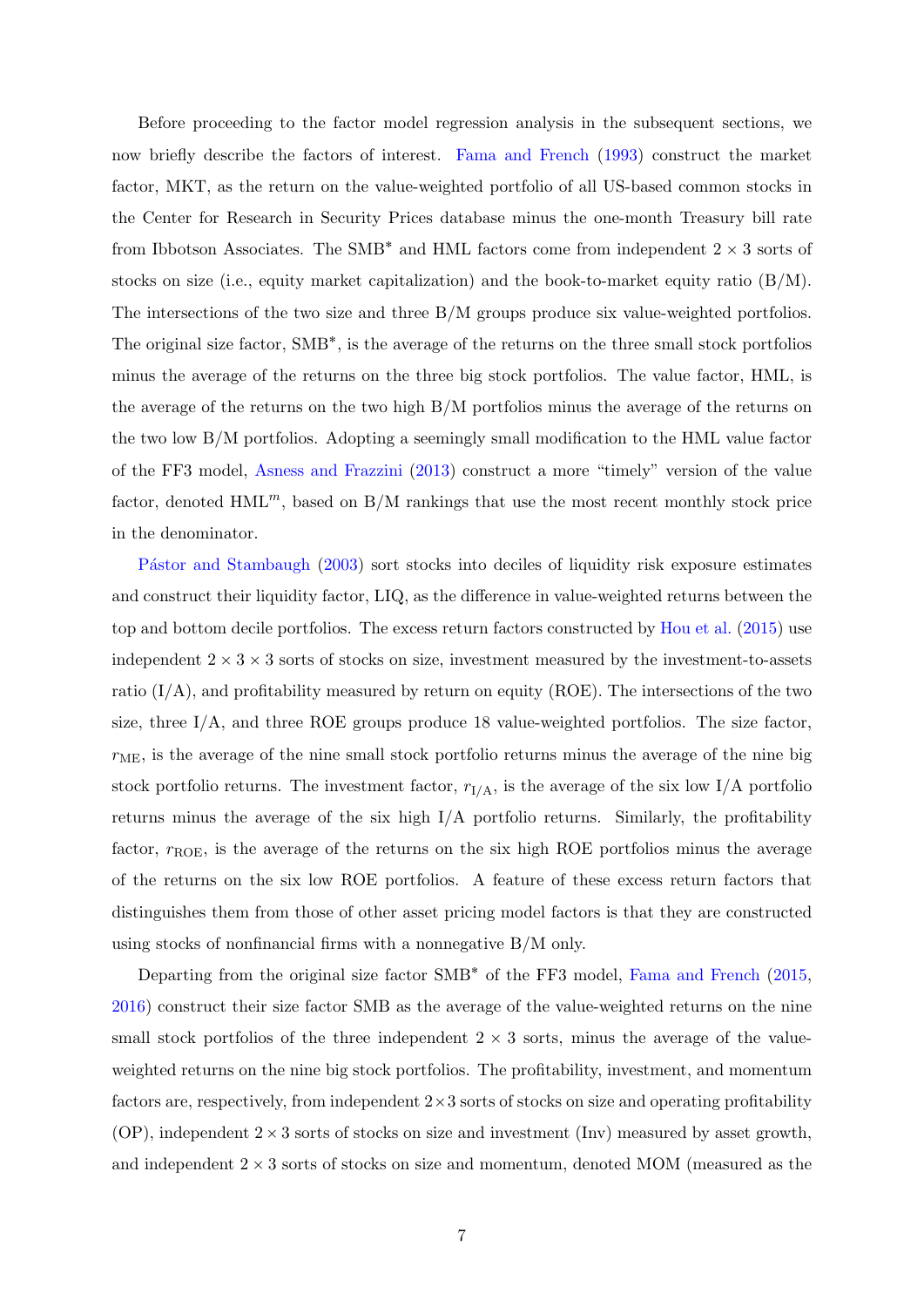Before proceeding to the factor model regression analysis in the subsequent sections, we now briefly describe the factors of interest. Fama and French (1993) construct the market factor, MKT, as the return on the value-weighted portfolio of all US-based common stocks in the Center for Research in Security Prices database minus the one-month Treasury bill rate from Ibbotson Associates. The SMB* and HML factors come from independent $2 \times 3$ sorts of stocks on size (i.e., equity market capitalization) and the book-to-market equity ratio (B/M). The intersections of the two size and three B/M groups produce six value-weighted portfolios. The original size factor, SMB*, is the average of the returns on the three small stock portfolios minus the average of the returns on the three big stock portfolios. The value factor, HML, is the average of the returns on the two high B/M portfolios minus the average of the returns on the two low B/M portfolios. Adopting a seemingly small modification to the HML value factor of the FF3 model, Asness and Frazzini (2013) construct a more "timely" version of the value factor, denoted HML$^m$, based on B/M rankings that use the most recent monthly stock price in the denominator.

Pástor and Stambaugh (2003) sort stocks into deciles of liquidity risk exposure estimates and construct their liquidity factor, LIQ, as the difference in value-weighted returns between the top and bottom decile portfolios. The excess return factors constructed by Hou et al. (2015) use independent $2 \times 3 \times 3$ sorts of stocks on size, investment measured by the investment-to-assets ratio (I/A), and profitability measured by return on equity (ROE). The intersections of the two size, three I/A, and three ROE groups produce 18 value-weighted portfolios. The size factor, $r_{\mathrm{ME}}$, is the average of the nine small stock portfolio returns minus the average of the nine big stock portfolio returns. The investment factor, $r_{\mathrm{I/A}}$, is the average of the six low I/A portfolio returns minus the average of the six high I/A portfolio returns. Similarly, the profitability factor, $r_{\mathrm{ROE}}$, is the average of the returns on the six high ROE portfolios minus the average of the returns on the six low ROE portfolios. A feature of these excess return factors that distinguishes them from those of other asset pricing model factors is that they are constructed using stocks of nonfinancial firms with a nonnegative B/M only.

Departing from the original size factor SMB* of the FF3 model, Fama and French (2015, 2016) construct their size factor SMB as the average of the value-weighted returns on the nine small stock portfolios of the three independent $2 \times 3$ sorts, minus the average of the value-weighted returns on the nine big stock portfolios. The profitability, investment, and momentum factors are, respectively, from independent $2 \times 3$ sorts of stocks on size and operating profitability (OP), independent $2 \times 3$ sorts of stocks on size and investment (Inv) measured by asset growth, and independent $2 \times 3$ sorts of stocks on size and momentum, denoted MOM (measured as the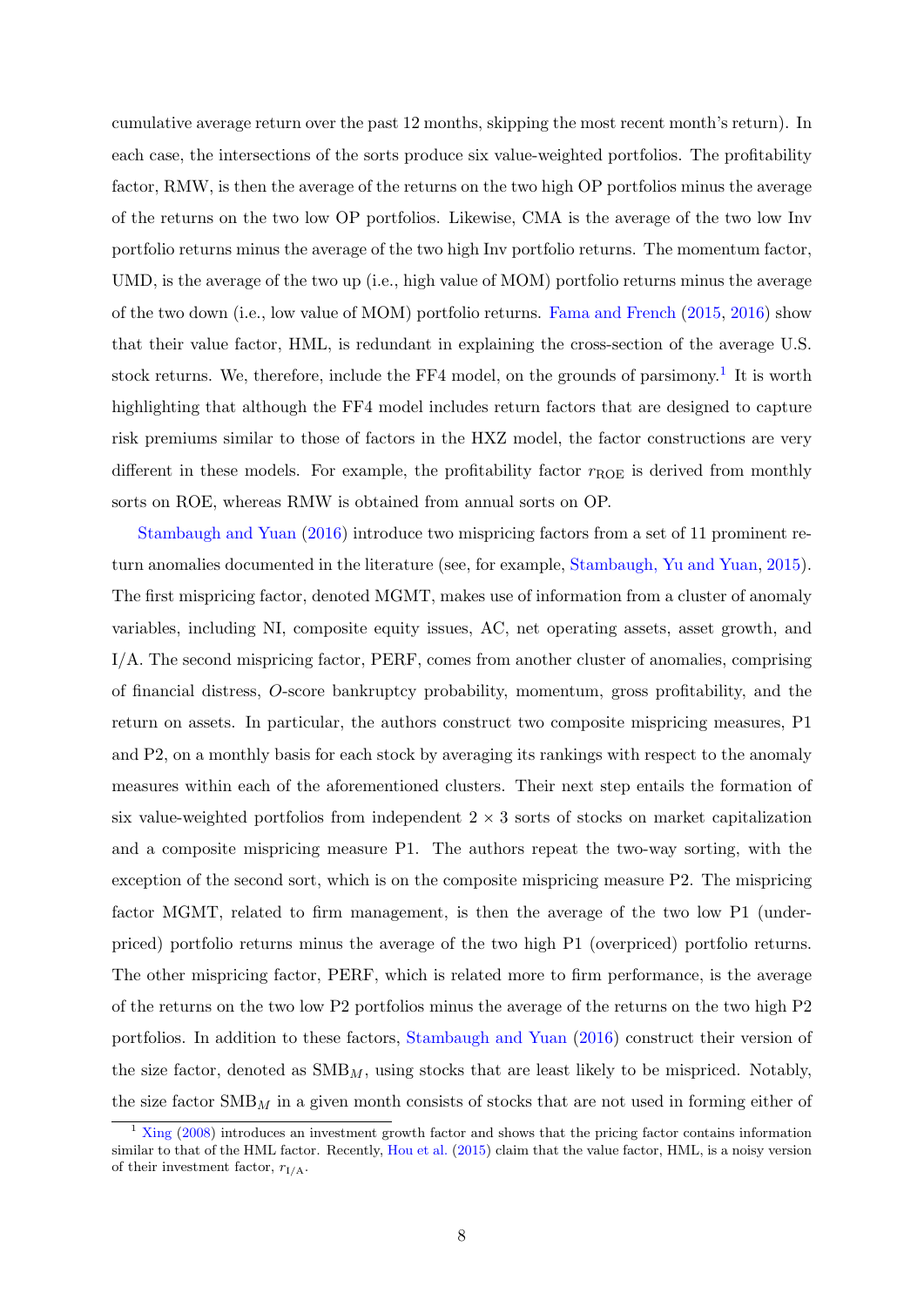cumulative average return over the past 12 months, skipping the most recent month's return). In each case, the intersections of the sorts produce six value-weighted portfolios. The profitability factor, RMW, is then the average of the returns on the two high OP portfolios minus the average of the returns on the two low OP portfolios. Likewise, CMA is the average of the two low Inv portfolio returns minus the average of the two high Inv portfolio returns. The momentum factor, UMD, is the average of the two up (i.e., high value of MOM) portfolio returns minus the average of the two down (i.e., low value of MOM) portfolio returns. Fama and French (2015, 2016) show that their value factor, HML, is redundant in explaining the cross-section of the average U.S. stock returns. We, therefore, include the FF4 model, on the grounds of parsimony.[1] It is worth highlighting that although the FF4 model includes return factors that are designed to capture risk premiums similar to those of factors in the HXZ model, the factor constructions are very different in these models. For example, the profitability factor $r_{\text{ROE}}$ is derived from monthly sorts on ROE, whereas RMW is obtained from annual sorts on OP.

Stambaugh and Yuan (2016) introduce two mispricing factors from a set of 11 prominent return anomalies documented in the literature (see, for example, Stambaugh, Yu and Yuan, 2015). The first mispricing factor, denoted MGMT, makes use of information from a cluster of anomaly variables, including NI, composite equity issues, AC, net operating assets, asset growth, and I/A. The second mispricing factor, PERF, comes from another cluster of anomalies, comprising of financial distress, *O*-score bankruptcy probability, momentum, gross profitability, and the return on assets. In particular, the authors construct two composite mispricing measures, P1 and P2, on a monthly basis for each stock by averaging its rankings with respect to the anomaly measures within each of the aforementioned clusters. Their next step entails the formation of six value-weighted portfolios from independent $2 \times 3$ sorts of stocks on market capitalization and a composite mispricing measure P1. The authors repeat the two-way sorting, with the exception of the second sort, which is on the composite mispricing measure P2. The mispricing factor MGMT, related to firm management, is then the average of the two low P1 (underpriced) portfolio returns minus the average of the two high P1 (overpriced) portfolio returns. The other mispricing factor, PERF, which is related more to firm performance, is the average of the returns on the two low P2 portfolios minus the average of the returns on the two high P2 portfolios. In addition to these factors, Stambaugh and Yuan (2016) construct their version of the size factor, denoted as $\text{SMB}_M$, using stocks that are least likely to be mispriced. Notably, the size factor $\text{SMB}_M$ in a given month consists of stocks that are not used in forming either of

[1] Xing (2008) introduces an investment growth factor and shows that the pricing factor contains information similar to that of the HML factor. Recently, Hou et al. (2015) claim that the value factor, HML, is a noisy version of their investment factor, $r_{\text{I/A}}$.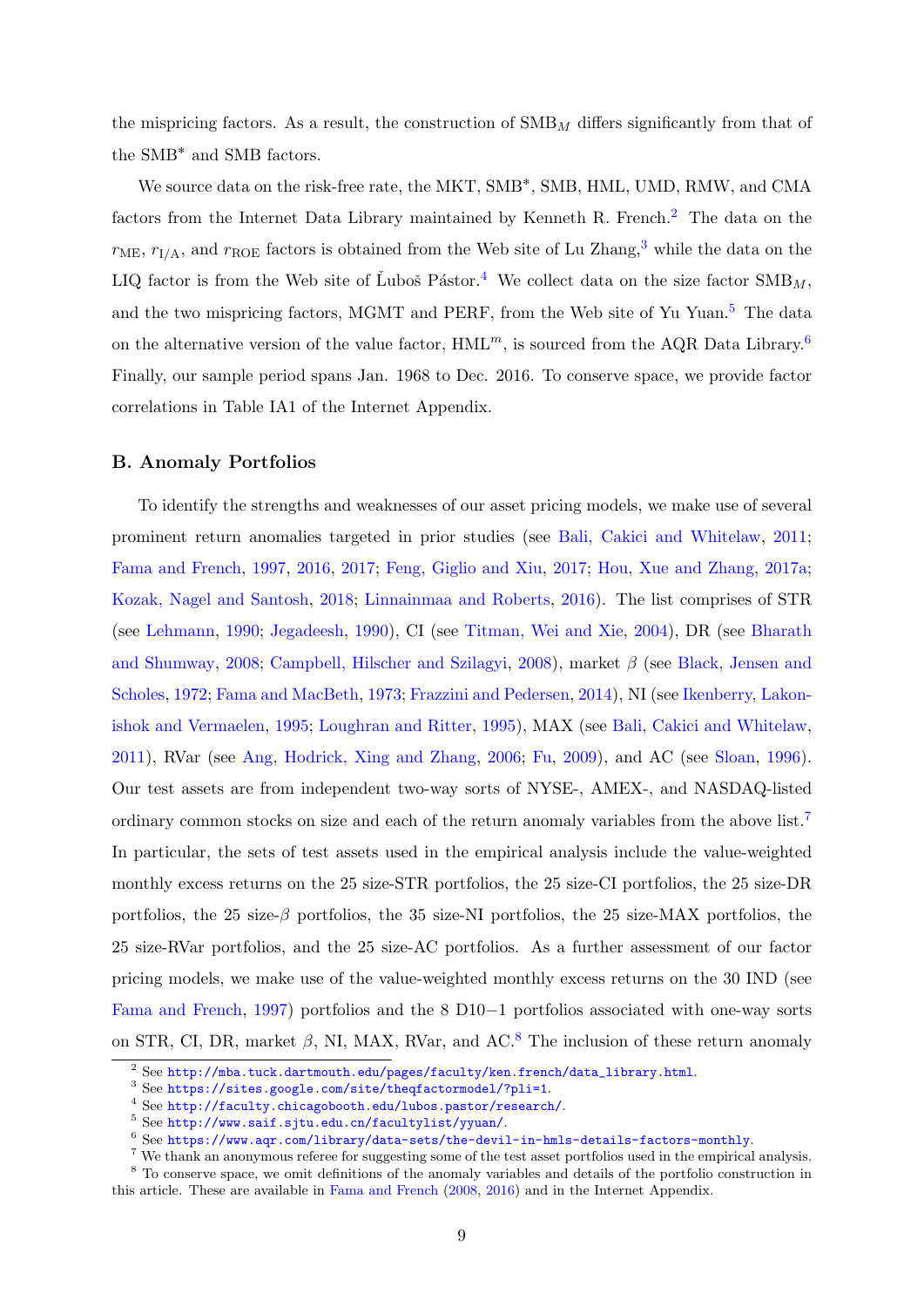the mispricing factors. As a result, the construction of $\text{SMB}_M$ differs significantly from that of the SMB* and SMB factors.

We source data on the risk-free rate, the MKT, SMB*, SMB, HML, UMD, RMW, and CMA factors from the Internet Data Library maintained by Kenneth R. French.[2] The data on the $r_{\text{ME}}$, $r_{\text{I/A}}$, and $r_{\text{ROE}}$ factors is obtained from the Web site of Lu Zhang,[3] while the data on the LIQ factor is from the Web site of Ľuboš Pástor.[4] We collect data on the size factor $\text{SMB}_M$, and the two mispricing factors, MGMT and PERF, from the Web site of Yu Yuan.[5] The data on the alternative version of the value factor, $\text{HML}^m$, is sourced from the AQR Data Library.[6] Finally, our sample period spans Jan. 1968 to Dec. 2016. To conserve space, we provide factor correlations in Table IA1 of the Internet Appendix.

### B. Anomaly Portfolios

To identify the strengths and weaknesses of our asset pricing models, we make use of several prominent return anomalies targeted in prior studies (see Bali, Cakici and Whitelaw, 2011; Fama and French, 1997, 2016, 2017; Feng, Giglio and Xiu, 2017; Hou, Xue and Zhang, 2017a; Kozak, Nagel and Santosh, 2018; Linnainmaa and Roberts, 2016). The list comprises of STR (see Lehmann, 1990; Jegadeesh, 1990), CI (see Titman, Wei and Xie, 2004), DR (see Bharath and Shumway, 2008; Campbell, Hilscher and Szilagyi, 2008), market $\beta$ (see Black, Jensen and Scholes, 1972; Fama and MacBeth, 1973; Frazzini and Pedersen, 2014), NI (see Ikenberry, Lakonishok and Vermaelen, 1995; Loughran and Ritter, 1995), MAX (see Bali, Cakici and Whitelaw, 2011), RVar (see Ang, Hodrick, Xing and Zhang, 2006; Fu, 2009), and AC (see Sloan, 1996). Our test assets are from independent two-way sorts of NYSE-, AMEX-, and NASDAQ-listed ordinary common stocks on size and each of the return anomaly variables from the above list.[7] In particular, the sets of test assets used in the empirical analysis include the value-weighted monthly excess returns on the 25 size-STR portfolios, the 25 size-CI portfolios, the 25 size-DR portfolios, the 25 size-$\beta$ portfolios, the 35 size-NI portfolios, the 25 size-MAX portfolios, the 25 size-RVar portfolios, and the 25 size-AC portfolios. As a further assessment of our factor pricing models, we make use of the value-weighted monthly excess returns on the 30 IND (see Fama and French, 1997) portfolios and the 8 D10−1 portfolios associated with one-way sorts on STR, CI, DR, market $\beta$, NI, MAX, RVar, and AC.[8] The inclusion of these return anomaly

[2] See http://mba.tuck.dartmouth.edu/pages/faculty/ken.french/data_library.html.

[3] See https://sites.google.com/site/theqfactormodel/?pli=1.

[4] See http://faculty.chicagobooth.edu/lubos.pastor/research/.

[5] See http://www.saif.sjtu.edu.cn/facultylist/yyuan/.

[6] See https://www.aqr.com/library/data-sets/the-devil-in-hmls-details-factors-monthly.

[7] We thank an anonymous referee for suggesting some of the test asset portfolios used in the empirical analysis.

[8] To conserve space, we omit definitions of the anomaly variables and details of the portfolio construction in this article. These are available in Fama and French (2008, 2016) and in the Internet Appendix.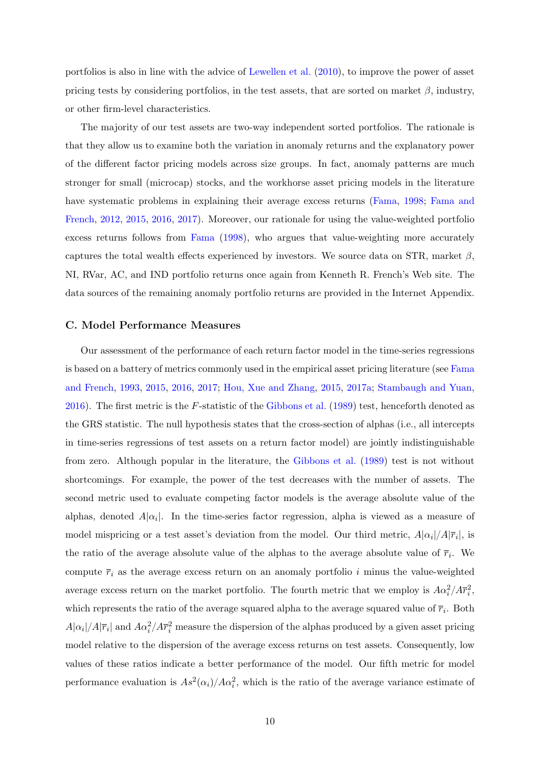portfolios is also in line with the advice of Lewellen et al. (2010), to improve the power of asset pricing tests by considering portfolios, in the test assets, that are sorted on market $\beta$, industry, or other firm-level characteristics.

The majority of our test assets are two-way independent sorted portfolios. The rationale is that they allow us to examine both the variation in anomaly returns and the explanatory power of the different factor pricing models across size groups. In fact, anomaly patterns are much stronger for small (microcap) stocks, and the workhorse asset pricing models in the literature have systematic problems in explaining their average excess returns (Fama, 1998; Fama and French, 2012, 2015, 2016, 2017). Moreover, our rationale for using the value-weighted portfolio excess returns follows from Fama (1998), who argues that value-weighting more accurately captures the total wealth effects experienced by investors. We source data on STR, market $\beta$, NI, RVar, AC, and IND portfolio returns once again from Kenneth R. French's Web site. The data sources of the remaining anomaly portfolio returns are provided in the Internet Appendix.

### C. Model Performance Measures

Our assessment of the performance of each return factor model in the time-series regressions is based on a battery of metrics commonly used in the empirical asset pricing literature (see Fama and French, 1993, 2015, 2016, 2017; Hou, Xue and Zhang, 2015, 2017a; Stambaugh and Yuan, 2016). The first metric is the $F$-statistic of the Gibbons et al. (1989) test, henceforth denoted as the GRS statistic. The null hypothesis states that the cross-section of alphas (i.e., all intercepts in time-series regressions of test assets on a return factor model) are jointly indistinguishable from zero. Although popular in the literature, the Gibbons et al. (1989) test is not without shortcomings. For example, the power of the test decreases with the number of assets. The second metric used to evaluate competing factor models is the average absolute value of the alphas, denoted $A|\alpha_i|$. In the time-series factor regression, alpha is viewed as a measure of model mispricing or a test asset's deviation from the model. Our third metric, $A|\alpha_i|/A|\overline{r}_i|$, is the ratio of the average absolute value of the alphas to the average absolute value of $\overline{r}_i$. We compute $\overline{r}_i$ as the average excess return on an anomaly portfolio $i$ minus the value-weighted average excess return on the market portfolio. The fourth metric that we employ is $A\alpha_i^2/A\overline{r}_i^2$, which represents the ratio of the average squared alpha to the average squared value of $\overline{r}_i$. Both $A|\alpha_i|/A|\overline{r}_i|$ and $A\alpha_i^2/A\overline{r}_i^2$ measure the dispersion of the alphas produced by a given asset pricing model relative to the dispersion of the average excess returns on test assets. Consequently, low values of these ratios indicate a better performance of the model. Our fifth metric for model performance evaluation is $As^2(\alpha_i)/A\alpha_i^2$, which is the ratio of the average variance estimate of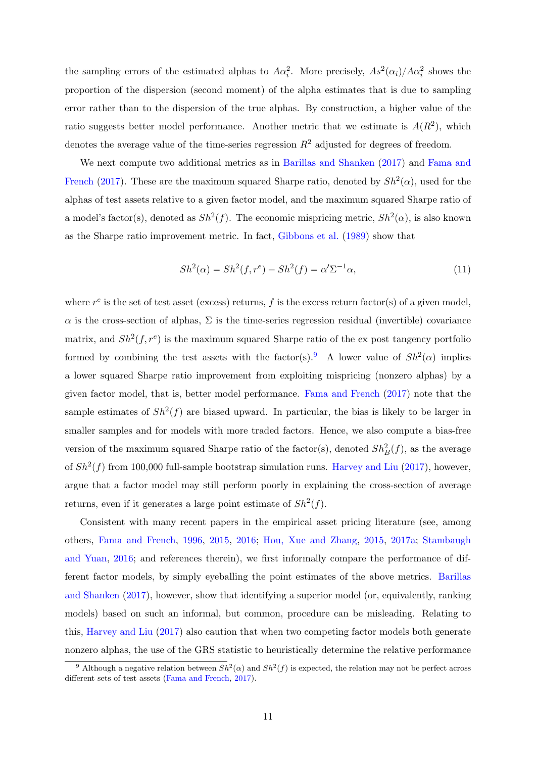the sampling errors of the estimated alphas to $A\alpha_i^2$. More precisely, $As^2(\alpha_i)/A\alpha_i^2$ shows the proportion of the dispersion (second moment) of the alpha estimates that is due to sampling error rather than to the dispersion of the true alphas. By construction, a higher value of the ratio suggests better model performance. Another metric that we estimate is $A(R^2)$, which denotes the average value of the time-series regression $R^2$ adjusted for degrees of freedom.

We next compute two additional metrics as in Barillas and Shanken (2017) and Fama and French (2017). These are the maximum squared Sharpe ratio, denoted by $Sh^2(\alpha)$, used for the alphas of test assets relative to a given factor model, and the maximum squared Sharpe ratio of a model's factor(s), denoted as $Sh^2(f)$. The economic mispricing metric, $Sh^2(\alpha)$, is also known as the Sharpe ratio improvement metric. In fact, Gibbons et al. (1989) show that

$$Sh^2(\alpha) = Sh^2(f, r^e) - Sh^2(f) = \alpha'\Sigma^{-1}\alpha, \tag{11}$$

where $r^e$ is the set of test asset (excess) returns, $f$ is the excess return factor(s) of a given model, $\alpha$ is the cross-section of alphas, $\Sigma$ is the time-series regression residual (invertible) covariance matrix, and $Sh^2(f, r^e)$ is the maximum squared Sharpe ratio of the ex post tangency portfolio formed by combining the test assets with the factor(s).[9] A lower value of $Sh^2(\alpha)$ implies a lower squared Sharpe ratio improvement from exploiting mispricing (nonzero alphas) by a given factor model, that is, better model performance. Fama and French (2017) note that the sample estimates of $Sh^2(f)$ are biased upward. In particular, the bias is likely to be larger in smaller samples and for models with more traded factors. Hence, we also compute a bias-free version of the maximum squared Sharpe ratio of the factor(s), denoted $Sh_B^2(f)$, as the average of $Sh^2(f)$ from 100,000 full-sample bootstrap simulation runs. Harvey and Liu (2017), however, argue that a factor model may still perform poorly in explaining the cross-section of average returns, even if it generates a large point estimate of $Sh^2(f)$.

Consistent with many recent papers in the empirical asset pricing literature (see, among others, Fama and French, 1996, 2015, 2016; Hou, Xue and Zhang, 2015, 2017a; Stambaugh and Yuan, 2016; and references therein), we first informally compare the performance of different factor models, by simply eyeballing the point estimates of the above metrics. Barillas and Shanken (2017), however, show that identifying a superior model (or, equivalently, ranking models) based on such an informal, but common, procedure can be misleading. Relating to this, Harvey and Liu (2017) also caution that when two competing factor models both generate nonzero alphas, the use of the GRS statistic to heuristically determine the relative performance

[9] Although a negative relation between $Sh^2(\alpha)$ and $Sh^2(f)$ is expected, the relation may not be perfect across different sets of test assets (Fama and French, 2017).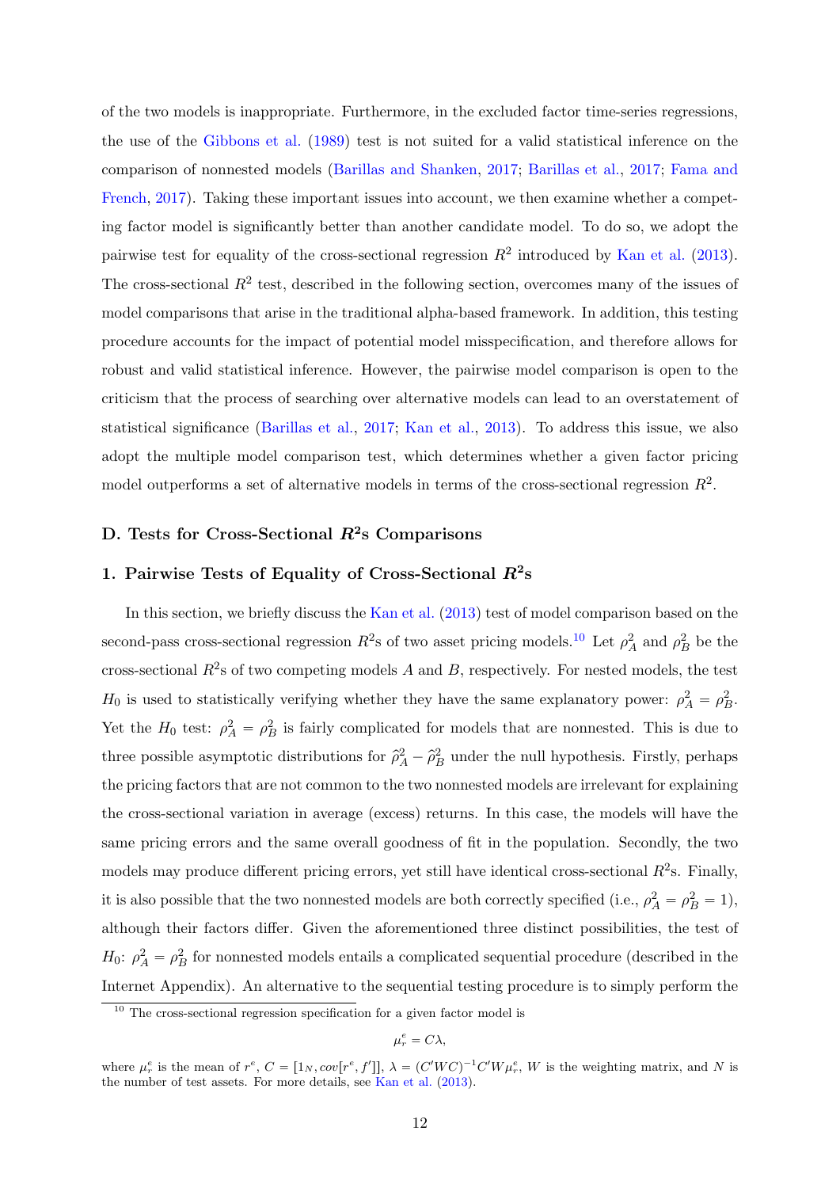of the two models is inappropriate. Furthermore, in the excluded factor time-series regressions, the use of the Gibbons et al. (1989) test is not suited for a valid statistical inference on the comparison of nonnested models (Barillas and Shanken, 2017; Barillas et al., 2017; Fama and French, 2017). Taking these important issues into account, we then examine whether a competing factor model is significantly better than another candidate model. To do so, we adopt the pairwise test for equality of the cross-sectional regression $R^2$ introduced by Kan et al. (2013). The cross-sectional $R^2$ test, described in the following section, overcomes many of the issues of model comparisons that arise in the traditional alpha-based framework. In addition, this testing procedure accounts for the impact of potential model misspecification, and therefore allows for robust and valid statistical inference. However, the pairwise model comparison is open to the criticism that the process of searching over alternative models can lead to an overstatement of statistical significance (Barillas et al., 2017; Kan et al., 2013). To address this issue, we also adopt the multiple model comparison test, which determines whether a given factor pricing model outperforms a set of alternative models in terms of the cross-sectional regression $R^2$.

## D. Tests for Cross-Sectional $R^2$s Comparisons

### 1. Pairwise Tests of Equality of Cross-Sectional $R^2$s

In this section, we briefly discuss the Kan et al. (2013) test of model comparison based on the second-pass cross-sectional regression $R^2$s of two asset pricing models.[10] Let $\rho_A^2$ and $\rho_B^2$ be the cross-sectional $R^2$s of two competing models $A$ and $B$, respectively. For nested models, the test $H_0$ is used to statistically verifying whether they have the same explanatory power: $\rho_A^2 = \rho_B^2$. Yet the $H_0$ test: $\rho_A^2 = \rho_B^2$ is fairly complicated for models that are nonnested. This is due to three possible asymptotic distributions for $\hat{\rho}_A^2 - \hat{\rho}_B^2$ under the null hypothesis. Firstly, perhaps the pricing factors that are not common to the two nonnested models are irrelevant for explaining the cross-sectional variation in average (excess) returns. In this case, the models will have the same pricing errors and the same overall goodness of fit in the population. Secondly, the two models may produce different pricing errors, yet still have identical cross-sectional $R^2$s. Finally, it is also possible that the two nonnested models are both correctly specified (i.e., $\rho_A^2 = \rho_B^2 = 1$), although their factors differ. Given the aforementioned three distinct possibilities, the test of $H_0$: $\rho_A^2 = \rho_B^2$ for nonnested models entails a complicated sequential procedure (described in the Internet Appendix). An alternative to the sequential testing procedure is to simply perform the

[10] The cross-sectional regression specification for a given factor model is

$$\mu_r^e = C\lambda,$$

where $\mu_r^e$ is the mean of $r^e$, $C = [1_N, cov[r^e, f']]$, $\lambda = (C'WC)^{-1}C'W\mu_r^e$, $W$ is the weighting matrix, and $N$ is the number of test assets. For more details, see Kan et al. (2013).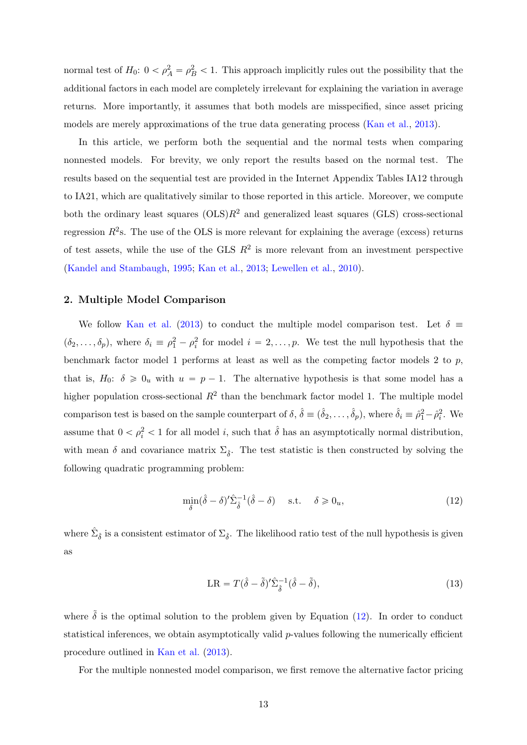normal test of $H_0$: $0 < \rho_A^2 = \rho_B^2 < 1$. This approach implicitly rules out the possibility that the additional factors in each model are completely irrelevant for explaining the variation in average returns. More importantly, it assumes that both models are misspecified, since asset pricing models are merely approximations of the true data generating process (Kan et al., 2013).

In this article, we perform both the sequential and the normal tests when comparing nonnested models. For brevity, we only report the results based on the normal test. The results based on the sequential test are provided in the Internet Appendix Tables IA12 through to IA21, which are qualitatively similar to those reported in this article. Moreover, we compute both the ordinary least squares (OLS)$R^2$ and generalized least squares (GLS) cross-sectional regression $R^2$s. The use of the OLS is more relevant for explaining the average (excess) returns of test assets, while the use of the GLS $R^2$ is more relevant from an investment perspective (Kandel and Stambaugh, 1995; Kan et al., 2013; Lewellen et al., 2010).

## 2. Multiple Model Comparison

We follow Kan et al. (2013) to conduct the multiple model comparison test. Let $\delta \equiv (\delta_2, \ldots, \delta_p)$, where $\delta_i \equiv \rho_1^2 - \rho_i^2$ for model $i = 2, \ldots, p$. We test the null hypothesis that the benchmark factor model 1 performs at least as well as the competing factor models 2 to $p$, that is, $H_0$: $\delta \geqslant 0_u$ with $u = p - 1$. The alternative hypothesis is that some model has a higher population cross-sectional $R^2$ than the benchmark factor model 1. The multiple model comparison test is based on the sample counterpart of $\delta$, $\hat{\delta} \equiv (\hat{\delta}_2, \ldots, \hat{\delta}_p)$, where $\hat{\delta}_i \equiv \hat{\rho}_1^2 - \hat{\rho}_i^2$. We assume that $0 < \rho_i^2 < 1$ for all model $i$, such that $\hat{\delta}$ has an asymptotically normal distribution, with mean $\delta$ and covariance matrix $\Sigma_{\hat{\delta}}$. The test statistic is then constructed by solving the following quadratic programming problem:

$$\min_{\delta} (\hat{\delta} - \delta)' \hat{\Sigma}_{\hat{\delta}}^{-1} (\hat{\delta} - \delta) \quad \text{s.t.} \quad \delta \geqslant 0_u, \tag{12}$$

where $\hat{\Sigma}_{\hat{\delta}}$ is a consistent estimator of $\Sigma_{\hat{\delta}}$. The likelihood ratio test of the null hypothesis is given as

$$\text{LR} = T(\hat{\delta} - \tilde{\delta})' \hat{\Sigma}_{\hat{\delta}}^{-1} (\hat{\delta} - \tilde{\delta}), \tag{13}$$

where $\tilde{\delta}$ is the optimal solution to the problem given by Equation (12). In order to conduct statistical inferences, we obtain asymptotically valid $p$-values following the numerically efficient procedure outlined in Kan et al. (2013).

For the multiple nonnested model comparison, we first remove the alternative factor pricing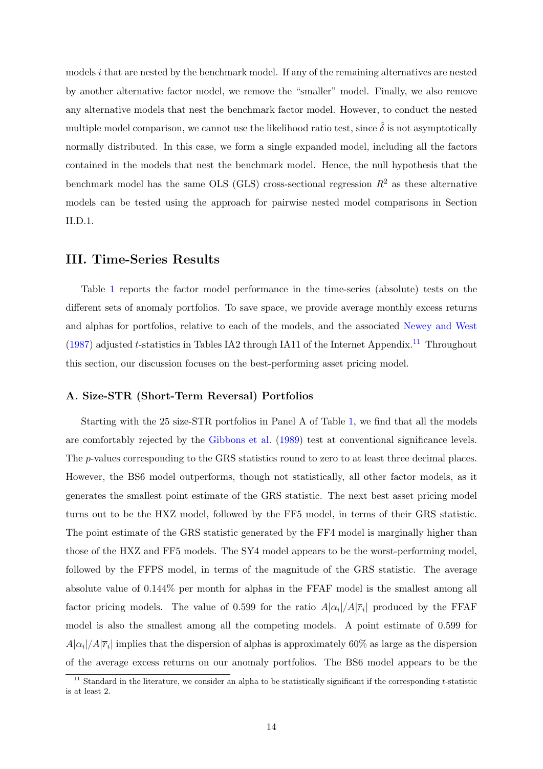models $i$ that are nested by the benchmark model. If any of the remaining alternatives are nested by another alternative factor model, we remove the "smaller" model. Finally, we also remove any alternative models that nest the benchmark factor model. However, to conduct the nested multiple model comparison, we cannot use the likelihood ratio test, since $\hat{\delta}$ is not asymptotically normally distributed. In this case, we form a single expanded model, including all the factors contained in the models that nest the benchmark model. Hence, the null hypothesis that the benchmark model has the same OLS (GLS) cross-sectional regression $R^2$ as these alternative models can be tested using the approach for pairwise nested model comparisons in Section II.D.1.

# III. Time-Series Results

Table 1 reports the factor model performance in the time-series (absolute) tests on the different sets of anomaly portfolios. To save space, we provide average monthly excess returns and alphas for portfolios, relative to each of the models, and the associated Newey and West (1987) adjusted $t$-statistics in Tables IA2 through IA11 of the Internet Appendix.[11] Throughout this section, our discussion focuses on the best-performing asset pricing model.

## A. Size-STR (Short-Term Reversal) Portfolios

Starting with the 25 size-STR portfolios in Panel A of Table 1, we find that all the models are comfortably rejected by the Gibbons et al. (1989) test at conventional significance levels. The $p$-values corresponding to the GRS statistics round to zero to at least three decimal places. However, the BS6 model outperforms, though not statistically, all other factor models, as it generates the smallest point estimate of the GRS statistic. The next best asset pricing model turns out to be the HXZ model, followed by the FF5 model, in terms of their GRS statistic. The point estimate of the GRS statistic generated by the FF4 model is marginally higher than those of the HXZ and FF5 models. The SY4 model appears to be the worst-performing model, followed by the FFPS model, in terms of the magnitude of the GRS statistic. The average absolute value of 0.144% per month for alphas in the FFAF model is the smallest among all factor pricing models. The value of 0.599 for the ratio $A|\alpha_i|/A|\overline{r}_i|$ produced by the FFAF model is also the smallest among all the competing models. A point estimate of 0.599 for $A|\alpha_i|/A|\overline{r}_i|$ implies that the dispersion of alphas is approximately 60% as large as the dispersion of the average excess returns on our anomaly portfolios. The BS6 model appears to be the

[11] Standard in the literature, we consider an alpha to be statistically significant if the corresponding $t$-statistic is at least 2.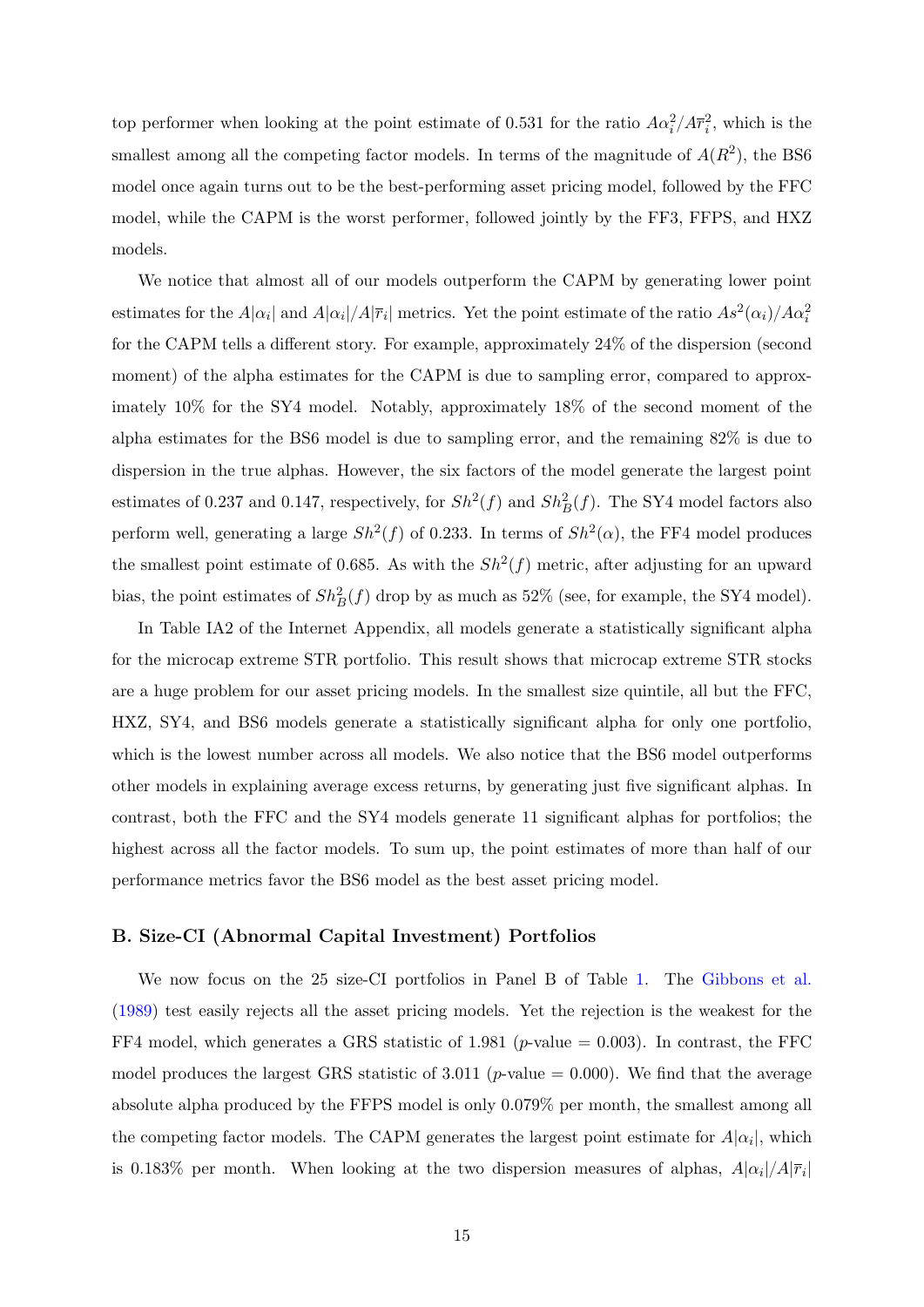top performer when looking at the point estimate of 0.531 for the ratio $A\alpha_i^2/A\bar{r}_i^2$, which is the smallest among all the competing factor models. In terms of the magnitude of $A(R^2)$, the BS6 model once again turns out to be the best-performing asset pricing model, followed by the FFC model, while the CAPM is the worst performer, followed jointly by the FF3, FFPS, and HXZ models.

We notice that almost all of our models outperform the CAPM by generating lower point estimates for the $A|\alpha_i|$ and $A|\alpha_i|/A|\bar{r}_i|$ metrics. Yet the point estimate of the ratio $As^2(\alpha_i)/A\alpha_i^2$ for the CAPM tells a different story. For example, approximately 24% of the dispersion (second moment) of the alpha estimates for the CAPM is due to sampling error, compared to approximately 10% for the SY4 model. Notably, approximately 18% of the second moment of the alpha estimates for the BS6 model is due to sampling error, and the remaining 82% is due to dispersion in the true alphas. However, the six factors of the model generate the largest point estimates of 0.237 and 0.147, respectively, for $Sh^2(f)$ and $Sh_B^2(f)$. The SY4 model factors also perform well, generating a large $Sh^2(f)$ of 0.233. In terms of $Sh^2(\alpha)$, the FF4 model produces the smallest point estimate of 0.685. As with the $Sh^2(f)$ metric, after adjusting for an upward bias, the point estimates of $Sh_B^2(f)$ drop by as much as 52% (see, for example, the SY4 model).

In Table IA2 of the Internet Appendix, all models generate a statistically significant alpha for the microcap extreme STR portfolio. This result shows that microcap extreme STR stocks are a huge problem for our asset pricing models. In the smallest size quintile, all but the FFC, HXZ, SY4, and BS6 models generate a statistically significant alpha for only one portfolio, which is the lowest number across all models. We also notice that the BS6 model outperforms other models in explaining average excess returns, by generating just five significant alphas. In contrast, both the FFC and the SY4 models generate 11 significant alphas for portfolios; the highest across all the factor models. To sum up, the point estimates of more than half of our performance metrics favor the BS6 model as the best asset pricing model.

### B. Size-CI (Abnormal Capital Investment) Portfolios

We now focus on the 25 size-CI portfolios in Panel B of Table 1. The Gibbons et al. (1989) test easily rejects all the asset pricing models. Yet the rejection is the weakest for the FF4 model, which generates a GRS statistic of 1.981 ($p$-value = 0.003). In contrast, the FFC model produces the largest GRS statistic of 3.011 ($p$-value = 0.000). We find that the average absolute alpha produced by the FFPS model is only 0.079% per month, the smallest among all the competing factor models. The CAPM generates the largest point estimate for $A|\alpha_i|$, which is 0.183% per month. When looking at the two dispersion measures of alphas, $A|\alpha_i|/A|\bar{r}_i|$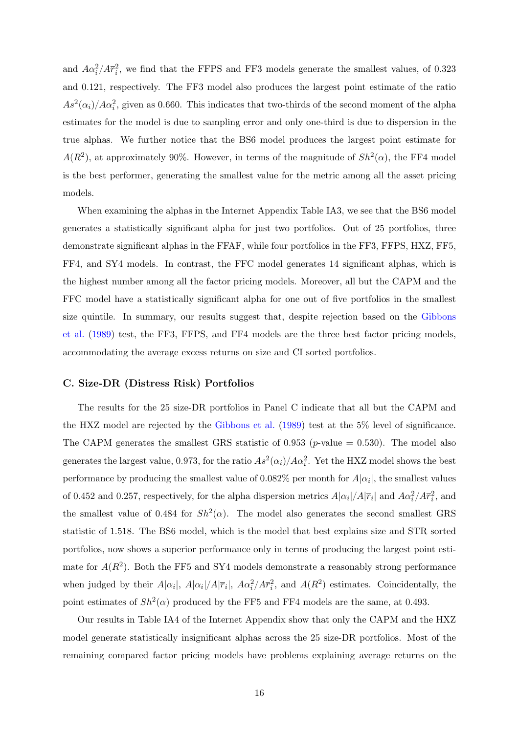and $A\alpha_i^2/A\bar{r}_i^2$, we find that the FFPS and FF3 models generate the smallest values, of 0.323 and 0.121, respectively. The FF3 model also produces the largest point estimate of the ratio $As^2(\alpha_i)/A\alpha_i^2$, given as 0.660. This indicates that two-thirds of the second moment of the alpha estimates for the model is due to sampling error and only one-third is due to dispersion in the true alphas. We further notice that the BS6 model produces the largest point estimate for $A(R^2)$, at approximately 90%. However, in terms of the magnitude of $Sh^2(\alpha)$, the FF4 model is the best performer, generating the smallest value for the metric among all the asset pricing models.

When examining the alphas in the Internet Appendix Table IA3, we see that the BS6 model generates a statistically significant alpha for just two portfolios. Out of 25 portfolios, three demonstrate significant alphas in the FFAF, while four portfolios in the FF3, FFPS, HXZ, FF5, FF4, and SY4 models. In contrast, the FFC model generates 14 significant alphas, which is the highest number among all the factor pricing models. Moreover, all but the CAPM and the FFC model have a statistically significant alpha for one out of five portfolios in the smallest size quintile. In summary, our results suggest that, despite rejection based on the Gibbons et al. (1989) test, the FF3, FFPS, and FF4 models are the three best factor pricing models, accommodating the average excess returns on size and CI sorted portfolios.

### C. Size-DR (Distress Risk) Portfolios

The results for the 25 size-DR portfolios in Panel C indicate that all but the CAPM and the HXZ model are rejected by the Gibbons et al. (1989) test at the 5% level of significance. The CAPM generates the smallest GRS statistic of 0.953 ($p$-value = 0.530). The model also generates the largest value, 0.973, for the ratio $As^2(\alpha_i)/A\alpha_i^2$. Yet the HXZ model shows the best performance by producing the smallest value of 0.082% per month for $A|\alpha_i|$, the smallest values of 0.452 and 0.257, respectively, for the alpha dispersion metrics $A|\alpha_i|/A|\bar{r}_i|$ and $A\alpha_i^2/A\bar{r}_i^2$, and the smallest value of 0.484 for $Sh^2(\alpha)$. The model also generates the second smallest GRS statistic of 1.518. The BS6 model, which is the model that best explains size and STR sorted portfolios, now shows a superior performance only in terms of producing the largest point estimate for $A(R^2)$. Both the FF5 and SY4 models demonstrate a reasonably strong performance when judged by their $A|\alpha_i|$, $A|\alpha_i|/A|\bar{r}_i|$, $A\alpha_i^2/A\bar{r}_i^2$, and $A(R^2)$ estimates. Coincidentally, the point estimates of $Sh^2(\alpha)$ produced by the FF5 and FF4 models are the same, at 0.493.

Our results in Table IA4 of the Internet Appendix show that only the CAPM and the HXZ model generate statistically insignificant alphas across the 25 size-DR portfolios. Most of the remaining compared factor pricing models have problems explaining average returns on the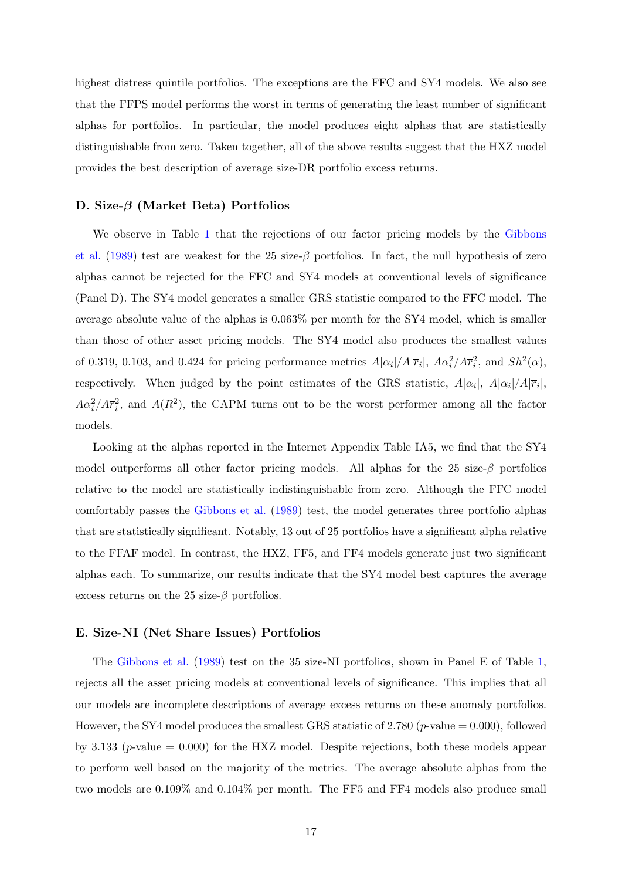highest distress quintile portfolios. The exceptions are the FFC and SY4 models. We also see that the FFPS model performs the worst in terms of generating the least number of significant alphas for portfolios. In particular, the model produces eight alphas that are statistically distinguishable from zero. Taken together, all of the above results suggest that the HXZ model provides the best description of average size-DR portfolio excess returns.

### D. Size-$\beta$ (Market Beta) Portfolios

We observe in Table 1 that the rejections of our factor pricing models by the Gibbons et al. (1989) test are weakest for the 25 size-$\beta$ portfolios. In fact, the null hypothesis of zero alphas cannot be rejected for the FFC and SY4 models at conventional levels of significance (Panel D). The SY4 model generates a smaller GRS statistic compared to the FFC model. The average absolute value of the alphas is 0.063% per month for the SY4 model, which is smaller than those of other asset pricing models. The SY4 model also produces the smallest values of 0.319, 0.103, and 0.424 for pricing performance metrics $A|\alpha_i|/A|\overline{r}_i|$, $A\alpha_i^2/A\overline{r}_i^2$, and $Sh^2(\alpha)$, respectively. When judged by the point estimates of the GRS statistic, $A|\alpha_i|$, $A|\alpha_i|/A|\overline{r}_i|$, $A\alpha_i^2/A\overline{r}_i^2$, and $A(R^2)$, the CAPM turns out to be the worst performer among all the factor models.

Looking at the alphas reported in the Internet Appendix Table IA5, we find that the SY4 model outperforms all other factor pricing models. All alphas for the 25 size-$\beta$ portfolios relative to the model are statistically indistinguishable from zero. Although the FFC model comfortably passes the Gibbons et al. (1989) test, the model generates three portfolio alphas that are statistically significant. Notably, 13 out of 25 portfolios have a significant alpha relative to the FFAF model. In contrast, the HXZ, FF5, and FF4 models generate just two significant alphas each. To summarize, our results indicate that the SY4 model best captures the average excess returns on the 25 size-$\beta$ portfolios.

### E. Size-NI (Net Share Issues) Portfolios

The Gibbons et al. (1989) test on the 35 size-NI portfolios, shown in Panel E of Table 1, rejects all the asset pricing models at conventional levels of significance. This implies that all our models are incomplete descriptions of average excess returns on these anomaly portfolios. However, the SY4 model produces the smallest GRS statistic of 2.780 ($p$-value = 0.000), followed by 3.133 ($p$-value = 0.000) for the HXZ model. Despite rejections, both these models appear to perform well based on the majority of the metrics. The average absolute alphas from the two models are 0.109% and 0.104% per month. The FF5 and FF4 models also produce small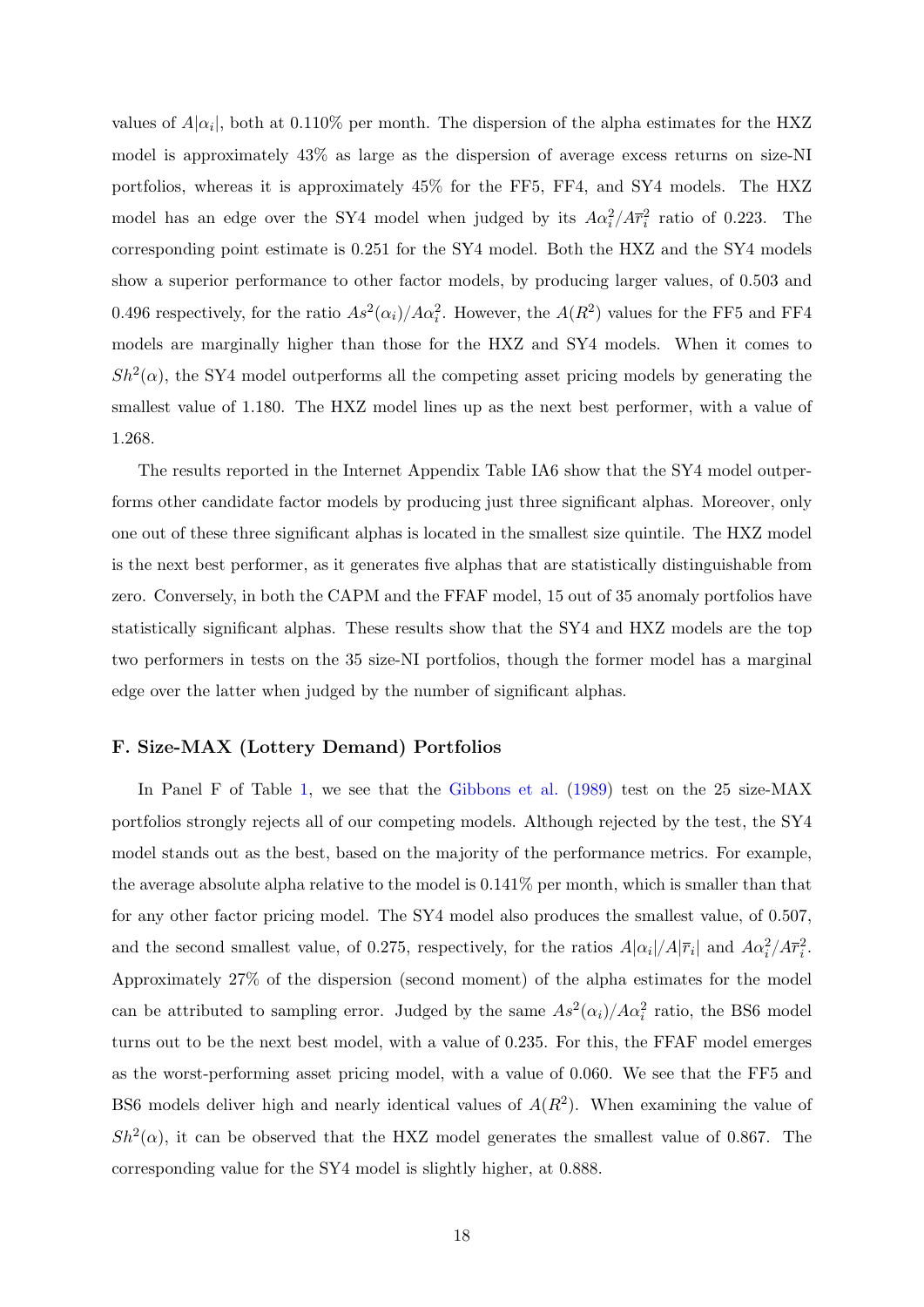values of $A|\alpha_i|$, both at 0.110% per month. The dispersion of the alpha estimates for the HXZ model is approximately 43% as large as the dispersion of average excess returns on size-NI portfolios, whereas it is approximately 45% for the FF5, FF4, and SY4 models. The HXZ model has an edge over the SY4 model when judged by its $A\alpha_i^2/A\bar{r}_i^2$ ratio of 0.223. The corresponding point estimate is 0.251 for the SY4 model. Both the HXZ and the SY4 models show a superior performance to other factor models, by producing larger values, of 0.503 and 0.496 respectively, for the ratio $As^2(\alpha_i)/A\alpha_i^2$. However, the $A(R^2)$ values for the FF5 and FF4 models are marginally higher than those for the HXZ and SY4 models. When it comes to $Sh^2(\alpha)$, the SY4 model outperforms all the competing asset pricing models by generating the smallest value of 1.180. The HXZ model lines up as the next best performer, with a value of 1.268.

The results reported in the Internet Appendix Table IA6 show that the SY4 model outperforms other candidate factor models by producing just three significant alphas. Moreover, only one out of these three significant alphas is located in the smallest size quintile. The HXZ model is the next best performer, as it generates five alphas that are statistically distinguishable from zero. Conversely, in both the CAPM and the FFAF model, 15 out of 35 anomaly portfolios have statistically significant alphas. These results show that the SY4 and HXZ models are the top two performers in tests on the 35 size-NI portfolios, though the former model has a marginal edge over the latter when judged by the number of significant alphas.

### F. Size-MAX (Lottery Demand) Portfolios

In Panel F of Table 1, we see that the Gibbons et al. (1989) test on the 25 size-MAX portfolios strongly rejects all of our competing models. Although rejected by the test, the SY4 model stands out as the best, based on the majority of the performance metrics. For example, the average absolute alpha relative to the model is 0.141% per month, which is smaller than that for any other factor pricing model. The SY4 model also produces the smallest value, of 0.507, and the second smallest value, of 0.275, respectively, for the ratios $A|\alpha_i|/A|\bar{r}_i|$ and $A\alpha_i^2/A\bar{r}_i^2$. Approximately 27% of the dispersion (second moment) of the alpha estimates for the model can be attributed to sampling error. Judged by the same $As^2(\alpha_i)/A\alpha_i^2$ ratio, the BS6 model turns out to be the next best model, with a value of 0.235. For this, the FFAF model emerges as the worst-performing asset pricing model, with a value of 0.060. We see that the FF5 and BS6 models deliver high and nearly identical values of $A(R^2)$. When examining the value of $Sh^2(\alpha)$, it can be observed that the HXZ model generates the smallest value of 0.867. The corresponding value for the SY4 model is slightly higher, at 0.888.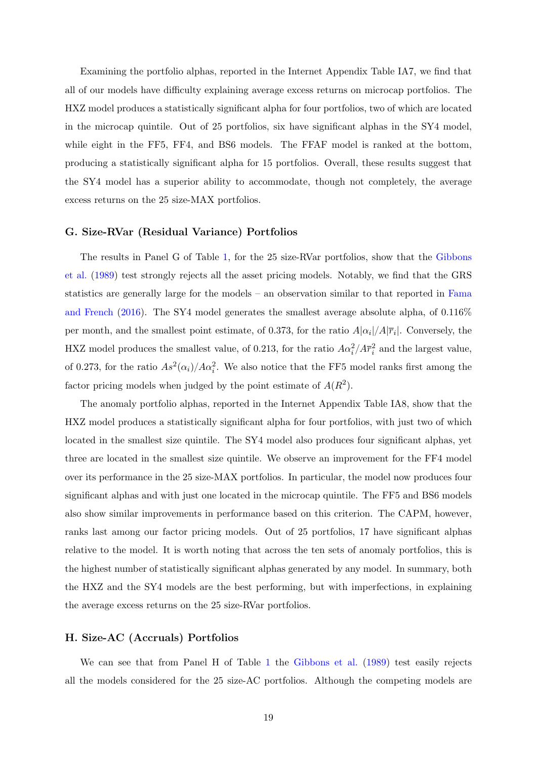Examining the portfolio alphas, reported in the Internet Appendix Table IA7, we find that all of our models have difficulty explaining average excess returns on microcap portfolios. The HXZ model produces a statistically significant alpha for four portfolios, two of which are located in the microcap quintile. Out of 25 portfolios, six have significant alphas in the SY4 model, while eight in the FF5, FF4, and BS6 models. The FFAF model is ranked at the bottom, producing a statistically significant alpha for 15 portfolios. Overall, these results suggest that the SY4 model has a superior ability to accommodate, though not completely, the average excess returns on the 25 size-MAX portfolios.

### G. Size-RVar (Residual Variance) Portfolios

The results in Panel G of Table 1, for the 25 size-RVar portfolios, show that the Gibbons et al. (1989) test strongly rejects all the asset pricing models. Notably, we find that the GRS statistics are generally large for the models – an observation similar to that reported in Fama and French (2016). The SY4 model generates the smallest average absolute alpha, of 0.116% per month, and the smallest point estimate, of 0.373, for the ratio $A|\alpha_i|/A|\overline{r}_i|$. Conversely, the HXZ model produces the smallest value, of 0.213, for the ratio $A\alpha_i^2/A\overline{r}_i^2$ and the largest value, of 0.273, for the ratio $As^2(\alpha_i)/A\alpha_i^2$. We also notice that the FF5 model ranks first among the factor pricing models when judged by the point estimate of $A(R^2)$.

The anomaly portfolio alphas, reported in the Internet Appendix Table IA8, show that the HXZ model produces a statistically significant alpha for four portfolios, with just two of which located in the smallest size quintile. The SY4 model also produces four significant alphas, yet three are located in the smallest size quintile. We observe an improvement for the FF4 model over its performance in the 25 size-MAX portfolios. In particular, the model now produces four significant alphas and with just one located in the microcap quintile. The FF5 and BS6 models also show similar improvements in performance based on this criterion. The CAPM, however, ranks last among our factor pricing models. Out of 25 portfolios, 17 have significant alphas relative to the model. It is worth noting that across the ten sets of anomaly portfolios, this is the highest number of statistically significant alphas generated by any model. In summary, both the HXZ and the SY4 models are the best performing, but with imperfections, in explaining the average excess returns on the 25 size-RVar portfolios.

### H. Size-AC (Accruals) Portfolios

We can see that from Panel H of Table 1 the Gibbons et al. (1989) test easily rejects all the models considered for the 25 size-AC portfolios. Although the competing models are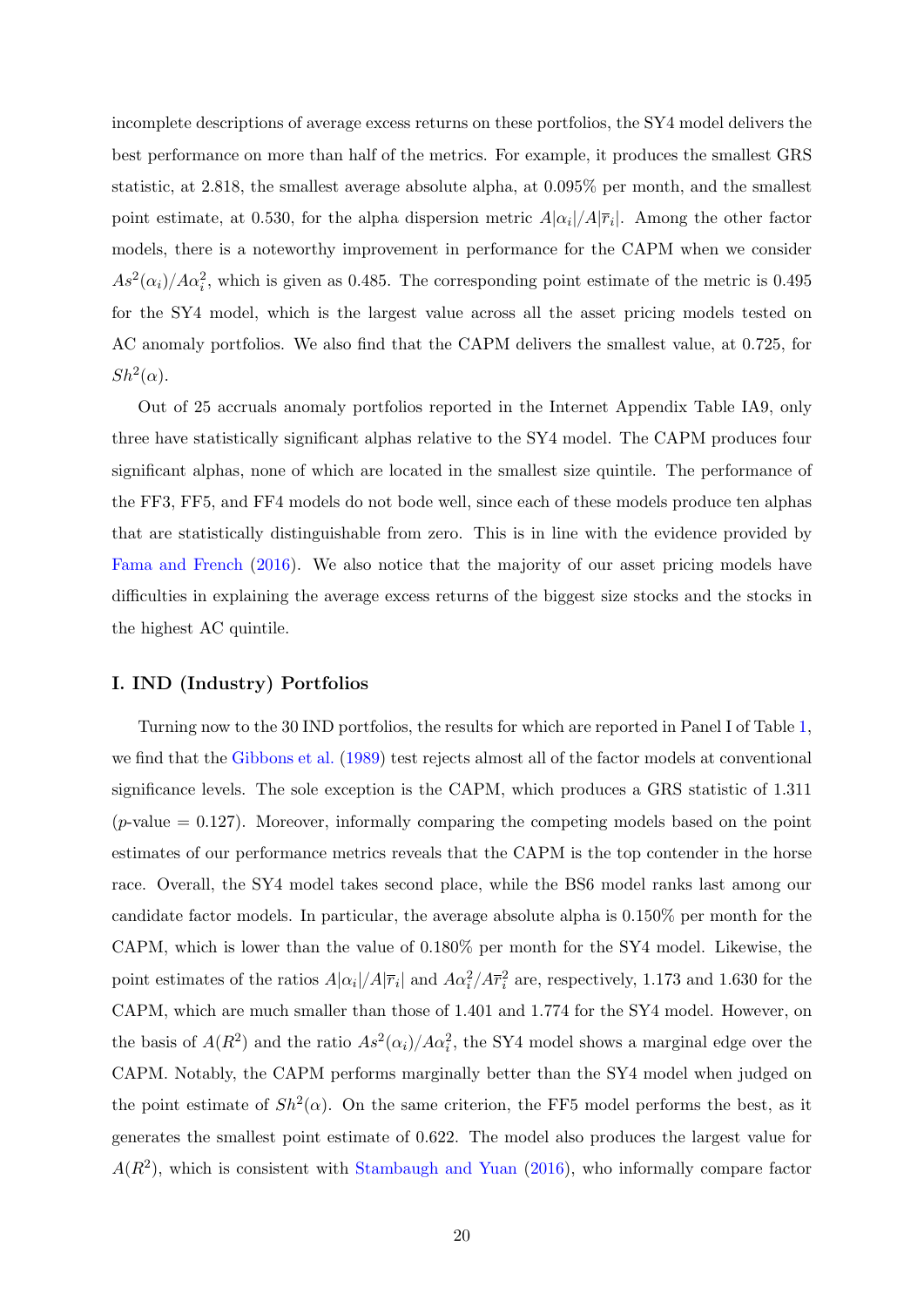incomplete descriptions of average excess returns on these portfolios, the SY4 model delivers the best performance on more than half of the metrics. For example, it produces the smallest GRS statistic, at 2.818, the smallest average absolute alpha, at 0.095% per month, and the smallest point estimate, at 0.530, for the alpha dispersion metric $A|\alpha_i|/A|\overline{r}_i|$. Among the other factor models, there is a noteworthy improvement in performance for the CAPM when we consider $As^2(\alpha_i)/A\alpha_i^2$, which is given as 0.485. The corresponding point estimate of the metric is 0.495 for the SY4 model, which is the largest value across all the asset pricing models tested on AC anomaly portfolios. We also find that the CAPM delivers the smallest value, at 0.725, for $Sh^2(\alpha)$.

Out of 25 accruals anomaly portfolios reported in the Internet Appendix Table IA9, only three have statistically significant alphas relative to the SY4 model. The CAPM produces four significant alphas, none of which are located in the smallest size quintile. The performance of the FF3, FF5, and FF4 models do not bode well, since each of these models produce ten alphas that are statistically distinguishable from zero. This is in line with the evidence provided by Fama and French (2016). We also notice that the majority of our asset pricing models have difficulties in explaining the average excess returns of the biggest size stocks and the stocks in the highest AC quintile.

### I. IND (Industry) Portfolios

Turning now to the 30 IND portfolios, the results for which are reported in Panel I of Table 1, we find that the Gibbons et al. (1989) test rejects almost all of the factor models at conventional significance levels. The sole exception is the CAPM, which produces a GRS statistic of 1.311 ($p$-value = 0.127). Moreover, informally comparing the competing models based on the point estimates of our performance metrics reveals that the CAPM is the top contender in the horse race. Overall, the SY4 model takes second place, while the BS6 model ranks last among our candidate factor models. In particular, the average absolute alpha is 0.150% per month for the CAPM, which is lower than the value of 0.180% per month for the SY4 model. Likewise, the point estimates of the ratios $A|\alpha_i|/A|\overline{r}_i|$ and $A\alpha_i^2/A\overline{r}_i^2$ are, respectively, 1.173 and 1.630 for the CAPM, which are much smaller than those of 1.401 and 1.774 for the SY4 model. However, on the basis of $A(R^2)$ and the ratio $As^2(\alpha_i)/A\alpha_i^2$, the SY4 model shows a marginal edge over the CAPM. Notably, the CAPM performs marginally better than the SY4 model when judged on the point estimate of $Sh^2(\alpha)$. On the same criterion, the FF5 model performs the best, as it generates the smallest point estimate of 0.622. The model also produces the largest value for $A(R^2)$, which is consistent with Stambaugh and Yuan (2016), who informally compare factor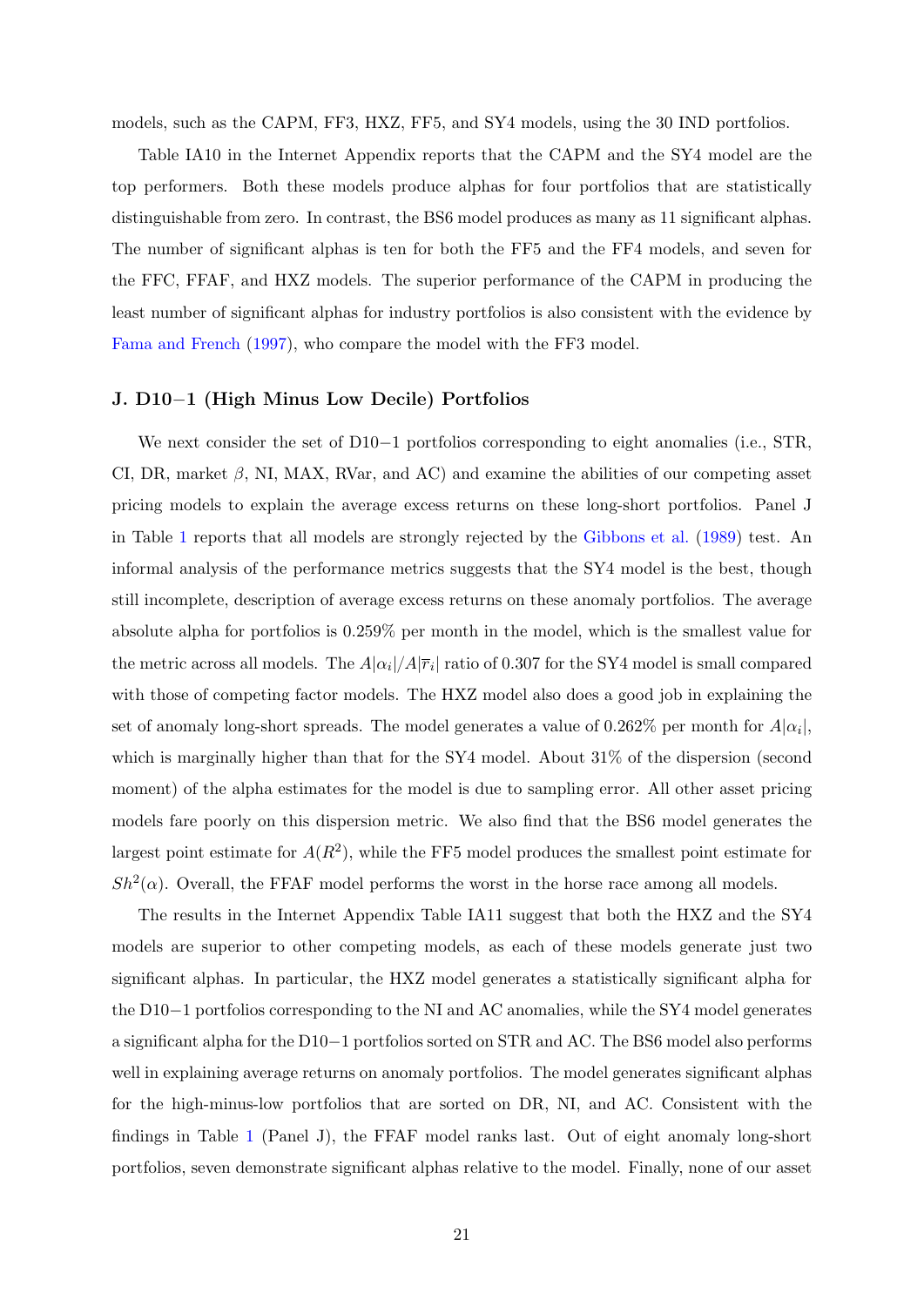models, such as the CAPM, FF3, HXZ, FF5, and SY4 models, using the 30 IND portfolios.

Table IA10 in the Internet Appendix reports that the CAPM and the SY4 model are the top performers. Both these models produce alphas for four portfolios that are statistically distinguishable from zero. In contrast, the BS6 model produces as many as 11 significant alphas. The number of significant alphas is ten for both the FF5 and the FF4 models, and seven for the FFC, FFAF, and HXZ models. The superior performance of the CAPM in producing the least number of significant alphas for industry portfolios is also consistent with the evidence by Fama and French (1997), who compare the model with the FF3 model.

### J. D10−1 (High Minus Low Decile) Portfolios

We next consider the set of D10−1 portfolios corresponding to eight anomalies (i.e., STR, CI, DR, market $\beta$, NI, MAX, RVar, and AC) and examine the abilities of our competing asset pricing models to explain the average excess returns on these long-short portfolios. Panel J in Table 1 reports that all models are strongly rejected by the Gibbons et al. (1989) test. An informal analysis of the performance metrics suggests that the SY4 model is the best, though still incomplete, description of average excess returns on these anomaly portfolios. The average absolute alpha for portfolios is 0.259% per month in the model, which is the smallest value for the metric across all models. The $A|\alpha_i|/A|\overline{r}_i|$ ratio of 0.307 for the SY4 model is small compared with those of competing factor models. The HXZ model also does a good job in explaining the set of anomaly long-short spreads. The model generates a value of 0.262% per month for $A|\alpha_i|$, which is marginally higher than that for the SY4 model. About 31% of the dispersion (second moment) of the alpha estimates for the model is due to sampling error. All other asset pricing models fare poorly on this dispersion metric. We also find that the BS6 model generates the largest point estimate for $A(R^2)$, while the FF5 model produces the smallest point estimate for $Sh^2(\alpha)$. Overall, the FFAF model performs the worst in the horse race among all models.

The results in the Internet Appendix Table IA11 suggest that both the HXZ and the SY4 models are superior to other competing models, as each of these models generate just two significant alphas. In particular, the HXZ model generates a statistically significant alpha for the D10−1 portfolios corresponding to the NI and AC anomalies, while the SY4 model generates a significant alpha for the D10−1 portfolios sorted on STR and AC. The BS6 model also performs well in explaining average returns on anomaly portfolios. The model generates significant alphas for the high-minus-low portfolios that are sorted on DR, NI, and AC. Consistent with the findings in Table 1 (Panel J), the FFAF model ranks last. Out of eight anomaly long-short portfolios, seven demonstrate significant alphas relative to the model. Finally, none of our asset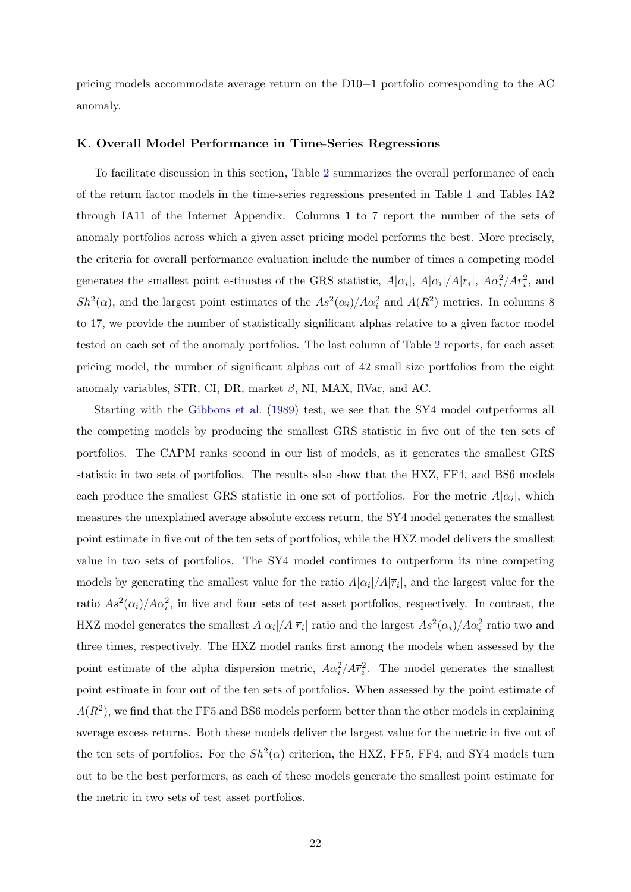pricing models accommodate average return on the D10−1 portfolio corresponding to the AC anomaly.

### K. Overall Model Performance in Time-Series Regressions

To facilitate discussion in this section, Table 2 summarizes the overall performance of each of the return factor models in the time-series regressions presented in Table 1 and Tables IA2 through IA11 of the Internet Appendix. Columns 1 to 7 report the number of the sets of anomaly portfolios across which a given asset pricing model performs the best. More precisely, the criteria for overall performance evaluation include the number of times a competing model generates the smallest point estimates of the GRS statistic, $A|\alpha_i|$, $A|\alpha_i|/A|\bar{r}_i|$, $A\alpha_i^2/A\bar{r}_i^2$, and $Sh^2(\alpha)$, and the largest point estimates of the $As^2(\alpha_i)/A\alpha_i^2$ and $A(R^2)$ metrics. In columns 8 to 17, we provide the number of statistically significant alphas relative to a given factor model tested on each set of the anomaly portfolios. The last column of Table 2 reports, for each asset pricing model, the number of significant alphas out of 42 small size portfolios from the eight anomaly variables, STR, CI, DR, market $\beta$, NI, MAX, RVar, and AC.

Starting with the Gibbons et al. (1989) test, we see that the SY4 model outperforms all the competing models by producing the smallest GRS statistic in five out of the ten sets of portfolios. The CAPM ranks second in our list of models, as it generates the smallest GRS statistic in two sets of portfolios. The results also show that the HXZ, FF4, and BS6 models each produce the smallest GRS statistic in one set of portfolios. For the metric $A|\alpha_i|$, which measures the unexplained average absolute excess return, the SY4 model generates the smallest point estimate in five out of the ten sets of portfolios, while the HXZ model delivers the smallest value in two sets of portfolios. The SY4 model continues to outperform its nine competing models by generating the smallest value for the ratio $A|\alpha_i|/A|\bar{r}_i|$, and the largest value for the ratio $As^2(\alpha_i)/A\alpha_i^2$, in five and four sets of test asset portfolios, respectively. In contrast, the HXZ model generates the smallest $A|\alpha_i|/A|\bar{r}_i|$ ratio and the largest $As^2(\alpha_i)/A\alpha_i^2$ ratio two and three times, respectively. The HXZ model ranks first among the models when assessed by the point estimate of the alpha dispersion metric, $A\alpha_i^2/A\bar{r}_i^2$. The model generates the smallest point estimate in four out of the ten sets of portfolios. When assessed by the point estimate of $A(R^2)$, we find that the FF5 and BS6 models perform better than the other models in explaining average excess returns. Both these models deliver the largest value for the metric in five out of the ten sets of portfolios. For the $Sh^2(\alpha)$ criterion, the HXZ, FF5, FF4, and SY4 models turn out to be the best performers, as each of these models generate the smallest point estimate for the metric in two sets of test asset portfolios.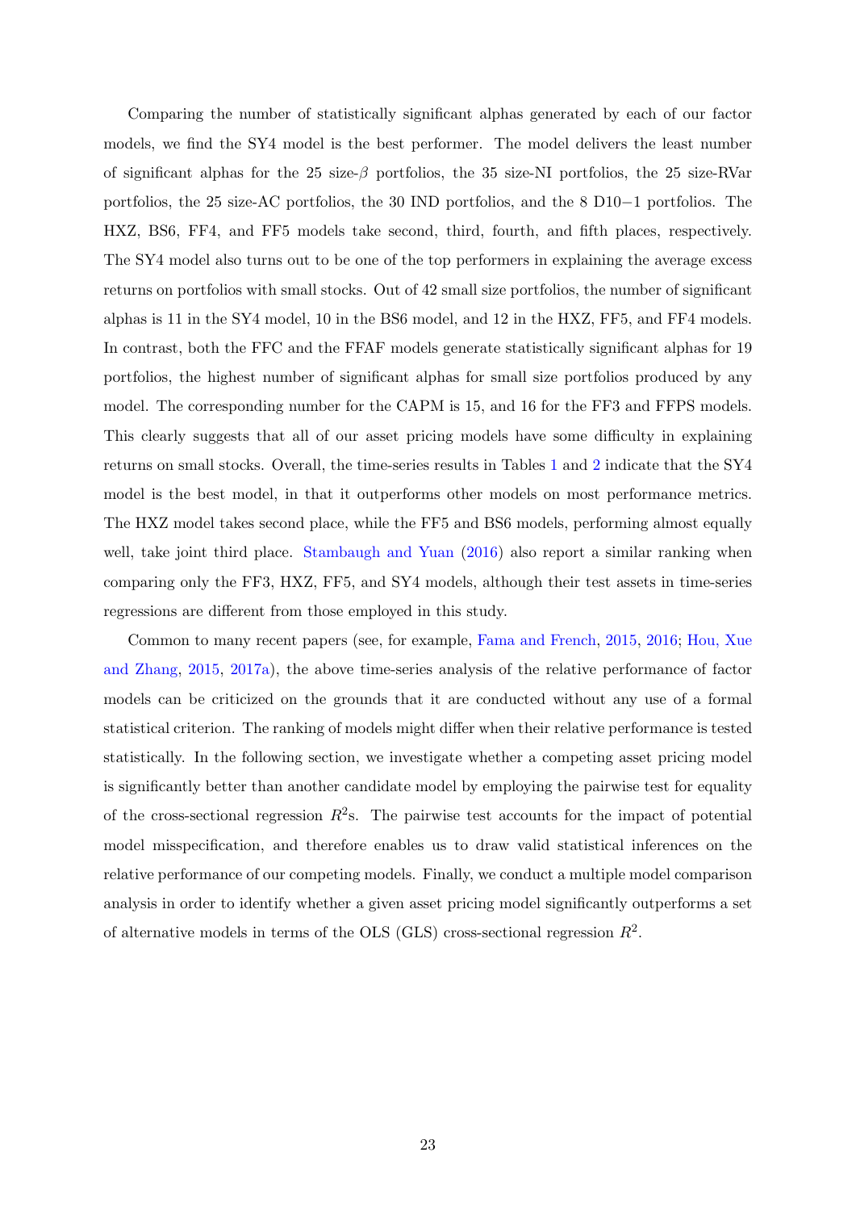Comparing the number of statistically significant alphas generated by each of our factor models, we find the SY4 model is the best performer. The model delivers the least number of significant alphas for the 25 size-$\beta$ portfolios, the 35 size-NI portfolios, the 25 size-RVar portfolios, the 25 size-AC portfolios, the 30 IND portfolios, and the 8 D10−1 portfolios. The HXZ, BS6, FF4, and FF5 models take second, third, fourth, and fifth places, respectively. The SY4 model also turns out to be one of the top performers in explaining the average excess returns on portfolios with small stocks. Out of 42 small size portfolios, the number of significant alphas is 11 in the SY4 model, 10 in the BS6 model, and 12 in the HXZ, FF5, and FF4 models. In contrast, both the FFC and the FFAF models generate statistically significant alphas for 19 portfolios, the highest number of significant alphas for small size portfolios produced by any model. The corresponding number for the CAPM is 15, and 16 for the FF3 and FFPS models. This clearly suggests that all of our asset pricing models have some difficulty in explaining returns on small stocks. Overall, the time-series results in Tables 1 and 2 indicate that the SY4 model is the best model, in that it outperforms other models on most performance metrics. The HXZ model takes second place, while the FF5 and BS6 models, performing almost equally well, take joint third place. Stambaugh and Yuan (2016) also report a similar ranking when comparing only the FF3, HXZ, FF5, and SY4 models, although their test assets in time-series regressions are different from those employed in this study.

Common to many recent papers (see, for example, Fama and French, 2015, 2016; Hou, Xue and Zhang, 2015, 2017a), the above time-series analysis of the relative performance of factor models can be criticized on the grounds that it are conducted without any use of a formal statistical criterion. The ranking of models might differ when their relative performance is tested statistically. In the following section, we investigate whether a competing asset pricing model is significantly better than another candidate model by employing the pairwise test for equality of the cross-sectional regression $R^2$s. The pairwise test accounts for the impact of potential model misspecification, and therefore enables us to draw valid statistical inferences on the relative performance of our competing models. Finally, we conduct a multiple model comparison analysis in order to identify whether a given asset pricing model significantly outperforms a set of alternative models in terms of the OLS (GLS) cross-sectional regression $R^2$.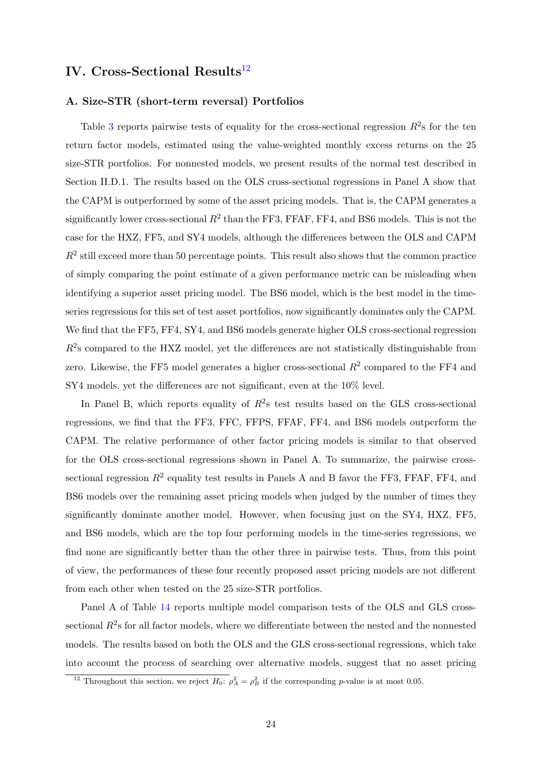# IV. Cross-Sectional Results[12]

## A. Size-STR (short-term reversal) Portfolios

Table 3 reports pairwise tests of equality for the cross-sectional regression $R^2$s for the ten return factor models, estimated using the value-weighted monthly excess returns on the 25 size-STR portfolios. For nonnested models, we present results of the normal test described in Section II.D.1. The results based on the OLS cross-sectional regressions in Panel A show that the CAPM is outperformed by some of the asset pricing models. That is, the CAPM generates a significantly lower cross-sectional $R^2$ than the FF3, FFAF, FF4, and BS6 models. This is not the case for the HXZ, FF5, and SY4 models, although the differences between the OLS and CAPM $R^2$ still exceed more than 50 percentage points. This result also shows that the common practice of simply comparing the point estimate of a given performance metric can be misleading when identifying a superior asset pricing model. The BS6 model, which is the best model in the time-series regressions for this set of test asset portfolios, now significantly dominates only the CAPM. We find that the FF5, FF4, SY4, and BS6 models generate higher OLS cross-sectional regression $R^2$s compared to the HXZ model, yet the differences are not statistically distinguishable from zero. Likewise, the FF5 model generates a higher cross-sectional $R^2$ compared to the FF4 and SY4 models, yet the differences are not significant, even at the 10% level.

In Panel B, which reports equality of $R^2$s test results based on the GLS cross-sectional regressions, we find that the FF3, FFC, FFPS, FFAF, FF4, and BS6 models outperform the CAPM. The relative performance of other factor pricing models is similar to that observed for the OLS cross-sectional regressions shown in Panel A. To summarize, the pairwise cross-sectional regression $R^2$ equality test results in Panels A and B favor the FF3, FFAF, FF4, and BS6 models over the remaining asset pricing models when judged by the number of times they significantly dominate another model. However, when focusing just on the SY4, HXZ, FF5, and BS6 models, which are the top four performing models in the time-series regressions, we find none are significantly better than the other three in pairwise tests. Thus, from this point of view, the performances of these four recently proposed asset pricing models are not different from each other when tested on the 25 size-STR portfolios.

Panel A of Table 14 reports multiple model comparison tests of the OLS and GLS cross-sectional $R^2$s for all factor models, where we differentiate between the nested and the nonnested models. The results based on both the OLS and the GLS cross-sectional regressions, which take into account the process of searching over alternative models, suggest that no asset pricing

[12] Throughout this section, we reject $H_0$: $\rho_A^2 = \rho_B^2$ if the corresponding $p$-value is at most 0.05.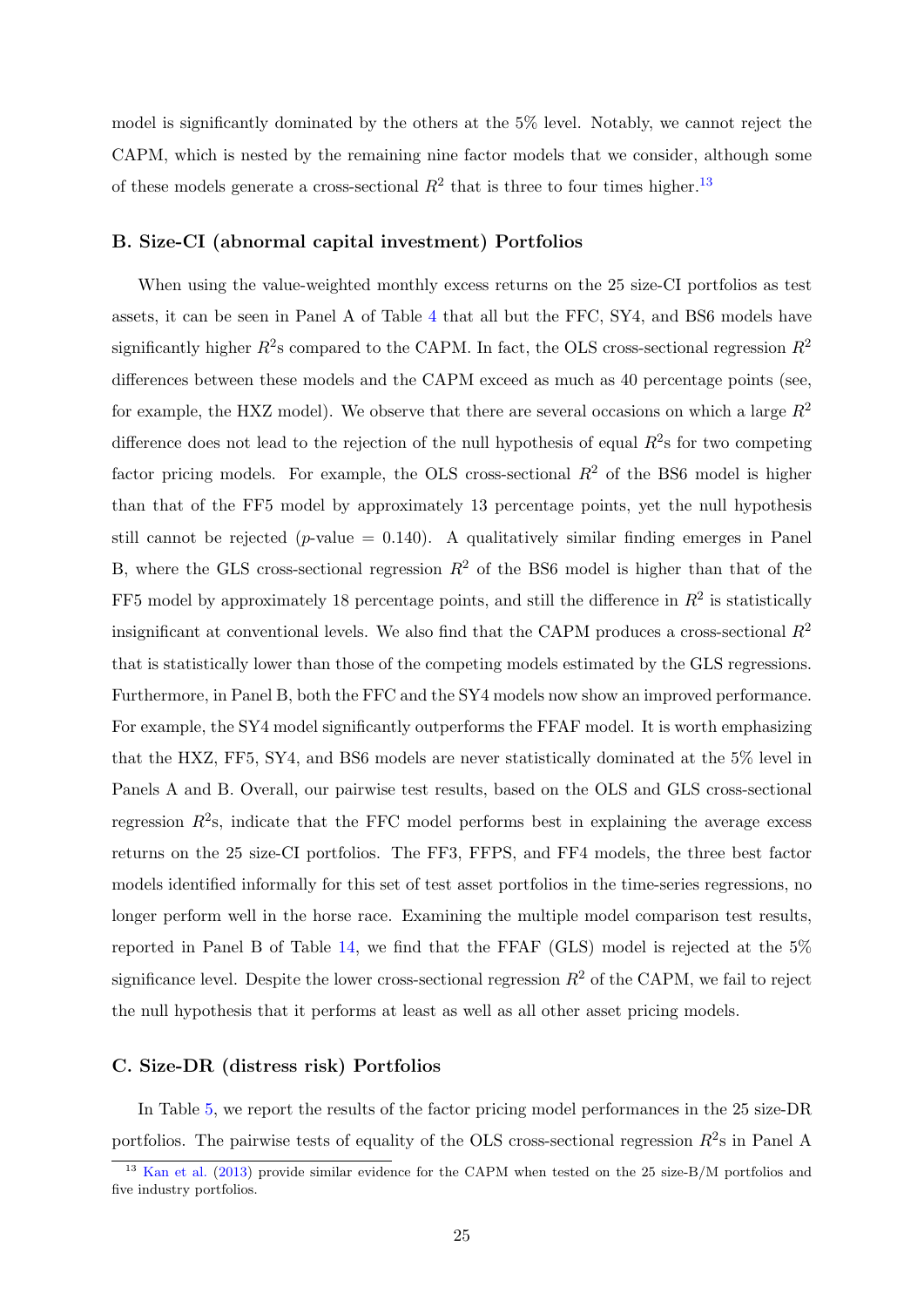model is significantly dominated by the others at the 5% level. Notably, we cannot reject the CAPM, which is nested by the remaining nine factor models that we consider, although some of these models generate a cross-sectional $R^2$ that is three to four times higher.[13]

### B. Size-CI (abnormal capital investment) Portfolios

When using the value-weighted monthly excess returns on the 25 size-CI portfolios as test assets, it can be seen in Panel A of Table 4 that all but the FFC, SY4, and BS6 models have significantly higher $R^2$s compared to the CAPM. In fact, the OLS cross-sectional regression $R^2$ differences between these models and the CAPM exceed as much as 40 percentage points (see, for example, the HXZ model). We observe that there are several occasions on which a large $R^2$ difference does not lead to the rejection of the null hypothesis of equal $R^2$s for two competing factor pricing models. For example, the OLS cross-sectional $R^2$ of the BS6 model is higher than that of the FF5 model by approximately 13 percentage points, yet the null hypothesis still cannot be rejected ($p$-value $= 0.140$). A qualitatively similar finding emerges in Panel B, where the GLS cross-sectional regression $R^2$ of the BS6 model is higher than that of the FF5 model by approximately 18 percentage points, and still the difference in $R^2$ is statistically insignificant at conventional levels. We also find that the CAPM produces a cross-sectional $R^2$ that is statistically lower than those of the competing models estimated by the GLS regressions. Furthermore, in Panel B, both the FFC and the SY4 models now show an improved performance. For example, the SY4 model significantly outperforms the FFAF model. It is worth emphasizing that the HXZ, FF5, SY4, and BS6 models are never statistically dominated at the 5% level in Panels A and B. Overall, our pairwise test results, based on the OLS and GLS cross-sectional regression $R^2$s, indicate that the FFC model performs best in explaining the average excess returns on the 25 size-CI portfolios. The FF3, FFPS, and FF4 models, the three best factor models identified informally for this set of test asset portfolios in the time-series regressions, no longer perform well in the horse race. Examining the multiple model comparison test results, reported in Panel B of Table 14, we find that the FFAF (GLS) model is rejected at the 5% significance level. Despite the lower cross-sectional regression $R^2$ of the CAPM, we fail to reject the null hypothesis that it performs at least as well as all other asset pricing models.

### C. Size-DR (distress risk) Portfolios

In Table 5, we report the results of the factor pricing model performances in the 25 size-DR portfolios. The pairwise tests of equality of the OLS cross-sectional regression $R^2$s in Panel A

[13] Kan et al. (2013) provide similar evidence for the CAPM when tested on the 25 size-B/M portfolios and five industry portfolios.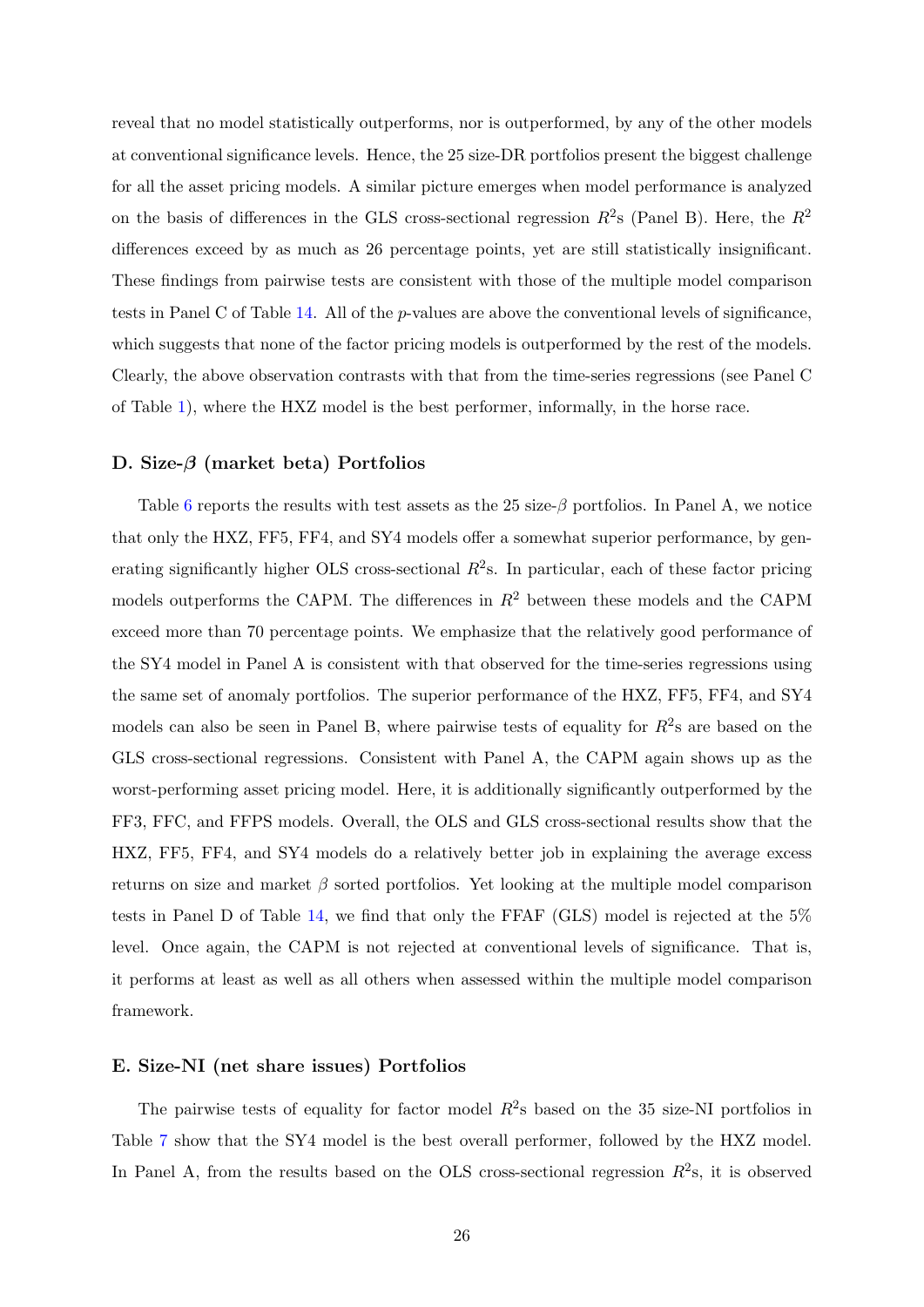reveal that no model statistically outperforms, nor is outperformed, by any of the other models at conventional significance levels. Hence, the 25 size-DR portfolios present the biggest challenge for all the asset pricing models. A similar picture emerges when model performance is analyzed on the basis of differences in the GLS cross-sectional regression $R^2$s (Panel B). Here, the $R^2$ differences exceed by as much as 26 percentage points, yet are still statistically insignificant. These findings from pairwise tests are consistent with those of the multiple model comparison tests in Panel C of Table 14. All of the $p$-values are above the conventional levels of significance, which suggests that none of the factor pricing models is outperformed by the rest of the models. Clearly, the above observation contrasts with that from the time-series regressions (see Panel C of Table 1), where the HXZ model is the best performer, informally, in the horse race.

### D. Size-$\beta$ (market beta) Portfolios

Table 6 reports the results with test assets as the 25 size-$\beta$ portfolios. In Panel A, we notice that only the HXZ, FF5, FF4, and SY4 models offer a somewhat superior performance, by generating significantly higher OLS cross-sectional $R^2$s. In particular, each of these factor pricing models outperforms the CAPM. The differences in $R^2$ between these models and the CAPM exceed more than 70 percentage points. We emphasize that the relatively good performance of the SY4 model in Panel A is consistent with that observed for the time-series regressions using the same set of anomaly portfolios. The superior performance of the HXZ, FF5, FF4, and SY4 models can also be seen in Panel B, where pairwise tests of equality for $R^2$s are based on the GLS cross-sectional regressions. Consistent with Panel A, the CAPM again shows up as the worst-performing asset pricing model. Here, it is additionally significantly outperformed by the FF3, FFC, and FFPS models. Overall, the OLS and GLS cross-sectional results show that the HXZ, FF5, FF4, and SY4 models do a relatively better job in explaining the average excess returns on size and market $\beta$ sorted portfolios. Yet looking at the multiple model comparison tests in Panel D of Table 14, we find that only the FFAF (GLS) model is rejected at the 5% level. Once again, the CAPM is not rejected at conventional levels of significance. That is, it performs at least as well as all others when assessed within the multiple model comparison framework.

### E. Size-NI (net share issues) Portfolios

The pairwise tests of equality for factor model $R^2$s based on the 35 size-NI portfolios in Table 7 show that the SY4 model is the best overall performer, followed by the HXZ model. In Panel A, from the results based on the OLS cross-sectional regression $R^2$s, it is observed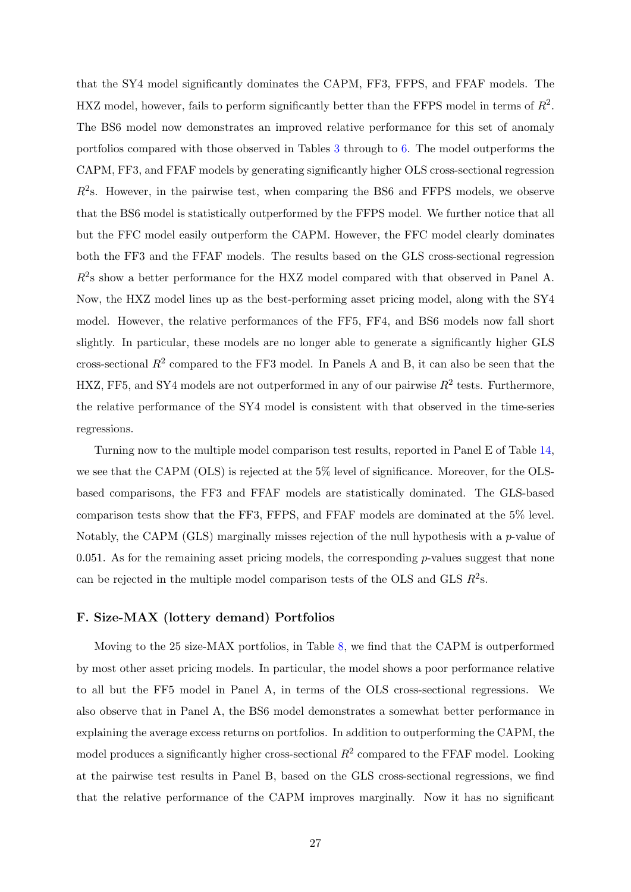that the SY4 model significantly dominates the CAPM, FF3, FFPS, and FFAF models. The HXZ model, however, fails to perform significantly better than the FFPS model in terms of $R^2$. The BS6 model now demonstrates an improved relative performance for this set of anomaly portfolios compared with those observed in Tables 3 through to 6. The model outperforms the CAPM, FF3, and FFAF models by generating significantly higher OLS cross-sectional regression $R^2$s. However, in the pairwise test, when comparing the BS6 and FFPS models, we observe that the BS6 model is statistically outperformed by the FFPS model. We further notice that all but the FFC model easily outperform the CAPM. However, the FFC model clearly dominates both the FF3 and the FFAF models. The results based on the GLS cross-sectional regression $R^2$s show a better performance for the HXZ model compared with that observed in Panel A. Now, the HXZ model lines up as the best-performing asset pricing model, along with the SY4 model. However, the relative performances of the FF5, FF4, and BS6 models now fall short slightly. In particular, these models are no longer able to generate a significantly higher GLS cross-sectional $R^2$ compared to the FF3 model. In Panels A and B, it can also be seen that the HXZ, FF5, and SY4 models are not outperformed in any of our pairwise $R^2$ tests. Furthermore, the relative performance of the SY4 model is consistent with that observed in the time-series regressions.

Turning now to the multiple model comparison test results, reported in Panel E of Table 14, we see that the CAPM (OLS) is rejected at the 5% level of significance. Moreover, for the OLS-based comparisons, the FF3 and FFAF models are statistically dominated. The GLS-based comparison tests show that the FF3, FFPS, and FFAF models are dominated at the 5% level. Notably, the CAPM (GLS) marginally misses rejection of the null hypothesis with a $p$-value of 0.051. As for the remaining asset pricing models, the corresponding $p$-values suggest that none can be rejected in the multiple model comparison tests of the OLS and GLS $R^2$s.

### F. Size-MAX (lottery demand) Portfolios

Moving to the 25 size-MAX portfolios, in Table 8, we find that the CAPM is outperformed by most other asset pricing models. In particular, the model shows a poor performance relative to all but the FF5 model in Panel A, in terms of the OLS cross-sectional regressions. We also observe that in Panel A, the BS6 model demonstrates a somewhat better performance in explaining the average excess returns on portfolios. In addition to outperforming the CAPM, the model produces a significantly higher cross-sectional $R^2$ compared to the FFAF model. Looking at the pairwise test results in Panel B, based on the GLS cross-sectional regressions, we find that the relative performance of the CAPM improves marginally. Now it has no significant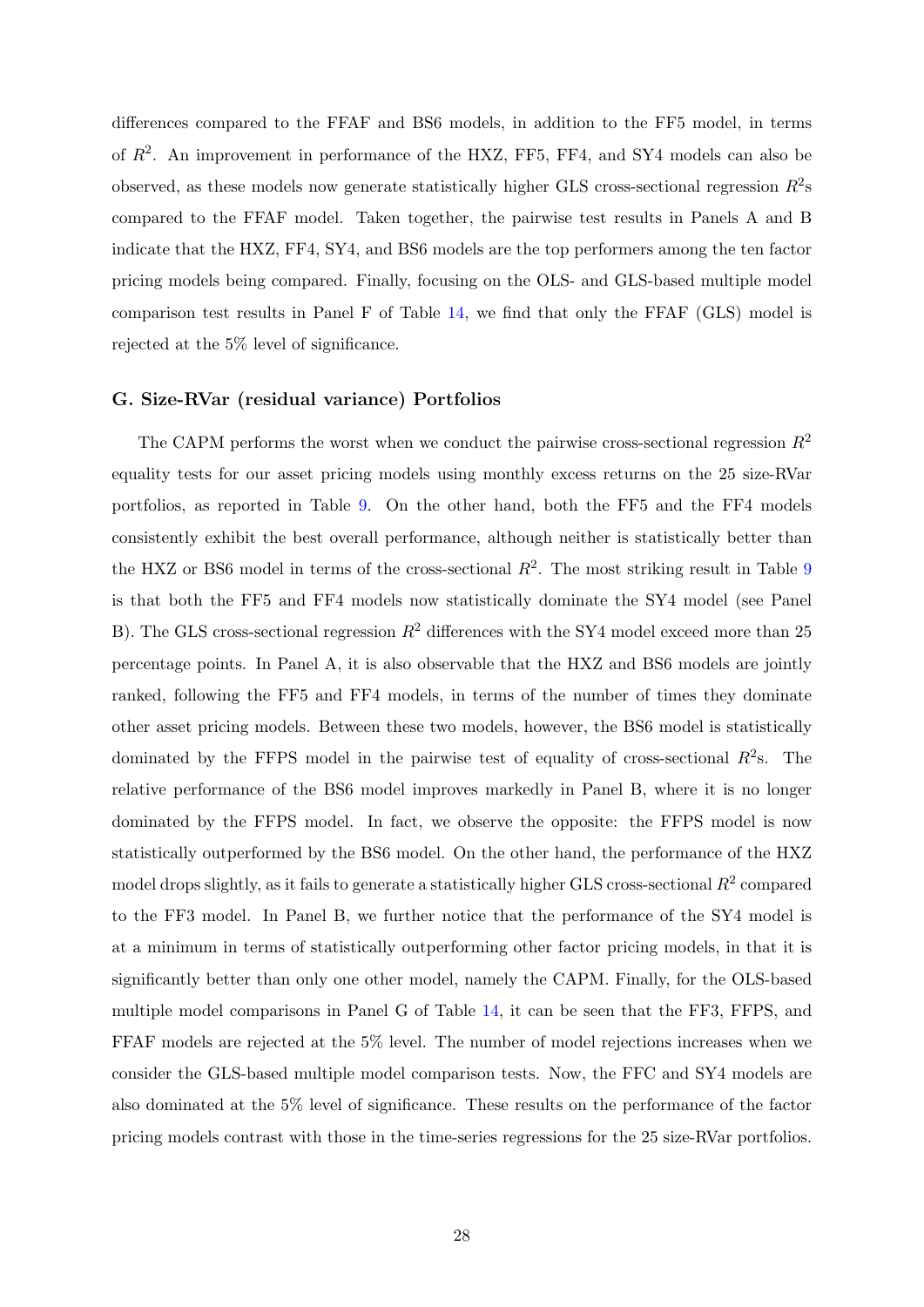differences compared to the FFAF and BS6 models, in addition to the FF5 model, in terms of $R^2$. An improvement in performance of the HXZ, FF5, FF4, and SY4 models can also be observed, as these models now generate statistically higher GLS cross-sectional regression $R^2$s compared to the FFAF model. Taken together, the pairwise test results in Panels A and B indicate that the HXZ, FF4, SY4, and BS6 models are the top performers among the ten factor pricing models being compared. Finally, focusing on the OLS- and GLS-based multiple model comparison test results in Panel F of Table 14, we find that only the FFAF (GLS) model is rejected at the 5% level of significance.

### G. Size-RVar (residual variance) Portfolios

The CAPM performs the worst when we conduct the pairwise cross-sectional regression $R^2$ equality tests for our asset pricing models using monthly excess returns on the 25 size-RVar portfolios, as reported in Table 9. On the other hand, both the FF5 and the FF4 models consistently exhibit the best overall performance, although neither is statistically better than the HXZ or BS6 model in terms of the cross-sectional $R^2$. The most striking result in Table 9 is that both the FF5 and FF4 models now statistically dominate the SY4 model (see Panel B). The GLS cross-sectional regression $R^2$ differences with the SY4 model exceed more than 25 percentage points. In Panel A, it is also observable that the HXZ and BS6 models are jointly ranked, following the FF5 and FF4 models, in terms of the number of times they dominate other asset pricing models. Between these two models, however, the BS6 model is statistically dominated by the FFPS model in the pairwise test of equality of cross-sectional $R^2$s. The relative performance of the BS6 model improves markedly in Panel B, where it is no longer dominated by the FFPS model. In fact, we observe the opposite: the FFPS model is now statistically outperformed by the BS6 model. On the other hand, the performance of the HXZ model drops slightly, as it fails to generate a statistically higher GLS cross-sectional $R^2$ compared to the FF3 model. In Panel B, we further notice that the performance of the SY4 model is at a minimum in terms of statistically outperforming other factor pricing models, in that it is significantly better than only one other model, namely the CAPM. Finally, for the OLS-based multiple model comparisons in Panel G of Table 14, it can be seen that the FF3, FFPS, and FFAF models are rejected at the 5% level. The number of model rejections increases when we consider the GLS-based multiple model comparison tests. Now, the FFC and SY4 models are also dominated at the 5% level of significance. These results on the performance of the factor pricing models contrast with those in the time-series regressions for the 25 size-RVar portfolios.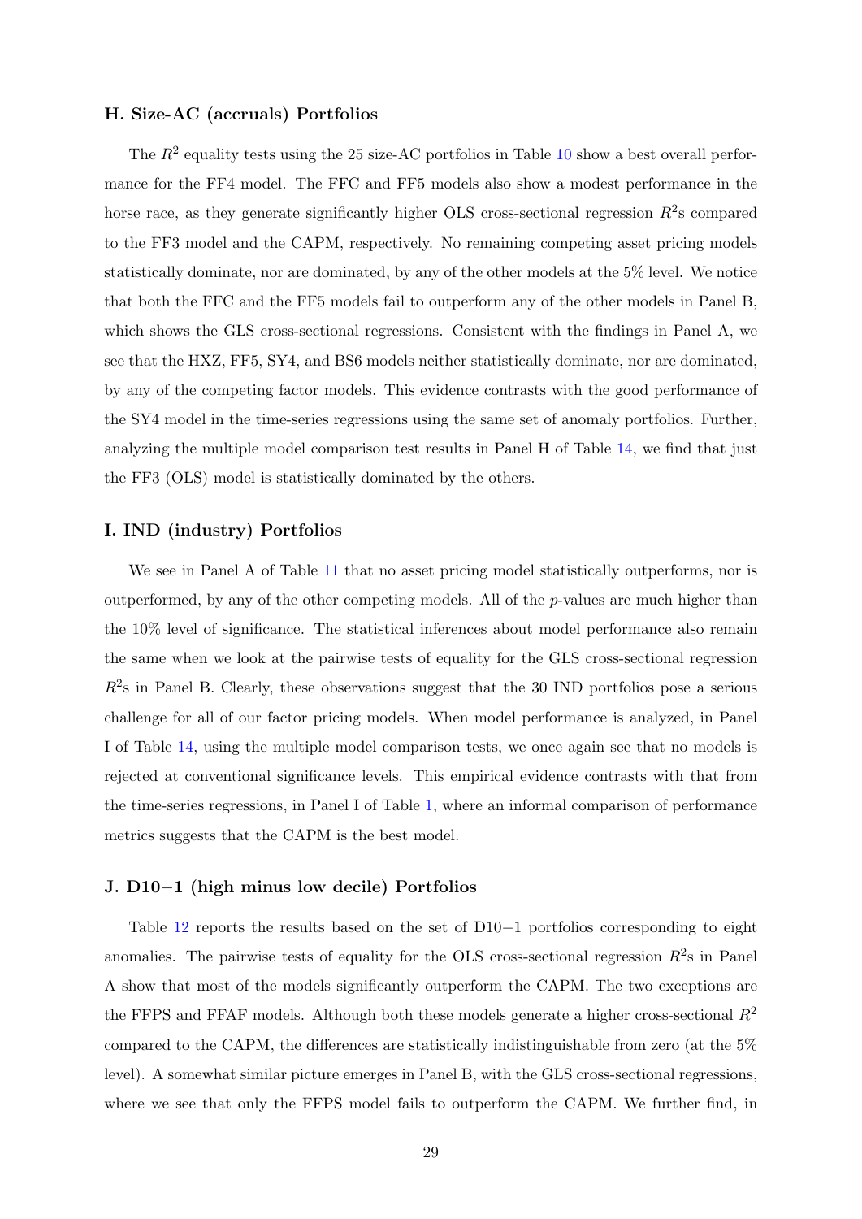### H. Size-AC (accruals) Portfolios

The $R^2$ equality tests using the 25 size-AC portfolios in Table 10 show a best overall performance for the FF4 model. The FFC and FF5 models also show a modest performance in the horse race, as they generate significantly higher OLS cross-sectional regression $R^2$s compared to the FF3 model and the CAPM, respectively. No remaining competing asset pricing models statistically dominate, nor are dominated, by any of the other models at the 5% level. We notice that both the FFC and the FF5 models fail to outperform any of the other models in Panel B, which shows the GLS cross-sectional regressions. Consistent with the findings in Panel A, we see that the HXZ, FF5, SY4, and BS6 models neither statistically dominate, nor are dominated, by any of the competing factor models. This evidence contrasts with the good performance of the SY4 model in the time-series regressions using the same set of anomaly portfolios. Further, analyzing the multiple model comparison test results in Panel H of Table 14, we find that just the FF3 (OLS) model is statistically dominated by the others.

### I. IND (industry) Portfolios

We see in Panel A of Table 11 that no asset pricing model statistically outperforms, nor is outperformed, by any of the other competing models. All of the $p$-values are much higher than the 10% level of significance. The statistical inferences about model performance also remain the same when we look at the pairwise tests of equality for the GLS cross-sectional regression $R^2$s in Panel B. Clearly, these observations suggest that the 30 IND portfolios pose a serious challenge for all of our factor pricing models. When model performance is analyzed, in Panel I of Table 14, using the multiple model comparison tests, we once again see that no models is rejected at conventional significance levels. This empirical evidence contrasts with that from the time-series regressions, in Panel I of Table 1, where an informal comparison of performance metrics suggests that the CAPM is the best model.

### J. D10−1 (high minus low decile) Portfolios

Table 12 reports the results based on the set of D10−1 portfolios corresponding to eight anomalies. The pairwise tests of equality for the OLS cross-sectional regression $R^2$s in Panel A show that most of the models significantly outperform the CAPM. The two exceptions are the FFPS and FFAF models. Although both these models generate a higher cross-sectional $R^2$ compared to the CAPM, the differences are statistically indistinguishable from zero (at the 5% level). A somewhat similar picture emerges in Panel B, with the GLS cross-sectional regressions, where we see that only the FFPS model fails to outperform the CAPM. We further find, in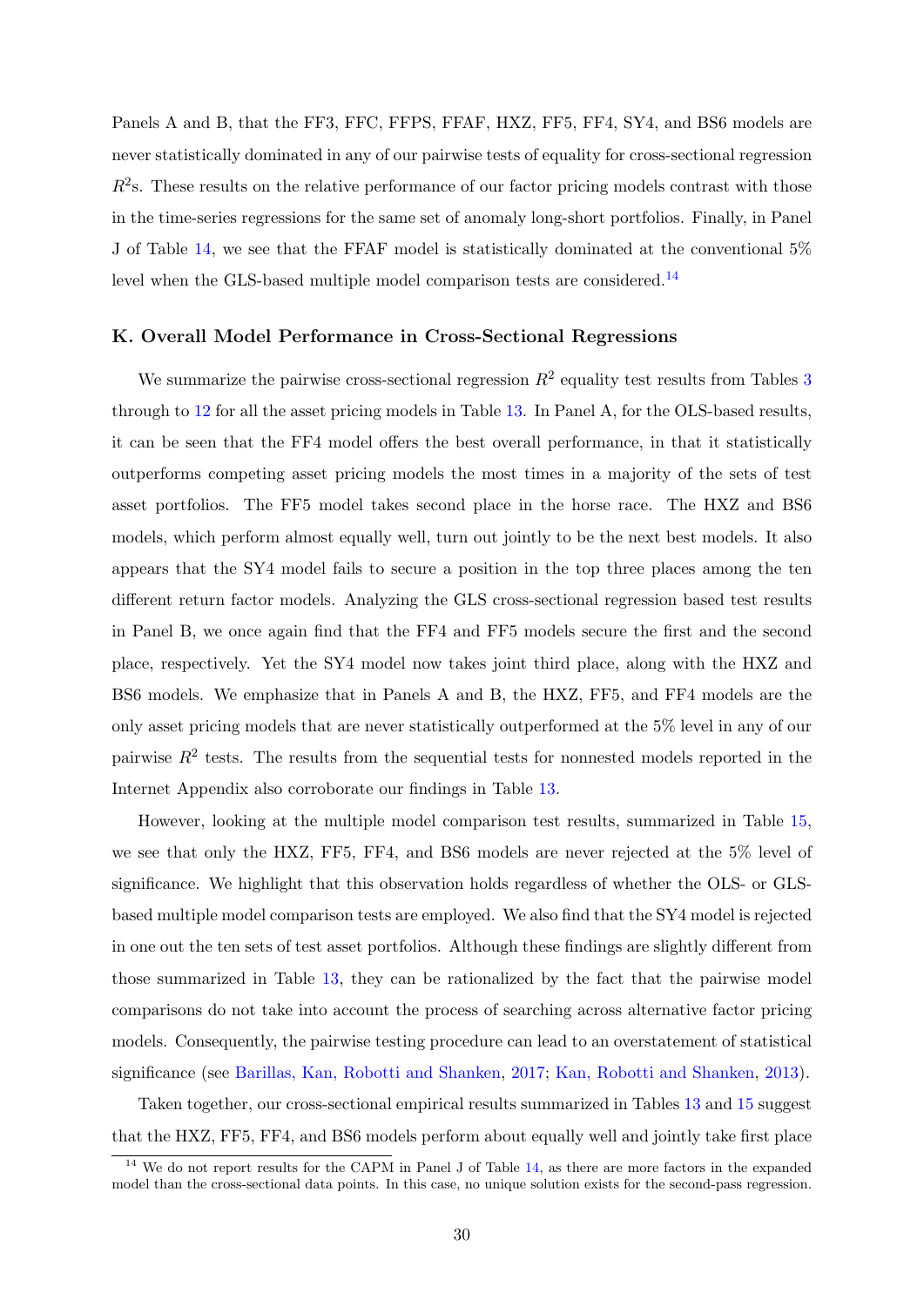Panels A and B, that the FF3, FFC, FFPS, FFAF, HXZ, FF5, FF4, SY4, and BS6 models are never statistically dominated in any of our pairwise tests of equality for cross-sectional regression $R^2$s. These results on the relative performance of our factor pricing models contrast with those in the time-series regressions for the same set of anomaly long-short portfolios. Finally, in Panel J of Table 14, we see that the FFAF model is statistically dominated at the conventional 5% level when the GLS-based multiple model comparison tests are considered.[14]

### K. Overall Model Performance in Cross-Sectional Regressions

We summarize the pairwise cross-sectional regression $R^2$ equality test results from Tables 3 through to 12 for all the asset pricing models in Table 13. In Panel A, for the OLS-based results, it can be seen that the FF4 model offers the best overall performance, in that it statistically outperforms competing asset pricing models the most times in a majority of the sets of test asset portfolios. The FF5 model takes second place in the horse race. The HXZ and BS6 models, which perform almost equally well, turn out jointly to be the next best models. It also appears that the SY4 model fails to secure a position in the top three places among the ten different return factor models. Analyzing the GLS cross-sectional regression based test results in Panel B, we once again find that the FF4 and FF5 models secure the first and the second place, respectively. Yet the SY4 model now takes joint third place, along with the HXZ and BS6 models. We emphasize that in Panels A and B, the HXZ, FF5, and FF4 models are the only asset pricing models that are never statistically outperformed at the 5% level in any of our pairwise $R^2$ tests. The results from the sequential tests for nonnested models reported in the Internet Appendix also corroborate our findings in Table 13.

However, looking at the multiple model comparison test results, summarized in Table 15, we see that only the HXZ, FF5, FF4, and BS6 models are never rejected at the 5% level of significance. We highlight that this observation holds regardless of whether the OLS- or GLS-based multiple model comparison tests are employed. We also find that the SY4 model is rejected in one out the ten sets of test asset portfolios. Although these findings are slightly different from those summarized in Table 13, they can be rationalized by the fact that the pairwise model comparisons do not take into account the process of searching across alternative factor pricing models. Consequently, the pairwise testing procedure can lead to an overstatement of statistical significance (see Barillas, Kan, Robotti and Shanken, 2017; Kan, Robotti and Shanken, 2013).

Taken together, our cross-sectional empirical results summarized in Tables 13 and 15 suggest that the HXZ, FF5, FF4, and BS6 models perform about equally well and jointly take first place

[14] We do not report results for the CAPM in Panel J of Table 14, as there are more factors in the expanded model than the cross-sectional data points. In this case, no unique solution exists for the second-pass regression.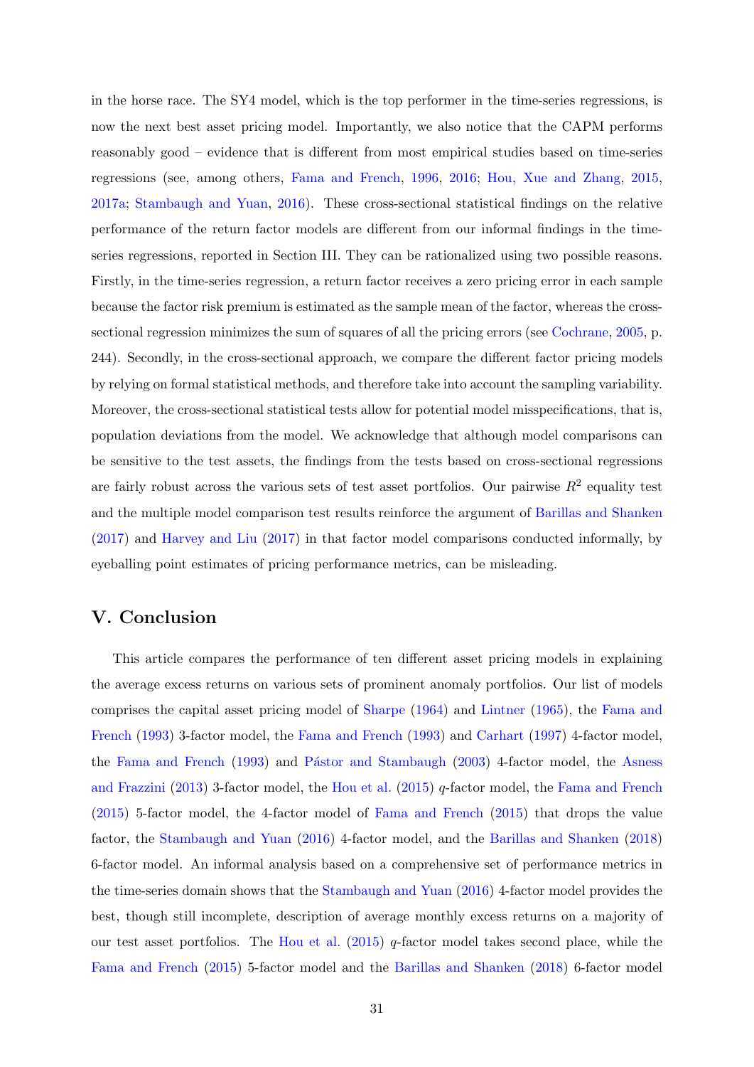in the horse race. The SY4 model, which is the top performer in the time-series regressions, is now the next best asset pricing model. Importantly, we also notice that the CAPM performs reasonably good – evidence that is different from most empirical studies based on time-series regressions (see, among others, Fama and French, 1996, 2016; Hou, Xue and Zhang, 2015, 2017a; Stambaugh and Yuan, 2016). These cross-sectional statistical findings on the relative performance of the return factor models are different from our informal findings in the time-series regressions, reported in Section III. They can be rationalized using two possible reasons. Firstly, in the time-series regression, a return factor receives a zero pricing error in each sample because the factor risk premium is estimated as the sample mean of the factor, whereas the cross-sectional regression minimizes the sum of squares of all the pricing errors (see Cochrane, 2005, p. 244). Secondly, in the cross-sectional approach, we compare the different factor pricing models by relying on formal statistical methods, and therefore take into account the sampling variability. Moreover, the cross-sectional statistical tests allow for potential model misspecifications, that is, population deviations from the model. We acknowledge that although model comparisons can be sensitive to the test assets, the findings from the tests based on cross-sectional regressions are fairly robust across the various sets of test asset portfolios. Our pairwise $R^2$ equality test and the multiple model comparison test results reinforce the argument of Barillas and Shanken (2017) and Harvey and Liu (2017) in that factor model comparisons conducted informally, by eyeballing point estimates of pricing performance metrics, can be misleading.

## V. Conclusion

This article compares the performance of ten different asset pricing models in explaining the average excess returns on various sets of prominent anomaly portfolios. Our list of models comprises the capital asset pricing model of Sharpe (1964) and Lintner (1965), the Fama and French (1993) 3-factor model, the Fama and French (1993) and Carhart (1997) 4-factor model, the Fama and French (1993) and Pástor and Stambaugh (2003) 4-factor model, the Asness and Frazzini (2013) 3-factor model, the Hou et al. (2015) *q*-factor model, the Fama and French (2015) 5-factor model, the 4-factor model of Fama and French (2015) that drops the value factor, the Stambaugh and Yuan (2016) 4-factor model, and the Barillas and Shanken (2018) 6-factor model. An informal analysis based on a comprehensive set of performance metrics in the time-series domain shows that the Stambaugh and Yuan (2016) 4-factor model provides the best, though still incomplete, description of average monthly excess returns on a majority of our test asset portfolios. The Hou et al. (2015) *q*-factor model takes second place, while the Fama and French (2015) 5-factor model and the Barillas and Shanken (2018) 6-factor model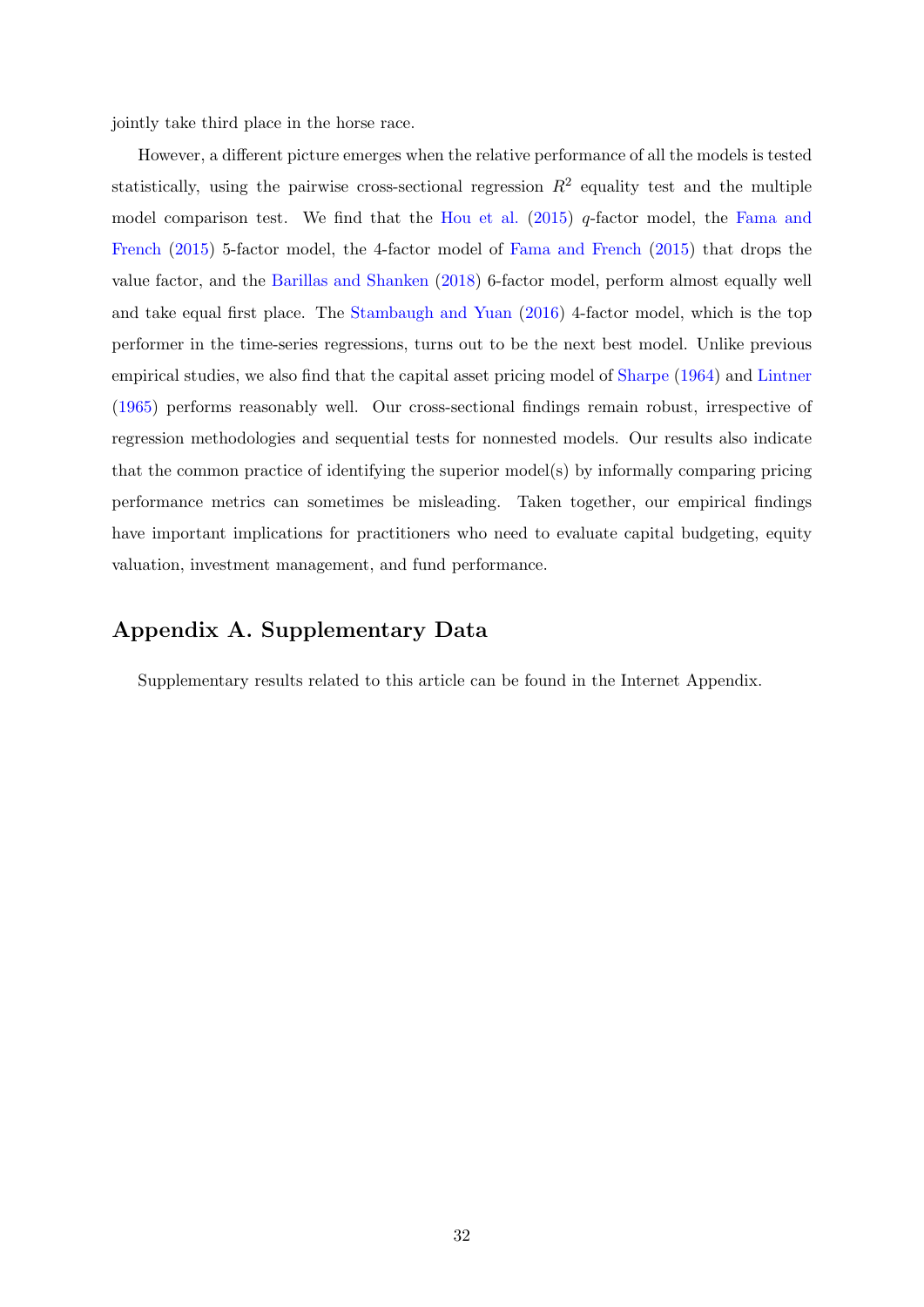jointly take third place in the horse race.

However, a different picture emerges when the relative performance of all the models is tested statistically, using the pairwise cross-sectional regression $R^2$ equality test and the multiple model comparison test. We find that the Hou et al. (2015) $q$-factor model, the Fama and French (2015) 5-factor model, the 4-factor model of Fama and French (2015) that drops the value factor, and the Barillas and Shanken (2018) 6-factor model, perform almost equally well and take equal first place. The Stambaugh and Yuan (2016) 4-factor model, which is the top performer in the time-series regressions, turns out to be the next best model. Unlike previous empirical studies, we also find that the capital asset pricing model of Sharpe (1964) and Lintner (1965) performs reasonably well. Our cross-sectional findings remain robust, irrespective of regression methodologies and sequential tests for nonnested models. Our results also indicate that the common practice of identifying the superior model(s) by informally comparing pricing performance metrics can sometimes be misleading. Taken together, our empirical findings have important implications for practitioners who need to evaluate capital budgeting, equity valuation, investment management, and fund performance.

## Appendix A. Supplementary Data

Supplementary results related to this article can be found in the Internet Appendix.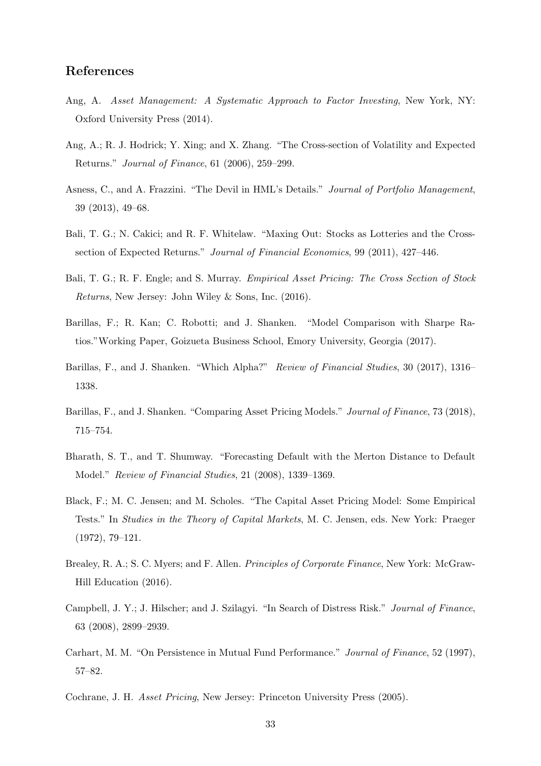## References

Ang, A. *Asset Management: A Systematic Approach to Factor Investing*, New York, NY: Oxford University Press (2014).

Ang, A.; R. J. Hodrick; Y. Xing; and X. Zhang. "The Cross-section of Volatility and Expected Returns." *Journal of Finance*, 61 (2006), 259–299.

Asness, C., and A. Frazzini. "The Devil in HML's Details." *Journal of Portfolio Management*, 39 (2013), 49–68.

Bali, T. G.; N. Cakici; and R. F. Whitelaw. "Maxing Out: Stocks as Lotteries and the Cross-section of Expected Returns." *Journal of Financial Economics*, 99 (2011), 427–446.

Bali, T. G.; R. F. Engle; and S. Murray. *Empirical Asset Pricing: The Cross Section of Stock Returns*, New Jersey: John Wiley & Sons, Inc. (2016).

Barillas, F.; R. Kan; C. Robotti; and J. Shanken. "Model Comparison with Sharpe Ratios."Working Paper, Goizueta Business School, Emory University, Georgia (2017).

Barillas, F., and J. Shanken. "Which Alpha?" *Review of Financial Studies*, 30 (2017), 1316–1338.

Barillas, F., and J. Shanken. "Comparing Asset Pricing Models." *Journal of Finance*, 73 (2018), 715–754.

Bharath, S. T., and T. Shumway. "Forecasting Default with the Merton Distance to Default Model." *Review of Financial Studies*, 21 (2008), 1339–1369.

Black, F.; M. C. Jensen; and M. Scholes. "The Capital Asset Pricing Model: Some Empirical Tests." In *Studies in the Theory of Capital Markets*, M. C. Jensen, eds. New York: Praeger (1972), 79–121.

Brealey, R. A.; S. C. Myers; and F. Allen. *Principles of Corporate Finance*, New York: McGraw-Hill Education (2016).

Campbell, J. Y.; J. Hilscher; and J. Szilagyi. "In Search of Distress Risk." *Journal of Finance*, 63 (2008), 2899–2939.

Carhart, M. M. "On Persistence in Mutual Fund Performance." *Journal of Finance*, 52 (1997), 57–82.

Cochrane, J. H. *Asset Pricing*, New Jersey: Princeton University Press (2005).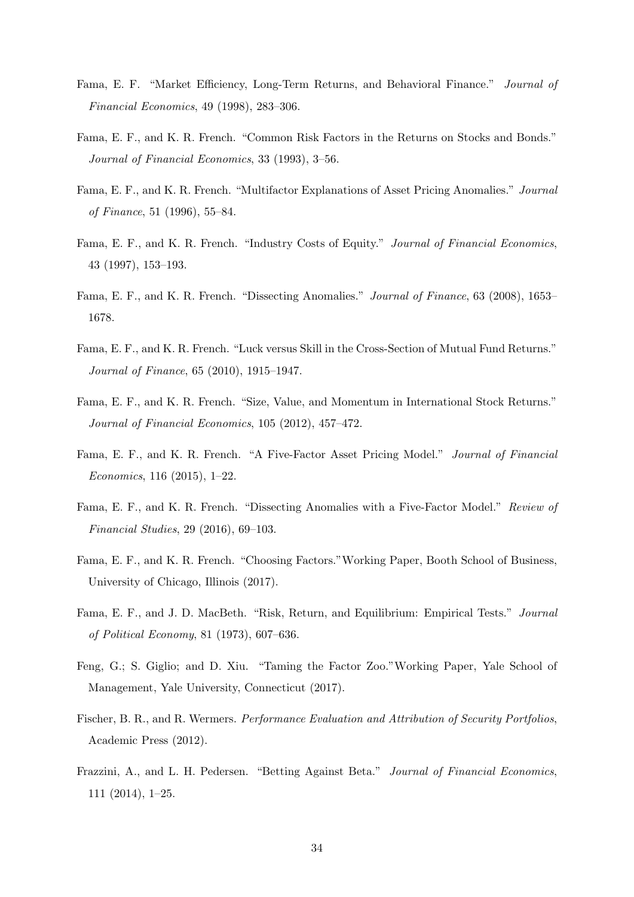Fama, E. F. "Market Efficiency, Long-Term Returns, and Behavioral Finance." *Journal of Financial Economics*, 49 (1998), 283–306.

Fama, E. F., and K. R. French. "Common Risk Factors in the Returns on Stocks and Bonds." *Journal of Financial Economics*, 33 (1993), 3–56.

Fama, E. F., and K. R. French. "Multifactor Explanations of Asset Pricing Anomalies." *Journal of Finance*, 51 (1996), 55–84.

Fama, E. F., and K. R. French. "Industry Costs of Equity." *Journal of Financial Economics*, 43 (1997), 153–193.

Fama, E. F., and K. R. French. "Dissecting Anomalies." *Journal of Finance*, 63 (2008), 1653–1678.

Fama, E. F., and K. R. French. "Luck versus Skill in the Cross-Section of Mutual Fund Returns." *Journal of Finance*, 65 (2010), 1915–1947.

Fama, E. F., and K. R. French. "Size, Value, and Momentum in International Stock Returns." *Journal of Financial Economics*, 105 (2012), 457–472.

Fama, E. F., and K. R. French. "A Five-Factor Asset Pricing Model." *Journal of Financial Economics*, 116 (2015), 1–22.

Fama, E. F., and K. R. French. "Dissecting Anomalies with a Five-Factor Model." *Review of Financial Studies*, 29 (2016), 69–103.

Fama, E. F., and K. R. French. "Choosing Factors." Working Paper, Booth School of Business, University of Chicago, Illinois (2017).

Fama, E. F., and J. D. MacBeth. "Risk, Return, and Equilibrium: Empirical Tests." *Journal of Political Economy*, 81 (1973), 607–636.

Feng, G.; S. Giglio; and D. Xiu. "Taming the Factor Zoo." Working Paper, Yale School of Management, Yale University, Connecticut (2017).

Fischer, B. R., and R. Wermers. *Performance Evaluation and Attribution of Security Portfolios*, Academic Press (2012).

Frazzini, A., and L. H. Pedersen. "Betting Against Beta." *Journal of Financial Economics*, 111 (2014), 1–25.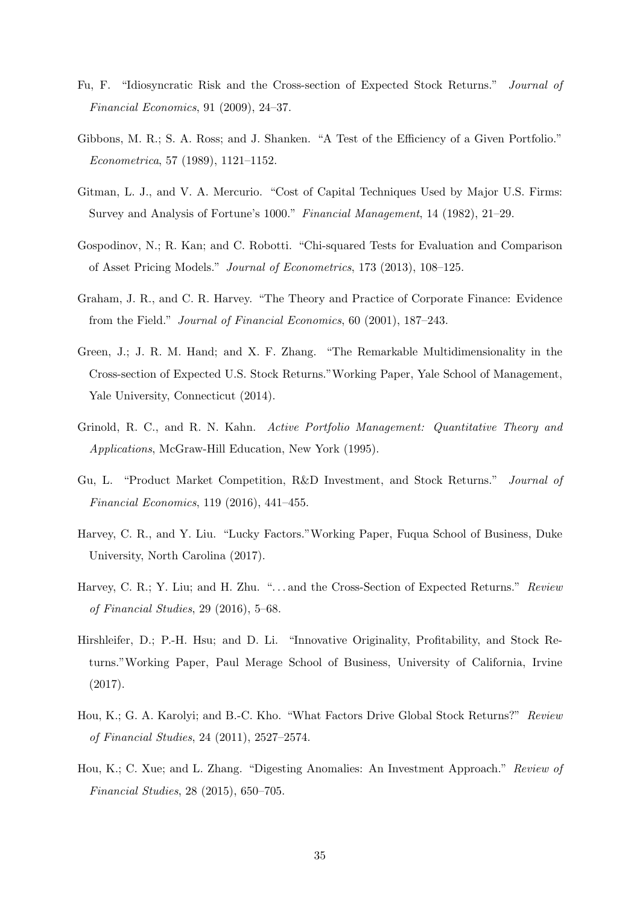Fu, F. "Idiosyncratic Risk and the Cross-section of Expected Stock Returns." *Journal of Financial Economics*, 91 (2009), 24–37.

Gibbons, M. R.; S. A. Ross; and J. Shanken. "A Test of the Efficiency of a Given Portfolio." *Econometrica*, 57 (1989), 1121–1152.

Gitman, L. J., and V. A. Mercurio. "Cost of Capital Techniques Used by Major U.S. Firms: Survey and Analysis of Fortune's 1000." *Financial Management*, 14 (1982), 21–29.

Gospodinov, N.; R. Kan; and C. Robotti. "Chi-squared Tests for Evaluation and Comparison of Asset Pricing Models." *Journal of Econometrics*, 173 (2013), 108–125.

Graham, J. R., and C. R. Harvey. "The Theory and Practice of Corporate Finance: Evidence from the Field." *Journal of Financial Economics*, 60 (2001), 187–243.

Green, J.; J. R. M. Hand; and X. F. Zhang. "The Remarkable Multidimensionality in the Cross-section of Expected U.S. Stock Returns."Working Paper, Yale School of Management, Yale University, Connecticut (2014).

Grinold, R. C., and R. N. Kahn. *Active Portfolio Management: Quantitative Theory and Applications*, McGraw-Hill Education, New York (1995).

Gu, L. "Product Market Competition, R&D Investment, and Stock Returns." *Journal of Financial Economics*, 119 (2016), 441–455.

Harvey, C. R., and Y. Liu. "Lucky Factors."Working Paper, Fuqua School of Business, Duke University, North Carolina (2017).

Harvey, C. R.; Y. Liu; and H. Zhu. "…and the Cross-Section of Expected Returns." *Review of Financial Studies*, 29 (2016), 5–68.

Hirshleifer, D.; P.-H. Hsu; and D. Li. "Innovative Originality, Profitability, and Stock Returns."Working Paper, Paul Merage School of Business, University of California, Irvine (2017).

Hou, K.; G. A. Karolyi; and B.-C. Kho. "What Factors Drive Global Stock Returns?" *Review of Financial Studies*, 24 (2011), 2527–2574.

Hou, K.; C. Xue; and L. Zhang. "Digesting Anomalies: An Investment Approach." *Review of Financial Studies*, 28 (2015), 650–705.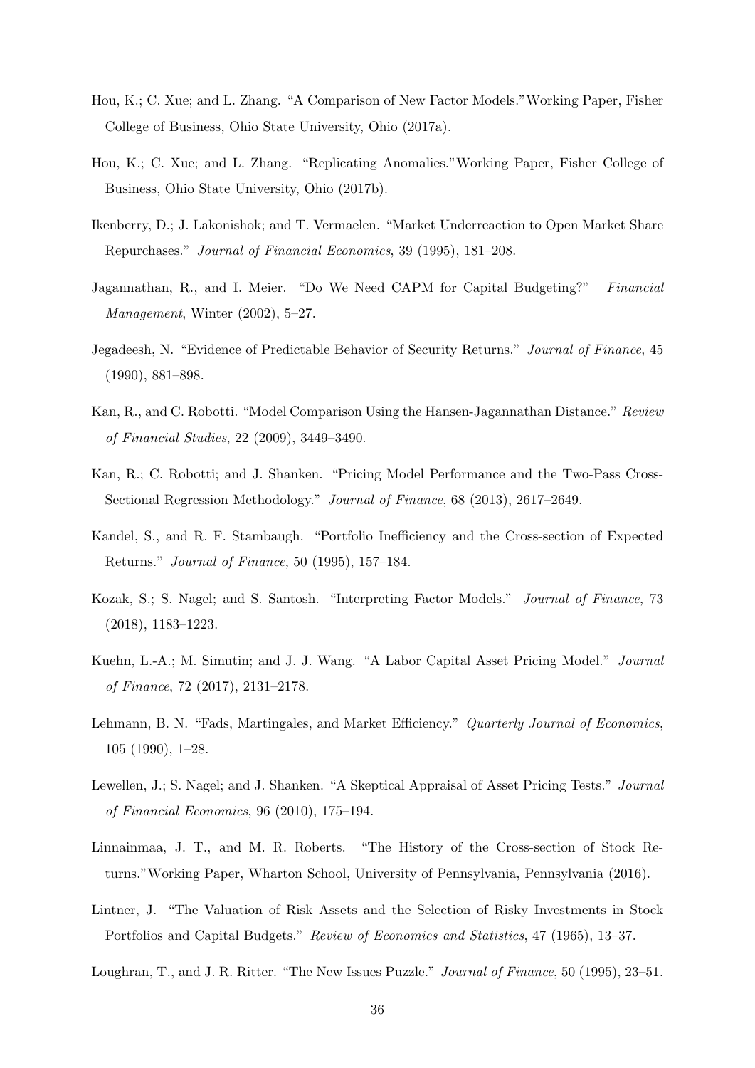Hou, K.; C. Xue; and L. Zhang. "A Comparison of New Factor Models."Working Paper, Fisher College of Business, Ohio State University, Ohio (2017a).

Hou, K.; C. Xue; and L. Zhang. "Replicating Anomalies."Working Paper, Fisher College of Business, Ohio State University, Ohio (2017b).

Ikenberry, D.; J. Lakonishok; and T. Vermaelen. "Market Underreaction to Open Market Share Repurchases." *Journal of Financial Economics*, 39 (1995), 181–208.

Jagannathan, R., and I. Meier. "Do We Need CAPM for Capital Budgeting?" *Financial Management*, Winter (2002), 5–27.

Jegadeesh, N. "Evidence of Predictable Behavior of Security Returns." *Journal of Finance*, 45 (1990), 881–898.

Kan, R., and C. Robotti. "Model Comparison Using the Hansen-Jagannathan Distance." *Review of Financial Studies*, 22 (2009), 3449–3490.

Kan, R.; C. Robotti; and J. Shanken. "Pricing Model Performance and the Two-Pass Cross-Sectional Regression Methodology." *Journal of Finance*, 68 (2013), 2617–2649.

Kandel, S., and R. F. Stambaugh. "Portfolio Inefficiency and the Cross-section of Expected Returns." *Journal of Finance*, 50 (1995), 157–184.

Kozak, S.; S. Nagel; and S. Santosh. "Interpreting Factor Models." *Journal of Finance*, 73 (2018), 1183–1223.

Kuehn, L.-A.; M. Simutin; and J. J. Wang. "A Labor Capital Asset Pricing Model." *Journal of Finance*, 72 (2017), 2131–2178.

Lehmann, B. N. "Fads, Martingales, and Market Efficiency." *Quarterly Journal of Economics*, 105 (1990), 1–28.

Lewellen, J.; S. Nagel; and J. Shanken. "A Skeptical Appraisal of Asset Pricing Tests." *Journal of Financial Economics*, 96 (2010), 175–194.

Linnainmaa, J. T., and M. R. Roberts. "The History of the Cross-section of Stock Returns."Working Paper, Wharton School, University of Pennsylvania, Pennsylvania (2016).

Lintner, J. "The Valuation of Risk Assets and the Selection of Risky Investments in Stock Portfolios and Capital Budgets." *Review of Economics and Statistics*, 47 (1965), 13–37.

Loughran, T., and J. R. Ritter. "The New Issues Puzzle." *Journal of Finance*, 50 (1995), 23–51.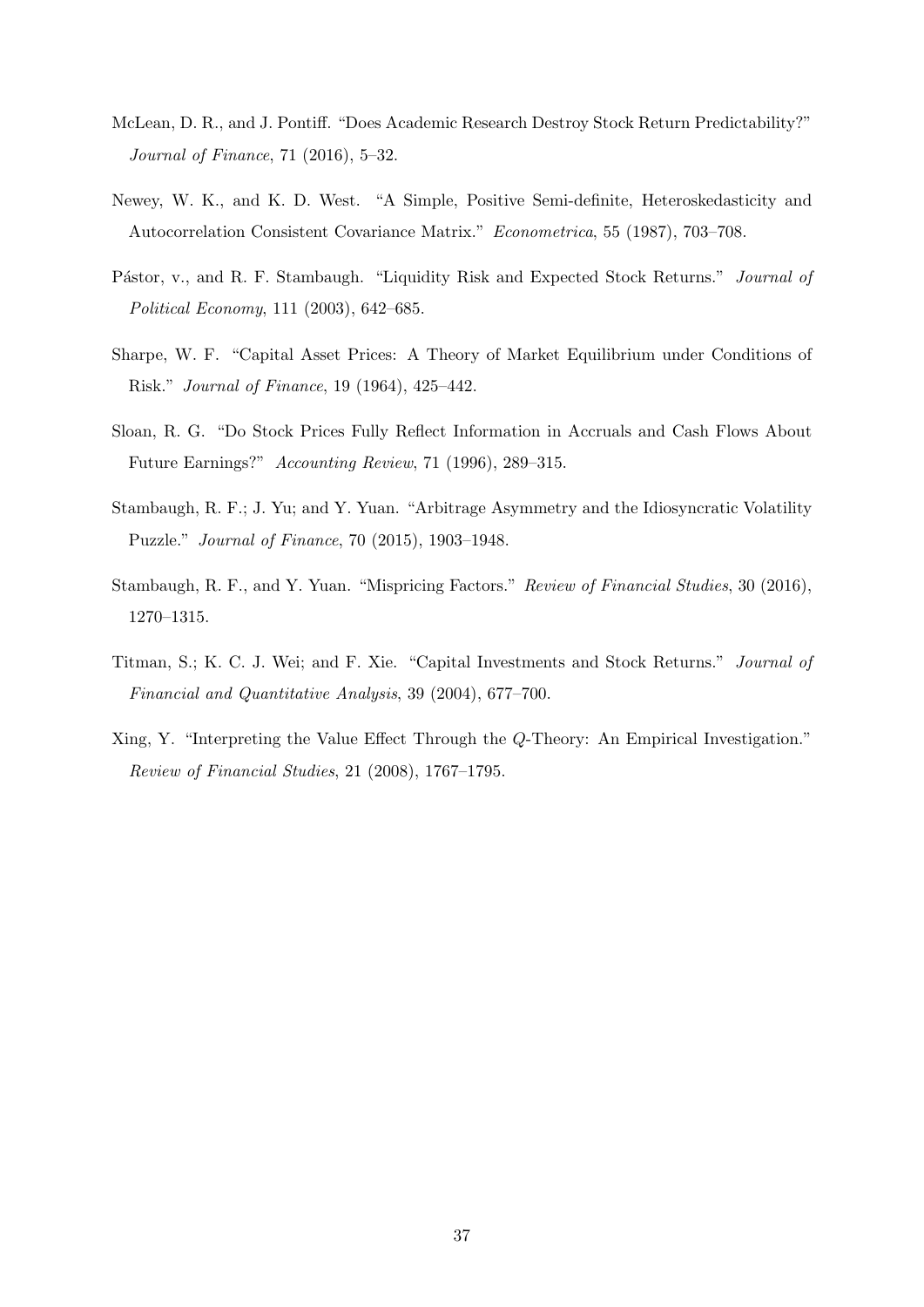McLean, D. R., and J. Pontiff. "Does Academic Research Destroy Stock Return Predictability?" *Journal of Finance*, 71 (2016), 5–32.

Newey, W. K., and K. D. West. "A Simple, Positive Semi-definite, Heteroskedasticity and Autocorrelation Consistent Covariance Matrix." *Econometrica*, 55 (1987), 703–708.

Pástor, v., and R. F. Stambaugh. "Liquidity Risk and Expected Stock Returns." *Journal of Political Economy*, 111 (2003), 642–685.

Sharpe, W. F. "Capital Asset Prices: A Theory of Market Equilibrium under Conditions of Risk." *Journal of Finance*, 19 (1964), 425–442.

Sloan, R. G. "Do Stock Prices Fully Reflect Information in Accruals and Cash Flows About Future Earnings?" *Accounting Review*, 71 (1996), 289–315.

Stambaugh, R. F.; J. Yu; and Y. Yuan. "Arbitrage Asymmetry and the Idiosyncratic Volatility Puzzle." *Journal of Finance*, 70 (2015), 1903–1948.

Stambaugh, R. F., and Y. Yuan. "Mispricing Factors." *Review of Financial Studies*, 30 (2016), 1270–1315.

Titman, S.; K. C. J. Wei; and F. Xie. "Capital Investments and Stock Returns." *Journal of Financial and Quantitative Analysis*, 39 (2004), 677–700.

Xing, Y. "Interpreting the Value Effect Through the $Q$-Theory: An Empirical Investigation." *Review of Financial Studies*, 21 (2008), 1767–1795.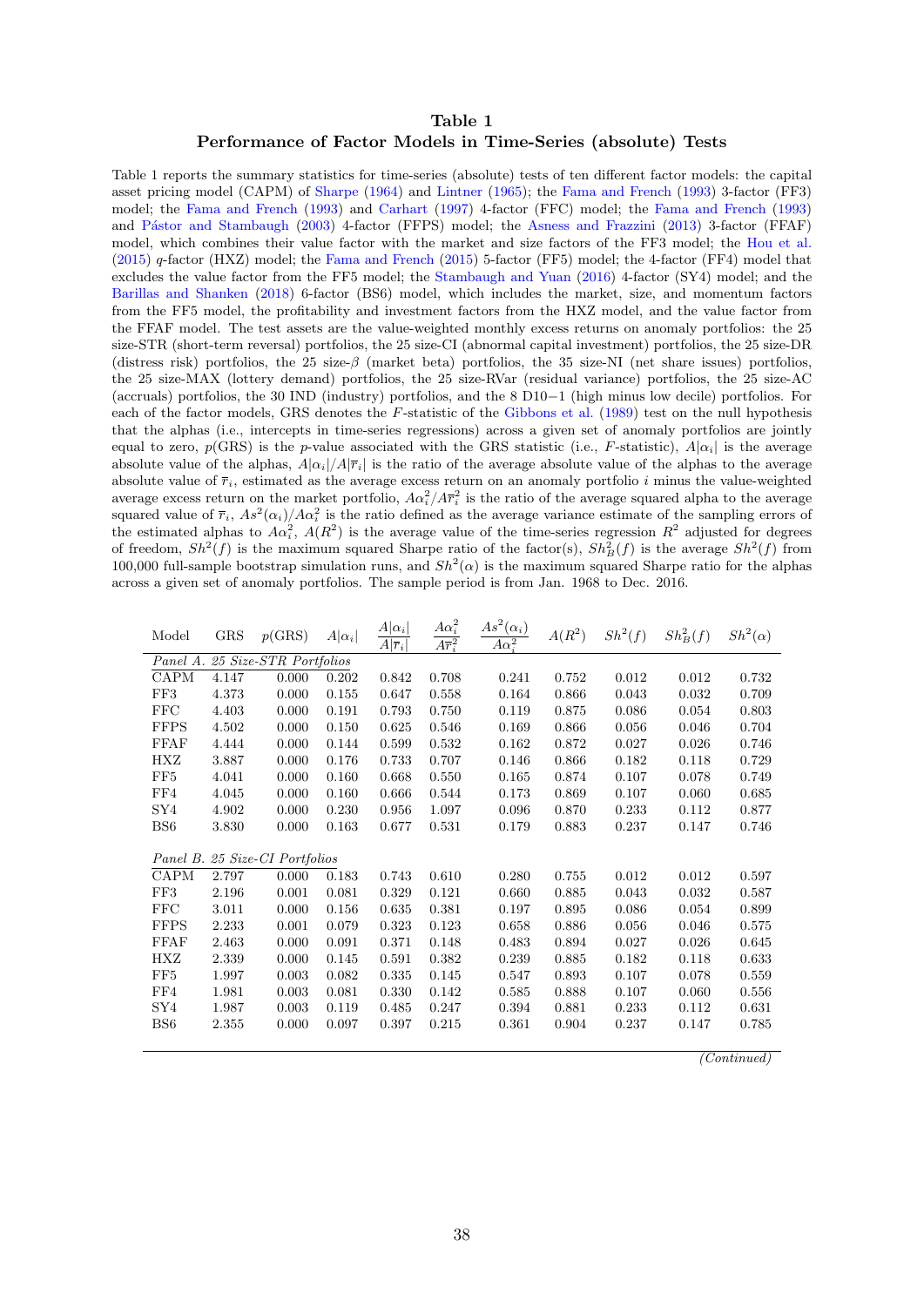# Table 1

## Performance of Factor Models in Time-Series (absolute) Tests

Table 1 reports the summary statistics for time-series (absolute) tests of ten different factor models: the capital asset pricing model (CAPM) of Sharpe (1964) and Lintner (1965); the Fama and French (1993) 3-factor (FF3) model; the Fama and French (1993) and Carhart (1997) 4-factor (FFC) model; the Fama and French (1993) and Pástor and Stambaugh (2003) 4-factor (FFPS) model; the Asness and Frazzini (2013) 3-factor (FFAF) model, which combines their value factor with the market and size factors of the FF3 model; the Hou et al. (2015) $q$-factor (HXZ) model; the Fama and French (2015) 5-factor (FF5) model; the 4-factor (FF4) model that excludes the value factor from the FF5 model; the Stambaugh and Yuan (2016) 4-factor (SY4) model; and the Barillas and Shanken (2018) 6-factor (BS6) model, which includes the market, size, and momentum factors from the FF5 model, the profitability and investment factors from the HXZ model, and the value factor from the FFAF model. The test assets are the value-weighted monthly excess returns on anomaly portfolios: the 25 size-STR (short-term reversal) portfolios, the 25 size-CI (abnormal capital investment) portfolios, the 25 size-DR (distress risk) portfolios, the 25 size-$\beta$ (market beta) portfolios, the 35 size-NI (net share issues) portfolios, the 25 size-MAX (lottery demand) portfolios, the 25 size-RVar (residual variance) portfolios, the 25 size-AC (accruals) portfolios, the 30 IND (industry) portfolios, and the 8 D10−1 (high minus low decile) portfolios. For each of the factor models, GRS denotes the $F$-statistic of the Gibbons et al. (1989) test on the null hypothesis that the alphas (i.e., intercepts in time-series regressions) across a given set of anomaly portfolios are jointly equal to zero, $p$(GRS) is the $p$-value associated with the GRS statistic (i.e., $F$-statistic), $A|\alpha_i|$ is the average absolute value of the alphas, $A|\alpha_i|/A|\bar{r}_i|$ is the ratio of the average absolute value of the alphas to the average absolute value of $\bar{r}_i$, estimated as the average excess return on an anomaly portfolio $i$ minus the value-weighted average excess return on the market portfolio, $A\alpha_i^2/A\bar{r}_i^2$ is the ratio of the average squared alpha to the average squared value of $\bar{r}_i$, $As^2(\alpha_i)/A\alpha_i^2$ is the ratio defined as the average variance estimate of the sampling errors of the estimated alphas to $A\alpha_i^2$, $A(R^2)$ is the average value of the time-series regression $R^2$ adjusted for degrees of freedom, $Sh^2(f)$ is the maximum squared Sharpe ratio of the factor(s), $Sh_B^2(f)$ is the average $Sh^2(f)$ from 100,000 full-sample bootstrap simulation runs, and $Sh^2(\alpha)$ is the maximum squared Sharpe ratio for the alphas across a given set of anomaly portfolios. The sample period is from Jan. 1968 to Dec. 2016.

| Model | GRS | $p$(GRS) | $A\|\alpha_i\|$ | $\frac{A\|\alpha_i\|}{A\|\bar{r}_i\|}$ | $\frac{A\alpha_i^2}{A\bar{r}_i^2}$ | $\frac{As^2(\alpha_i)}{A\alpha_i^2}$ | $A(R^2)$ | $Sh^2(f)$ | $Sh_B^2(f)$ | $Sh^2(\alpha)$ |
|---|---|---|---|---|---|---|---|---|---|---|
| *Panel A. 25 Size-STR Portfolios* | | | | | | | | | | |
| CAPM | 4.147 | 0.000 | 0.202 | 0.842 | 0.708 | 0.241 | 0.752 | 0.012 | 0.012 | 0.732 |
| FF3 | 4.373 | 0.000 | 0.155 | 0.647 | 0.558 | 0.164 | 0.866 | 0.043 | 0.032 | 0.709 |
| FFC | 4.403 | 0.000 | 0.191 | 0.793 | 0.750 | 0.119 | 0.875 | 0.086 | 0.054 | 0.803 |
| FFPS | 4.502 | 0.000 | 0.150 | 0.625 | 0.546 | 0.169 | 0.866 | 0.056 | 0.046 | 0.704 |
| FFAF | 4.444 | 0.000 | 0.144 | 0.599 | 0.532 | 0.162 | 0.872 | 0.027 | 0.026 | 0.746 |
| HXZ | 3.887 | 0.000 | 0.176 | 0.733 | 0.707 | 0.146 | 0.866 | 0.182 | 0.118 | 0.729 |
| FF5 | 4.041 | 0.000 | 0.160 | 0.668 | 0.550 | 0.165 | 0.874 | 0.107 | 0.078 | 0.749 |
| FF4 | 4.045 | 0.000 | 0.160 | 0.666 | 0.544 | 0.173 | 0.869 | 0.107 | 0.060 | 0.685 |
| SY4 | 4.902 | 0.000 | 0.230 | 0.956 | 1.097 | 0.096 | 0.870 | 0.233 | 0.112 | 0.877 |
| BS6 | 3.830 | 0.000 | 0.163 | 0.677 | 0.531 | 0.179 | 0.883 | 0.237 | 0.147 | 0.746 |
| *Panel B. 25 Size-CI Portfolios* | | | | | | | | | | |
| CAPM | 2.797 | 0.000 | 0.183 | 0.743 | 0.610 | 0.280 | 0.755 | 0.012 | 0.012 | 0.597 |
| FF3 | 2.196 | 0.001 | 0.081 | 0.329 | 0.121 | 0.660 | 0.885 | 0.043 | 0.032 | 0.587 |
| FFC | 3.011 | 0.000 | 0.156 | 0.635 | 0.381 | 0.197 | 0.895 | 0.086 | 0.054 | 0.899 |
| FFPS | 2.233 | 0.001 | 0.079 | 0.323 | 0.123 | 0.658 | 0.886 | 0.056 | 0.046 | 0.575 |
| FFAF | 2.463 | 0.000 | 0.091 | 0.371 | 0.148 | 0.483 | 0.894 | 0.027 | 0.026 | 0.645 |
| HXZ | 2.339 | 0.000 | 0.145 | 0.591 | 0.382 | 0.239 | 0.885 | 0.182 | 0.118 | 0.633 |
| FF5 | 1.997 | 0.003 | 0.082 | 0.335 | 0.145 | 0.547 | 0.893 | 0.107 | 0.078 | 0.559 |
| FF4 | 1.981 | 0.003 | 0.081 | 0.330 | 0.142 | 0.585 | 0.888 | 0.107 | 0.060 | 0.556 |
| SY4 | 1.987 | 0.003 | 0.119 | 0.485 | 0.247 | 0.394 | 0.881 | 0.233 | 0.112 | 0.631 |
| BS6 | 2.355 | 0.000 | 0.097 | 0.397 | 0.215 | 0.361 | 0.904 | 0.237 | 0.147 | 0.785 |

*(Continued)*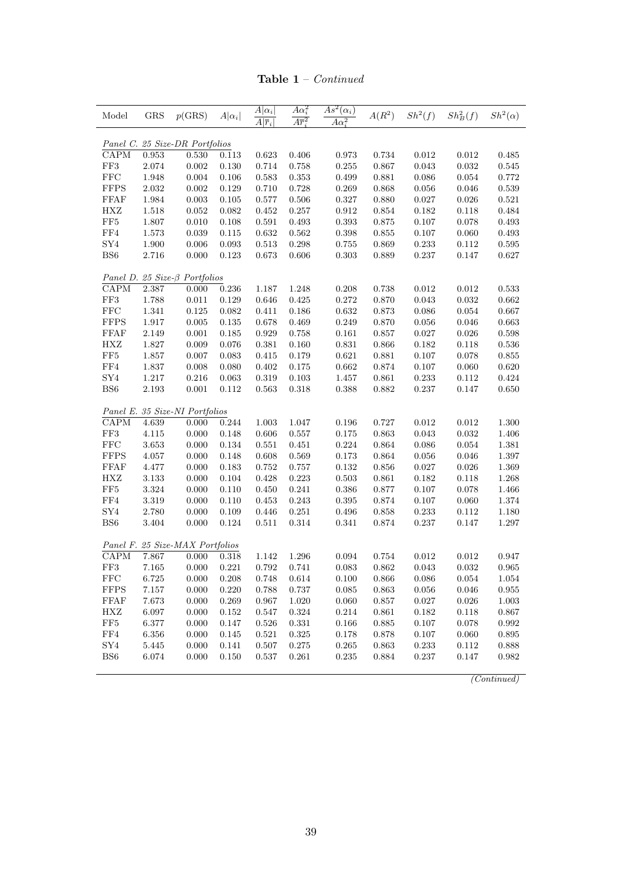**Table 1** – *Continued*

| Model | GRS | $p$(GRS) | $A\|\alpha_i\|$ | $\frac{A\|\alpha_i\|}{A\|\bar{r}_i\|}$ | $\frac{A\alpha_i^2}{A\bar{r}_i^2}$ | $\frac{As^2(\alpha_i)}{A\alpha_i^2}$ | $A(R^2)$ | $Sh^2(f)$ | $Sh_B^2(f)$ | $Sh^2(\alpha)$ |
|---|---|---|---|---|---|---|---|---|---|---|
| *Panel C. 25 Size-DR Portfolios* | | | | | | | | | | |
| CAPM | 0.953 | 0.530 | 0.113 | 0.623 | 0.406 | 0.973 | 0.734 | 0.012 | 0.012 | 0.485 |
| FF3 | 2.074 | 0.002 | 0.130 | 0.714 | 0.758 | 0.255 | 0.867 | 0.043 | 0.032 | 0.545 |
| FFC | 1.948 | 0.004 | 0.106 | 0.583 | 0.353 | 0.499 | 0.881 | 0.086 | 0.054 | 0.772 |
| FFPS | 2.032 | 0.002 | 0.129 | 0.710 | 0.728 | 0.269 | 0.868 | 0.056 | 0.046 | 0.539 |
| FFAF | 1.984 | 0.003 | 0.105 | 0.577 | 0.506 | 0.327 | 0.880 | 0.027 | 0.026 | 0.521 |
| HXZ | 1.518 | 0.052 | 0.082 | 0.452 | 0.257 | 0.912 | 0.854 | 0.182 | 0.118 | 0.484 |
| FF5 | 1.807 | 0.010 | 0.108 | 0.591 | 0.493 | 0.393 | 0.875 | 0.107 | 0.078 | 0.493 |
| FF4 | 1.573 | 0.039 | 0.115 | 0.632 | 0.562 | 0.398 | 0.855 | 0.107 | 0.060 | 0.493 |
| SY4 | 1.900 | 0.006 | 0.093 | 0.513 | 0.298 | 0.755 | 0.869 | 0.233 | 0.112 | 0.595 |
| BS6 | 2.716 | 0.000 | 0.123 | 0.673 | 0.606 | 0.303 | 0.889 | 0.237 | 0.147 | 0.627 |
| *Panel D. 25 Size-β Portfolios* | | | | | | | | | | |
| CAPM | 2.387 | 0.000 | 0.236 | 1.187 | 1.248 | 0.208 | 0.738 | 0.012 | 0.012 | 0.533 |
| FF3 | 1.788 | 0.011 | 0.129 | 0.646 | 0.425 | 0.272 | 0.870 | 0.043 | 0.032 | 0.662 |
| FFC | 1.341 | 0.125 | 0.082 | 0.411 | 0.186 | 0.632 | 0.873 | 0.086 | 0.054 | 0.667 |
| FFPS | 1.917 | 0.005 | 0.135 | 0.678 | 0.469 | 0.249 | 0.870 | 0.056 | 0.046 | 0.663 |
| FFAF | 2.149 | 0.001 | 0.185 | 0.929 | 0.758 | 0.161 | 0.857 | 0.027 | 0.026 | 0.598 |
| HXZ | 1.827 | 0.009 | 0.076 | 0.381 | 0.160 | 0.831 | 0.866 | 0.182 | 0.118 | 0.536 |
| FF5 | 1.857 | 0.007 | 0.083 | 0.415 | 0.179 | 0.621 | 0.881 | 0.107 | 0.078 | 0.855 |
| FF4 | 1.837 | 0.008 | 0.080 | 0.402 | 0.175 | 0.662 | 0.874 | 0.107 | 0.060 | 0.620 |
| SY4 | 1.217 | 0.216 | 0.063 | 0.319 | 0.103 | 1.457 | 0.861 | 0.233 | 0.112 | 0.424 |
| BS6 | 2.193 | 0.001 | 0.112 | 0.563 | 0.318 | 0.388 | 0.882 | 0.237 | 0.147 | 0.650 |
| *Panel E. 35 Size-NI Portfolios* | | | | | | | | | | |
| CAPM | 4.639 | 0.000 | 0.244 | 1.003 | 1.047 | 0.196 | 0.727 | 0.012 | 0.012 | 1.300 |
| FF3 | 4.115 | 0.000 | 0.148 | 0.606 | 0.557 | 0.175 | 0.863 | 0.043 | 0.032 | 1.406 |
| FFC | 3.653 | 0.000 | 0.134 | 0.551 | 0.451 | 0.224 | 0.864 | 0.086 | 0.054 | 1.381 |
| FFPS | 4.057 | 0.000 | 0.148 | 0.608 | 0.569 | 0.173 | 0.864 | 0.056 | 0.046 | 1.397 |
| FFAF | 4.477 | 0.000 | 0.183 | 0.752 | 0.757 | 0.132 | 0.856 | 0.027 | 0.026 | 1.369 |
| HXZ | 3.133 | 0.000 | 0.104 | 0.428 | 0.223 | 0.503 | 0.861 | 0.182 | 0.118 | 1.268 |
| FF5 | 3.324 | 0.000 | 0.110 | 0.450 | 0.241 | 0.386 | 0.877 | 0.107 | 0.078 | 1.466 |
| FF4 | 3.319 | 0.000 | 0.110 | 0.453 | 0.243 | 0.395 | 0.874 | 0.107 | 0.060 | 1.374 |
| SY4 | 2.780 | 0.000 | 0.109 | 0.446 | 0.251 | 0.496 | 0.858 | 0.233 | 0.112 | 1.180 |
| BS6 | 3.404 | 0.000 | 0.124 | 0.511 | 0.314 | 0.341 | 0.874 | 0.237 | 0.147 | 1.297 |
| *Panel F. 25 Size-MAX Portfolios* | | | | | | | | | | |
| CAPM | 7.867 | 0.000 | 0.318 | 1.142 | 1.296 | 0.094 | 0.754 | 0.012 | 0.012 | 0.947 |
| FF3 | 7.165 | 0.000 | 0.221 | 0.792 | 0.741 | 0.083 | 0.862 | 0.043 | 0.032 | 0.965 |
| FFC | 6.725 | 0.000 | 0.208 | 0.748 | 0.614 | 0.100 | 0.866 | 0.086 | 0.054 | 1.054 |
| FFPS | 7.157 | 0.000 | 0.220 | 0.788 | 0.737 | 0.085 | 0.863 | 0.056 | 0.046 | 0.955 |
| FFAF | 7.673 | 0.000 | 0.269 | 0.967 | 1.020 | 0.060 | 0.857 | 0.027 | 0.026 | 1.003 |
| HXZ | 6.097 | 0.000 | 0.152 | 0.547 | 0.324 | 0.214 | 0.861 | 0.182 | 0.118 | 0.867 |
| FF5 | 6.377 | 0.000 | 0.147 | 0.526 | 0.331 | 0.166 | 0.885 | 0.107 | 0.078 | 0.992 |
| FF4 | 6.356 | 0.000 | 0.145 | 0.521 | 0.325 | 0.178 | 0.878 | 0.107 | 0.060 | 0.895 |
| SY4 | 5.445 | 0.000 | 0.141 | 0.507 | 0.275 | 0.265 | 0.863 | 0.233 | 0.112 | 0.888 |
| BS6 | 6.074 | 0.000 | 0.150 | 0.537 | 0.261 | 0.235 | 0.884 | 0.237 | 0.147 | 0.982 |

*(Continued)*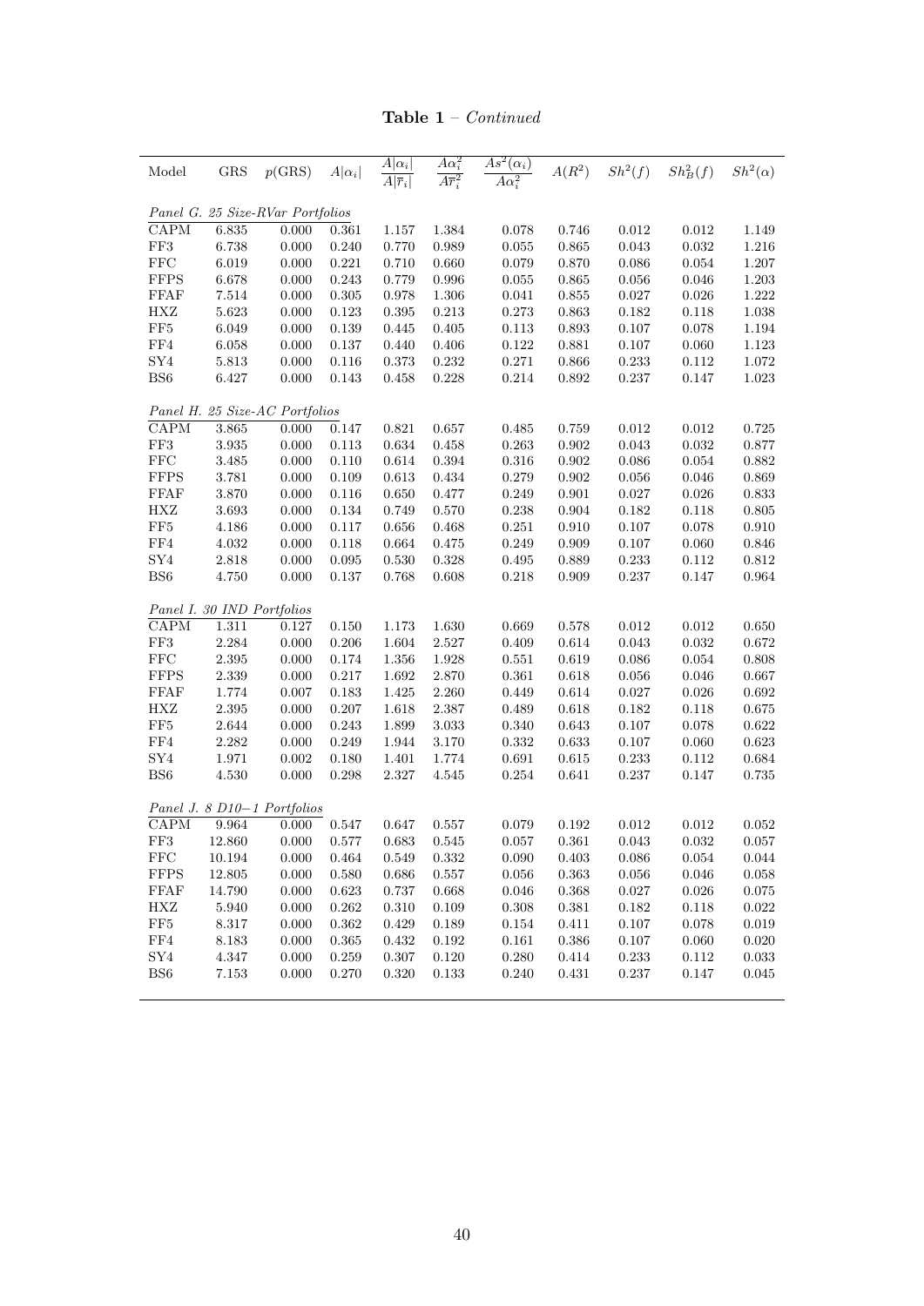**Table 1** – *Continued*

| Model | GRS | $p(\text{GRS})$ | $A\|\alpha_i\|$ | $\frac{A\|\alpha_i\|}{A\|\bar{r}_i\|}$ | $\frac{A\alpha_i^2}{A\bar{r}_i^2}$ | $\frac{As^2(\alpha_i)}{A\alpha_i^2}$ | $A(R^2)$ | $Sh^2(f)$ | $Sh^2_B(f)$ | $Sh^2(\alpha)$ |
|---|---|---|---|---|---|---|---|---|---|---|
| *Panel G. 25 Size-RVar Portfolios* | | | | | | | | | | |
| CAPM | 6.835 | 0.000 | 0.361 | 1.157 | 1.384 | 0.078 | 0.746 | 0.012 | 0.012 | 1.149 |
| FF3 | 6.738 | 0.000 | 0.240 | 0.770 | 0.989 | 0.055 | 0.865 | 0.043 | 0.032 | 1.216 |
| FFC | 6.019 | 0.000 | 0.221 | 0.710 | 0.660 | 0.079 | 0.870 | 0.086 | 0.054 | 1.207 |
| FFPS | 6.678 | 0.000 | 0.243 | 0.779 | 0.996 | 0.055 | 0.865 | 0.056 | 0.046 | 1.203 |
| FFAF | 7.514 | 0.000 | 0.305 | 0.978 | 1.306 | 0.041 | 0.855 | 0.027 | 0.026 | 1.222 |
| HXZ | 5.623 | 0.000 | 0.123 | 0.395 | 0.213 | 0.273 | 0.863 | 0.182 | 0.118 | 1.038 |
| FF5 | 6.049 | 0.000 | 0.139 | 0.445 | 0.405 | 0.113 | 0.893 | 0.107 | 0.078 | 1.194 |
| FF4 | 6.058 | 0.000 | 0.137 | 0.440 | 0.406 | 0.122 | 0.881 | 0.107 | 0.060 | 1.123 |
| SY4 | 5.813 | 0.000 | 0.116 | 0.373 | 0.232 | 0.271 | 0.866 | 0.233 | 0.112 | 1.072 |
| BS6 | 6.427 | 0.000 | 0.143 | 0.458 | 0.228 | 0.214 | 0.892 | 0.237 | 0.147 | 1.023 |
| *Panel H. 25 Size-AC Portfolios* | | | | | | | | | | |
| CAPM | 3.865 | 0.000 | 0.147 | 0.821 | 0.657 | 0.485 | 0.759 | 0.012 | 0.012 | 0.725 |
| FF3 | 3.935 | 0.000 | 0.113 | 0.634 | 0.458 | 0.263 | 0.902 | 0.043 | 0.032 | 0.877 |
| FFC | 3.485 | 0.000 | 0.110 | 0.614 | 0.394 | 0.316 | 0.902 | 0.086 | 0.054 | 0.882 |
| FFPS | 3.781 | 0.000 | 0.109 | 0.613 | 0.434 | 0.279 | 0.902 | 0.056 | 0.046 | 0.869 |
| FFAF | 3.870 | 0.000 | 0.116 | 0.650 | 0.477 | 0.249 | 0.901 | 0.027 | 0.026 | 0.833 |
| HXZ | 3.693 | 0.000 | 0.134 | 0.749 | 0.570 | 0.238 | 0.904 | 0.182 | 0.118 | 0.805 |
| FF5 | 4.186 | 0.000 | 0.117 | 0.656 | 0.468 | 0.251 | 0.910 | 0.107 | 0.078 | 0.910 |
| FF4 | 4.032 | 0.000 | 0.118 | 0.664 | 0.475 | 0.249 | 0.909 | 0.107 | 0.060 | 0.846 |
| SY4 | 2.818 | 0.000 | 0.095 | 0.530 | 0.328 | 0.495 | 0.889 | 0.233 | 0.112 | 0.812 |
| BS6 | 4.750 | 0.000 | 0.137 | 0.768 | 0.608 | 0.218 | 0.909 | 0.237 | 0.147 | 0.964 |
| *Panel I. 30 IND Portfolios* | | | | | | | | | | |
| CAPM | 1.311 | 0.127 | 0.150 | 1.173 | 1.630 | 0.669 | 0.578 | 0.012 | 0.012 | 0.650 |
| FF3 | 2.284 | 0.000 | 0.206 | 1.604 | 2.527 | 0.409 | 0.614 | 0.043 | 0.032 | 0.672 |
| FFC | 2.395 | 0.000 | 0.174 | 1.356 | 1.928 | 0.551 | 0.619 | 0.086 | 0.054 | 0.808 |
| FFPS | 2.339 | 0.000 | 0.217 | 1.692 | 2.870 | 0.361 | 0.618 | 0.056 | 0.046 | 0.667 |
| FFAF | 1.774 | 0.007 | 0.183 | 1.425 | 2.260 | 0.449 | 0.614 | 0.027 | 0.026 | 0.692 |
| HXZ | 2.395 | 0.000 | 0.207 | 1.618 | 2.387 | 0.489 | 0.618 | 0.182 | 0.118 | 0.675 |
| FF5 | 2.644 | 0.000 | 0.243 | 1.899 | 3.033 | 0.340 | 0.643 | 0.107 | 0.078 | 0.622 |
| FF4 | 2.282 | 0.000 | 0.249 | 1.944 | 3.170 | 0.332 | 0.633 | 0.107 | 0.060 | 0.623 |
| SY4 | 1.971 | 0.002 | 0.180 | 1.401 | 1.774 | 0.691 | 0.615 | 0.233 | 0.112 | 0.684 |
| BS6 | 4.530 | 0.000 | 0.298 | 2.327 | 4.545 | 0.254 | 0.641 | 0.237 | 0.147 | 0.735 |
| *Panel J. 8 D10−1 Portfolios* | | | | | | | | | | |
| CAPM | 9.964 | 0.000 | 0.547 | 0.647 | 0.557 | 0.079 | 0.192 | 0.012 | 0.012 | 0.052 |
| FF3 | 12.860 | 0.000 | 0.577 | 0.683 | 0.545 | 0.057 | 0.361 | 0.043 | 0.032 | 0.057 |
| FFC | 10.194 | 0.000 | 0.464 | 0.549 | 0.332 | 0.090 | 0.403 | 0.086 | 0.054 | 0.044 |
| FFPS | 12.805 | 0.000 | 0.580 | 0.686 | 0.557 | 0.056 | 0.363 | 0.056 | 0.046 | 0.058 |
| FFAF | 14.790 | 0.000 | 0.623 | 0.737 | 0.668 | 0.046 | 0.368 | 0.027 | 0.026 | 0.075 |
| HXZ | 5.940 | 0.000 | 0.262 | 0.310 | 0.109 | 0.308 | 0.381 | 0.182 | 0.118 | 0.022 |
| FF5 | 8.317 | 0.000 | 0.362 | 0.429 | 0.189 | 0.154 | 0.411 | 0.107 | 0.078 | 0.019 |
| FF4 | 8.183 | 0.000 | 0.365 | 0.432 | 0.192 | 0.161 | 0.386 | 0.107 | 0.060 | 0.020 |
| SY4 | 4.347 | 0.000 | 0.259 | 0.307 | 0.120 | 0.280 | 0.414 | 0.233 | 0.112 | 0.033 |
| BS6 | 7.153 | 0.000 | 0.270 | 0.320 | 0.133 | 0.240 | 0.431 | 0.237 | 0.147 | 0.045 |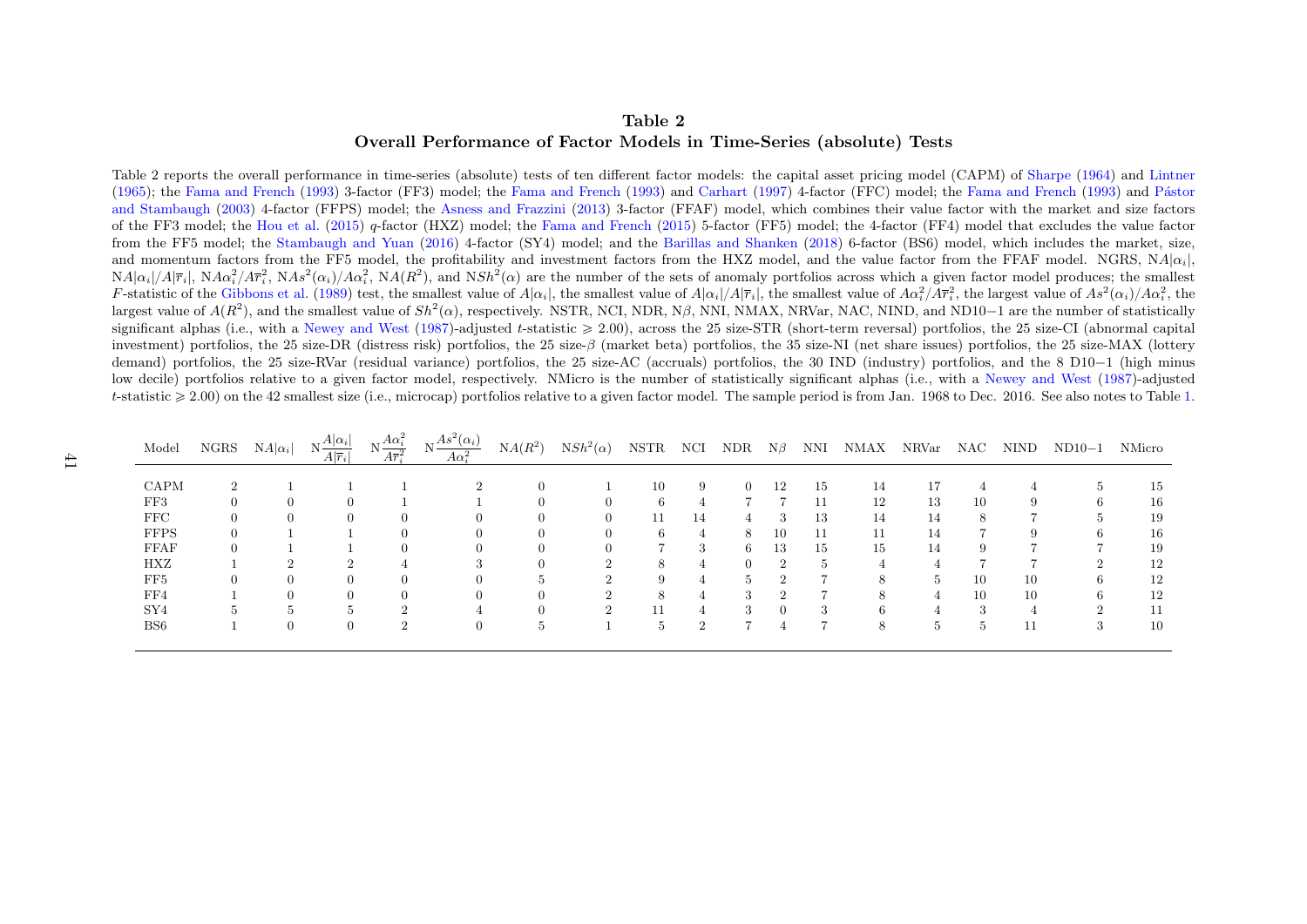# Table 2

## Overall Performance of Factor Models in Time-Series (absolute) Tests

Table 2 reports the overall performance in time-series (absolute) tests of ten different factor models: the capital asset pricing model (CAPM) of Sharpe (1964) and Lintner (1965); the Fama and French (1993) 3-factor (FF3) model; the Fama and French (1993) and Carhart (1997) 4-factor (FFC) model; the Fama and French (1993) and Pástor and Stambaugh (2003) 4-factor (FFPS) model; the Asness and Frazzini (2013) 3-factor (FFAF) model, which combines their value factor with the market and size factors of the FF3 model; the Hou et al. (2015) $q$-factor (HXZ) model; the Fama and French (2015) 5-factor (FF5) model; the 4-factor (FF4) model that excludes the value factor from the FF5 model; the Stambaugh and Yuan (2016) 4-factor (SY4) model; and the Barillas and Shanken (2018) 6-factor (BS6) model, which includes the market, size, and momentum factors from the FF5 model, the profitability and investment factors from the HXZ model, and the value factor from the FFAF model. NGRS, $\text{N}A|\alpha_i|$, $\text{N}A|\alpha_i|/A|\overline{r}_i|$, $\text{N}A\alpha_i^2/A\overline{r}_i^2$, $\text{N}As^2(\alpha_i)/A\alpha_i^2$, $\text{N}A(R^2)$, and $\text{N}Sh^2(\alpha)$ are the number of the sets of anomaly portfolios across which a given factor model produces; the smallest $F$-statistic of the Gibbons et al. (1989) test, the smallest value of $A|\alpha_i|$, the smallest value of $A|\alpha_i|/A|\overline{r}_i|$, the smallest value of $A\alpha_i^2/A\overline{r}_i^2$, the largest value of $As^2(\alpha_i)/A\alpha_i^2$, the largest value of $A(R^2)$, and the smallest value of $Sh^2(\alpha)$, respectively. NSTR, NCI, NDR, N$\beta$, NNI, NMAX, NRVar, NAC, NIND, and ND10−1 are the number of statistically significant alphas (i.e., with a Newey and West (1987)-adjusted $t$-statistic $\geqslant$ 2.00), across the 25 size-STR (short-term reversal) portfolios, the 25 size-CI (abnormal capital investment) portfolios, the 25 size-DR (distress risk) portfolios, the 25 size-$\beta$ (market beta) portfolios, the 35 size-NI (net share issues) portfolios, the 25 size-MAX (lottery demand) portfolios, the 25 size-RVar (residual variance) portfolios, the 25 size-AC (accruals) portfolios, the 30 IND (industry) portfolios, and the 8 D10−1 (high minus low decile) portfolios relative to a given factor model, respectively. NMicro is the number of statistically significant alphas (i.e., with a Newey and West (1987)-adjusted $t$-statistic $\geqslant$ 2.00) on the 42 smallest size (i.e., microcap) portfolios relative to a given factor model. The sample period is from Jan. 1968 to Dec. 2016. See also notes to Table 1.

| Model | NGRS | $\text{N}A\lvert\alpha_i\rvert$ | $\text{N}\frac{A\lvert\alpha_i\rvert}{A\lvert\overline{r}_i\rvert}$ | $\text{N}\frac{A\alpha_i^2}{A\overline{r}_i^2}$ | $\text{N}\frac{As^2(\alpha_i)}{A\alpha_i^2}$ | $\text{N}A(R^2)$ | $\text{N}Sh^2(\alpha)$ | NSTR | NCI | NDR | N$\beta$ | NNI | NMAX | NRVar | NAC | NIND | ND10−1 | NMicro |
|---|---|---|---|---|---|---|---|---|---|---|---|---|---|---|---|---|---|---|
| CAPM | 2 | 1 | 1 | 1 | 2 | 0 | 1 | 10 | 9 | 0 | 12 | 15 | 14 | 17 | 4 | 4 | 5 | 15 |
| FF3 | 0 | 0 | 0 | 1 | 1 | 0 | 0 | 6 | 4 | 7 | 7 | 11 | 12 | 13 | 10 | 9 | 6 | 16 |
| FFC | 0 | 0 | 0 | 0 | 0 | 0 | 0 | 11 | 14 | 4 | 3 | 13 | 14 | 14 | 8 | 7 | 5 | 19 |
| FFPS | 0 | 1 | 1 | 0 | 0 | 0 | 0 | 6 | 4 | 8 | 10 | 11 | 11 | 14 | 7 | 9 | 6 | 16 |
| FFAF | 0 | 1 | 1 | 0 | 0 | 0 | 0 | 7 | 3 | 6 | 13 | 15 | 15 | 14 | 9 | 7 | 7 | 19 |
| HXZ | 1 | 2 | 2 | 4 | 3 | 0 | 2 | 8 | 4 | 0 | 2 | 5 | 4 | 4 | 7 | 7 | 2 | 12 |
| FF5 | 0 | 0 | 0 | 0 | 0 | 5 | 2 | 9 | 4 | 5 | 2 | 7 | 8 | 5 | 10 | 10 | 6 | 12 |
| FF4 | 1 | 0 | 0 | 0 | 0 | 0 | 2 | 8 | 4 | 3 | 2 | 7 | 8 | 4 | 10 | 10 | 6 | 12 |
| SY4 | 5 | 5 | 5 | 2 | 4 | 0 | 2 | 11 | 4 | 3 | 0 | 3 | 6 | 4 | 3 | 4 | 2 | 11 |
| BS6 | 1 | 0 | 0 | 2 | 0 | 5 | 1 | 5 | 2 | 7 | 4 | 7 | 8 | 5 | 5 | 11 | 3 | 10 |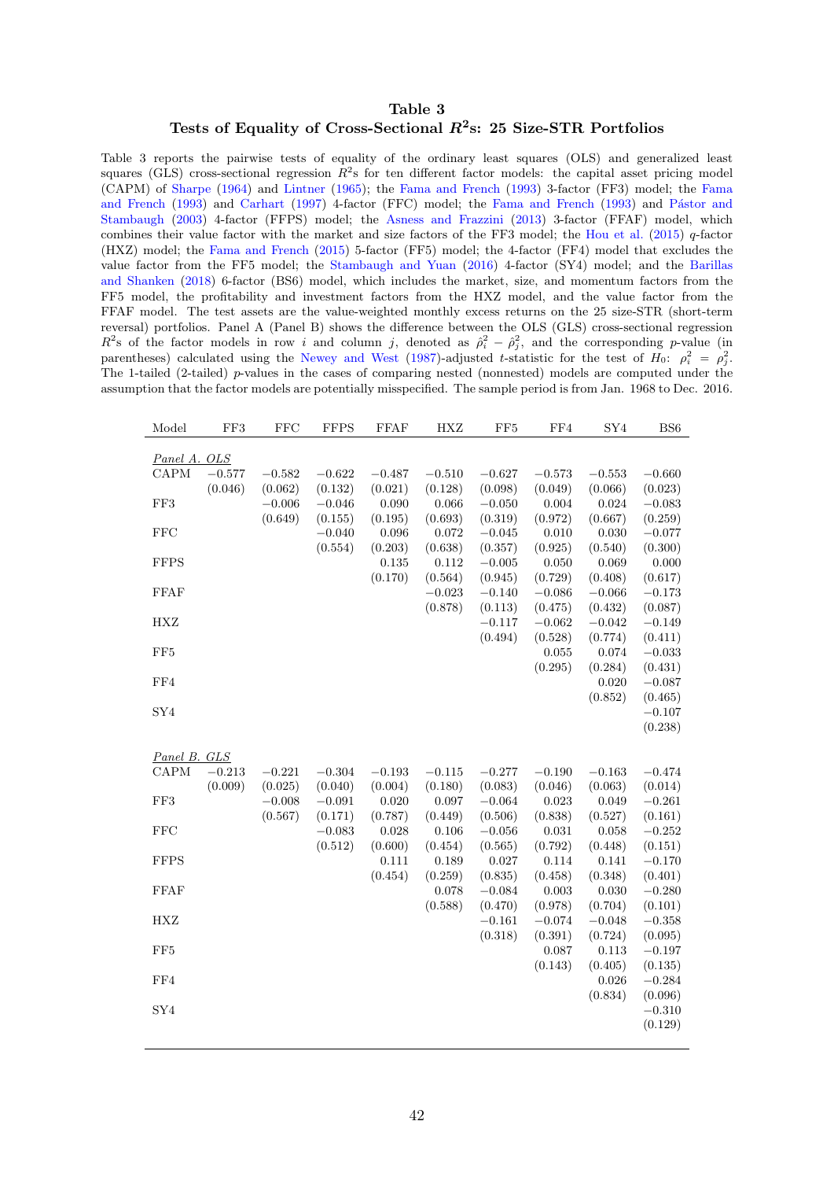# Table 3

## Tests of Equality of Cross-Sectional $R^2$s: 25 Size-STR Portfolios

Table 3 reports the pairwise tests of equality of the ordinary least squares (OLS) and generalized least squares (GLS) cross-sectional regression $R^2$s for ten different factor models: the capital asset pricing model (CAPM) of Sharpe (1964) and Lintner (1965); the Fama and French (1993) 3-factor (FF3) model; the Fama and French (1993) and Carhart (1997) 4-factor (FFC) model; the Fama and French (1993) and Pástor and Stambaugh (2003) 4-factor (FFPS) model; the Asness and Frazzini (2013) 3-factor (FFAF) model, which combines their value factor with the market and size factors of the FF3 model; the Hou et al. (2015) $q$-factor (HXZ) model; the Fama and French (2015) 5-factor (FF5) model; the 4-factor (FF4) model that excludes the value factor from the FF5 model; the Stambaugh and Yuan (2016) 4-factor (SY4) model; and the Barillas and Shanken (2018) 6-factor (BS6) model, which includes the market, size, and momentum factors from the FF5 model, the profitability and investment factors from the HXZ model, and the value factor from the FFAF model. The test assets are the value-weighted monthly excess returns on the 25 size-STR (short-term reversal) portfolios. Panel A (Panel B) shows the difference between the OLS (GLS) cross-sectional regression $R^2$s of the factor models in row $i$ and column $j$, denoted as $\hat{\rho}_i^2 - \hat{\rho}_j^2$, and the corresponding $p$-value (in parentheses) calculated using the Newey and West (1987)-adjusted $t$-statistic for the test of $H_0$: $\rho_i^2 = \rho_j^2$. The 1-tailed (2-tailed) $p$-values in the cases of comparing nested (nonnested) models are computed under the assumption that the factor models are potentially misspecified. The sample period is from Jan. 1968 to Dec. 2016.

| Model | FF3 | FFC | FFPS | FFAF | HXZ | FF5 | FF4 | SY4 | BS6 |
|---|---|---|---|---|---|---|---|---|---|
| *Panel A. OLS* | | | | | | | | | |
| CAPM | −0.577 | −0.582 | −0.622 | −0.487 | −0.510 | −0.627 | −0.573 | −0.553 | −0.660 |
| | (0.046) | (0.062) | (0.132) | (0.021) | (0.128) | (0.098) | (0.049) | (0.066) | (0.023) |
| FF3 | | −0.006 | −0.046 | 0.090 | 0.066 | −0.050 | 0.004 | 0.024 | −0.083 |
| | | (0.649) | (0.155) | (0.195) | (0.693) | (0.319) | (0.972) | (0.667) | (0.259) |
| FFC | | | −0.040 | 0.096 | 0.072 | −0.045 | 0.010 | 0.030 | −0.077 |
| | | | (0.554) | (0.203) | (0.638) | (0.357) | (0.925) | (0.540) | (0.300) |
| FFPS | | | | 0.135 | 0.112 | −0.005 | 0.050 | 0.069 | 0.000 |
| | | | | (0.170) | (0.564) | (0.945) | (0.729) | (0.408) | (0.617) |
| FFAF | | | | | −0.023 | −0.140 | −0.086 | −0.066 | −0.173 |
| | | | | | (0.878) | (0.113) | (0.475) | (0.432) | (0.087) |
| HXZ | | | | | | −0.117 | −0.062 | −0.042 | −0.149 |
| | | | | | | (0.494) | (0.528) | (0.774) | (0.411) |
| FF5 | | | | | | | 0.055 | 0.074 | −0.033 |
| | | | | | | | (0.295) | (0.284) | (0.431) |
| FF4 | | | | | | | | 0.020 | −0.087 |
| | | | | | | | | (0.852) | (0.465) |
| SY4 | | | | | | | | | −0.107 |
| | | | | | | | | | (0.238) |
| *Panel B. GLS* | | | | | | | | | |
| CAPM | −0.213 | −0.221 | −0.304 | −0.193 | −0.115 | −0.277 | −0.190 | −0.163 | −0.474 |
| | (0.009) | (0.025) | (0.040) | (0.004) | (0.180) | (0.083) | (0.046) | (0.063) | (0.014) |
| FF3 | | −0.008 | −0.091 | 0.020 | 0.097 | −0.064 | 0.023 | 0.049 | −0.261 |
| | | (0.567) | (0.171) | (0.787) | (0.449) | (0.506) | (0.838) | (0.527) | (0.161) |
| FFC | | | −0.083 | 0.028 | 0.106 | −0.056 | 0.031 | 0.058 | −0.252 |
| | | | (0.512) | (0.600) | (0.454) | (0.565) | (0.792) | (0.448) | (0.151) |
| FFPS | | | | 0.111 | 0.189 | 0.027 | 0.114 | 0.141 | −0.170 |
| | | | | (0.454) | (0.259) | (0.835) | (0.458) | (0.348) | (0.401) |
| FFAF | | | | | 0.078 | −0.084 | 0.003 | 0.030 | −0.280 |
| | | | | | (0.588) | (0.470) | (0.978) | (0.704) | (0.101) |
| HXZ | | | | | | −0.161 | −0.074 | −0.048 | −0.358 |
| | | | | | | (0.318) | (0.391) | (0.724) | (0.095) |
| FF5 | | | | | | | 0.087 | 0.113 | −0.197 |
| | | | | | | | (0.143) | (0.405) | (0.135) |
| FF4 | | | | | | | | 0.026 | −0.284 |
| | | | | | | | | (0.834) | (0.096) |
| SY4 | | | | | | | | | −0.310 |
| | | | | | | | | | (0.129) |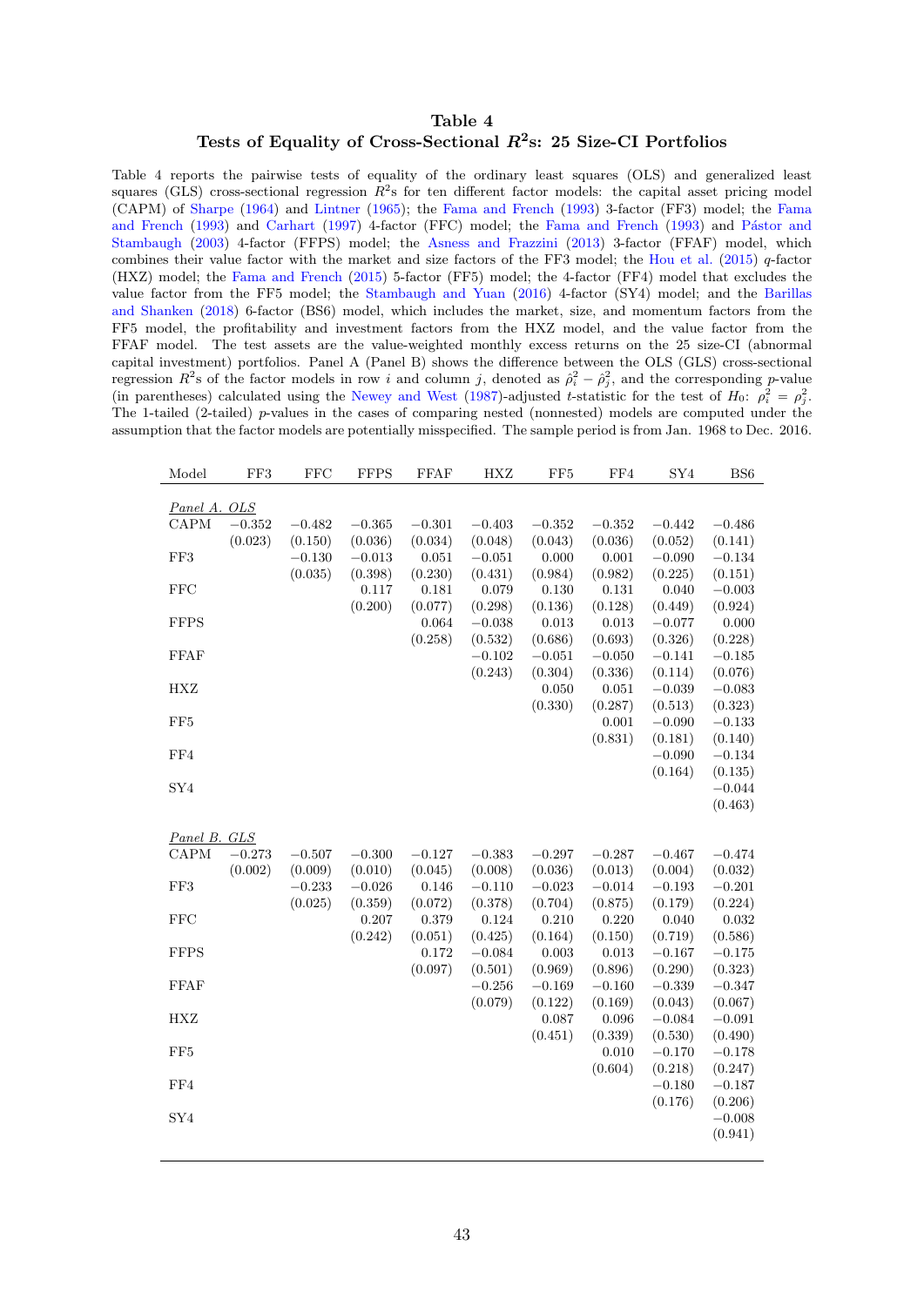# Table 4
## Tests of Equality of Cross-Sectional $R^2$s: 25 Size-CI Portfolios

Table 4 reports the pairwise tests of equality of the ordinary least squares (OLS) and generalized least squares (GLS) cross-sectional regression $R^2$s for ten different factor models: the capital asset pricing model (CAPM) of Sharpe (1964) and Lintner (1965); the Fama and French (1993) 3-factor (FF3) model; the Fama and French (1993) and Carhart (1997) 4-factor (FFC) model; the Fama and French (1993) and Pástor and Stambaugh (2003) 4-factor (FFPS) model; the Asness and Frazzini (2013) 3-factor (FFAF) model, which combines their value factor with the market and size factors of the FF3 model; the Hou et al. (2015) $q$-factor (HXZ) model; the Fama and French (2015) 5-factor (FF5) model; the 4-factor (FF4) model that excludes the value factor from the FF5 model; the Stambaugh and Yuan (2016) 4-factor (SY4) model; and the Barillas and Shanken (2018) 6-factor (BS6) model, which includes the market, size, and momentum factors from the FF5 model, the profitability and investment factors from the HXZ model, and the value factor from the FFAF model. The test assets are the value-weighted monthly excess returns on the 25 size-CI (abnormal capital investment) portfolios. Panel A (Panel B) shows the difference between the OLS (GLS) cross-sectional regression $R^2$s of the factor models in row $i$ and column $j$, denoted as $\hat{\rho}_i^2 - \hat{\rho}_j^2$, and the corresponding $p$-value (in parentheses) calculated using the Newey and West (1987)-adjusted $t$-statistic for the test of $H_0$: $\rho_i^2 = \rho_j^2$. The 1-tailed (2-tailed) $p$-values in the cases of comparing nested (nonnested) models are computed under the assumption that the factor models are potentially misspecified. The sample period is from Jan. 1968 to Dec. 2016.

| Model | FF3 | FFC | FFPS | FFAF | HXZ | FF5 | FF4 | SY4 | BS6 |
|---|---|---|---|---|---|---|---|---|---|
| *Panel A. OLS* | | | | | | | | | |
| CAPM | −0.352 | −0.482 | −0.365 | −0.301 | −0.403 | −0.352 | −0.352 | −0.442 | −0.486 |
| | (0.023) | (0.150) | (0.036) | (0.034) | (0.048) | (0.043) | (0.036) | (0.052) | (0.141) |
| FF3 | | −0.130 | −0.013 | 0.051 | −0.051 | 0.000 | 0.001 | −0.090 | −0.134 |
| | | (0.035) | (0.398) | (0.230) | (0.431) | (0.984) | (0.982) | (0.225) | (0.151) |
| FFC | | | 0.117 | 0.181 | 0.079 | 0.130 | 0.131 | 0.040 | −0.003 |
| | | | (0.200) | (0.077) | (0.298) | (0.136) | (0.128) | (0.449) | (0.924) |
| FFPS | | | | 0.064 | −0.038 | 0.013 | 0.013 | −0.077 | 0.000 |
| | | | | (0.258) | (0.532) | (0.686) | (0.693) | (0.326) | (0.228) |
| FFAF | | | | | −0.102 | −0.051 | −0.050 | −0.141 | −0.185 |
| | | | | | (0.243) | (0.304) | (0.336) | (0.114) | (0.076) |
| HXZ | | | | | | 0.050 | 0.051 | −0.039 | −0.083 |
| | | | | | | (0.330) | (0.287) | (0.513) | (0.323) |
| FF5 | | | | | | | 0.001 | −0.090 | −0.133 |
| | | | | | | | (0.831) | (0.181) | (0.140) |
| FF4 | | | | | | | | −0.090 | −0.134 |
| | | | | | | | | (0.164) | (0.135) |
| SY4 | | | | | | | | | −0.044 |
| | | | | | | | | | (0.463) |
| *Panel B. GLS* | | | | | | | | | |
| CAPM | −0.273 | −0.507 | −0.300 | −0.127 | −0.383 | −0.297 | −0.287 | −0.467 | −0.474 |
| | (0.002) | (0.009) | (0.010) | (0.045) | (0.008) | (0.036) | (0.013) | (0.004) | (0.032) |
| FF3 | | −0.233 | −0.026 | 0.146 | −0.110 | −0.023 | −0.014 | −0.193 | −0.201 |
| | | (0.025) | (0.359) | (0.072) | (0.378) | (0.704) | (0.875) | (0.179) | (0.224) |
| FFC | | | 0.207 | 0.379 | 0.124 | 0.210 | 0.220 | 0.040 | 0.032 |
| | | | (0.242) | (0.051) | (0.425) | (0.164) | (0.150) | (0.719) | (0.586) |
| FFPS | | | | 0.172 | −0.084 | 0.003 | 0.013 | −0.167 | −0.175 |
| | | | | (0.097) | (0.501) | (0.969) | (0.896) | (0.290) | (0.323) |
| FFAF | | | | | −0.256 | −0.169 | −0.160 | −0.339 | −0.347 |
| | | | | | (0.079) | (0.122) | (0.169) | (0.043) | (0.067) |
| HXZ | | | | | | 0.087 | 0.096 | −0.084 | −0.091 |
| | | | | | | (0.451) | (0.339) | (0.530) | (0.490) |
| FF5 | | | | | | | 0.010 | −0.170 | −0.178 |
| | | | | | | | (0.604) | (0.218) | (0.247) |
| FF4 | | | | | | | | −0.180 | −0.187 |
| | | | | | | | | (0.176) | (0.206) |
| SY4 | | | | | | | | | −0.008 |
| | | | | | | | | | (0.941) |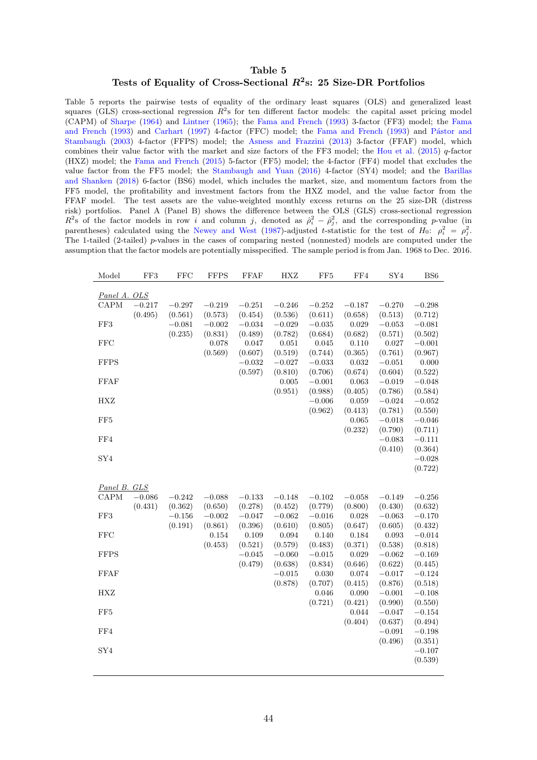# Table 5

## Tests of Equality of Cross-Sectional $R^2$s: 25 Size-DR Portfolios

Table 5 reports the pairwise tests of equality of the ordinary least squares (OLS) and generalized least squares (GLS) cross-sectional regression $R^2$s for ten different factor models: the capital asset pricing model (CAPM) of Sharpe (1964) and Lintner (1965); the Fama and French (1993) 3-factor (FF3) model; the Fama and French (1993) and Carhart (1997) 4-factor (FFC) model; the Fama and French (1993) and Pástor and Stambaugh (2003) 4-factor (FFPS) model; the Asness and Frazzini (2013) 3-factor (FFAF) model, which combines their value factor with the market and size factors of the FF3 model; the Hou et al. (2015) $q$-factor (HXZ) model; the Fama and French (2015) 5-factor (FF5) model; the 4-factor (FF4) model that excludes the value factor from the FF5 model; the Stambaugh and Yuan (2016) 4-factor (SY4) model; and the Barillas and Shanken (2018) 6-factor (BS6) model, which includes the market, size, and momentum factors from the FF5 model, the profitability and investment factors from the HXZ model, and the value factor from the FFAF model. The test assets are the value-weighted monthly excess returns on the 25 size-DR (distress risk) portfolios. Panel A (Panel B) shows the difference between the OLS (GLS) cross-sectional regression $R^2$s of the factor models in row $i$ and column $j$, denoted as $\hat{\rho}_i^2 - \hat{\rho}_j^2$, and the corresponding $p$-value (in parentheses) calculated using the Newey and West (1987)-adjusted $t$-statistic for the test of $H_0$: $\rho_i^2 = \rho_j^2$. The 1-tailed (2-tailed) $p$-values in the cases of comparing nested (nonnested) models are computed under the assumption that the factor models are potentially misspecified. The sample period is from Jan. 1968 to Dec. 2016.

| Model | FF3 | FFC | FFPS | FFAF | HXZ | FF5 | FF4 | SY4 | BS6 |
|---|---|---|---|---|---|---|---|---|---|
| *Panel A. OLS* | | | | | | | | | |
| CAPM | −0.217 | −0.297 | −0.219 | −0.251 | −0.246 | −0.252 | −0.187 | −0.270 | −0.298 |
| | (0.495) | (0.561) | (0.573) | (0.454) | (0.536) | (0.611) | (0.658) | (0.513) | (0.712) |
| FF3 | | −0.081 | −0.002 | −0.034 | −0.029 | −0.035 | 0.029 | −0.053 | −0.081 |
| | | (0.235) | (0.831) | (0.489) | (0.782) | (0.684) | (0.682) | (0.571) | (0.502) |
| FFC | | | 0.078 | 0.047 | 0.051 | 0.045 | 0.110 | 0.027 | −0.001 |
| | | | (0.569) | (0.607) | (0.519) | (0.744) | (0.365) | (0.761) | (0.967) |
| FFPS | | | | −0.032 | −0.027 | −0.033 | 0.032 | −0.051 | 0.000 |
| | | | | (0.597) | (0.810) | (0.706) | (0.674) | (0.604) | (0.522) |
| FFAF | | | | | 0.005 | −0.001 | 0.063 | −0.019 | −0.048 |
| | | | | | (0.951) | (0.988) | (0.405) | (0.786) | (0.584) |
| HXZ | | | | | | −0.006 | 0.059 | −0.024 | −0.052 |
| | | | | | | (0.962) | (0.413) | (0.781) | (0.550) |
| FF5 | | | | | | | 0.065 | −0.018 | −0.046 |
| | | | | | | | (0.232) | (0.790) | (0.711) |
| FF4 | | | | | | | | −0.083 | −0.111 |
| | | | | | | | | (0.410) | (0.364) |
| SY4 | | | | | | | | | −0.028 |
| | | | | | | | | | (0.722) |
| *Panel B. GLS* | | | | | | | | | |
| CAPM | −0.086 | −0.242 | −0.088 | −0.133 | −0.148 | −0.102 | −0.058 | −0.149 | −0.256 |
| | (0.431) | (0.362) | (0.650) | (0.278) | (0.452) | (0.779) | (0.800) | (0.430) | (0.632) |
| FF3 | | −0.156 | −0.002 | −0.047 | −0.062 | −0.016 | 0.028 | −0.063 | −0.170 |
| | | (0.191) | (0.861) | (0.396) | (0.610) | (0.805) | (0.647) | (0.605) | (0.432) |
| FFC | | | 0.154 | 0.109 | 0.094 | 0.140 | 0.184 | 0.093 | −0.014 |
| | | | (0.453) | (0.521) | (0.579) | (0.483) | (0.371) | (0.538) | (0.818) |
| FFPS | | | | −0.045 | −0.060 | −0.015 | 0.029 | −0.062 | −0.169 |
| | | | | (0.479) | (0.638) | (0.834) | (0.646) | (0.622) | (0.445) |
| FFAF | | | | | −0.015 | 0.030 | 0.074 | −0.017 | −0.124 |
| | | | | | (0.878) | (0.707) | (0.415) | (0.876) | (0.518) |
| HXZ | | | | | | 0.046 | 0.090 | −0.001 | −0.108 |
| | | | | | | (0.721) | (0.421) | (0.990) | (0.550) |
| FF5 | | | | | | | 0.044 | −0.047 | −0.154 |
| | | | | | | | (0.404) | (0.637) | (0.494) |
| FF4 | | | | | | | | −0.091 | −0.198 |
| | | | | | | | | (0.496) | (0.351) |
| SY4 | | | | | | | | | −0.107 |
| | | | | | | | | | (0.539) |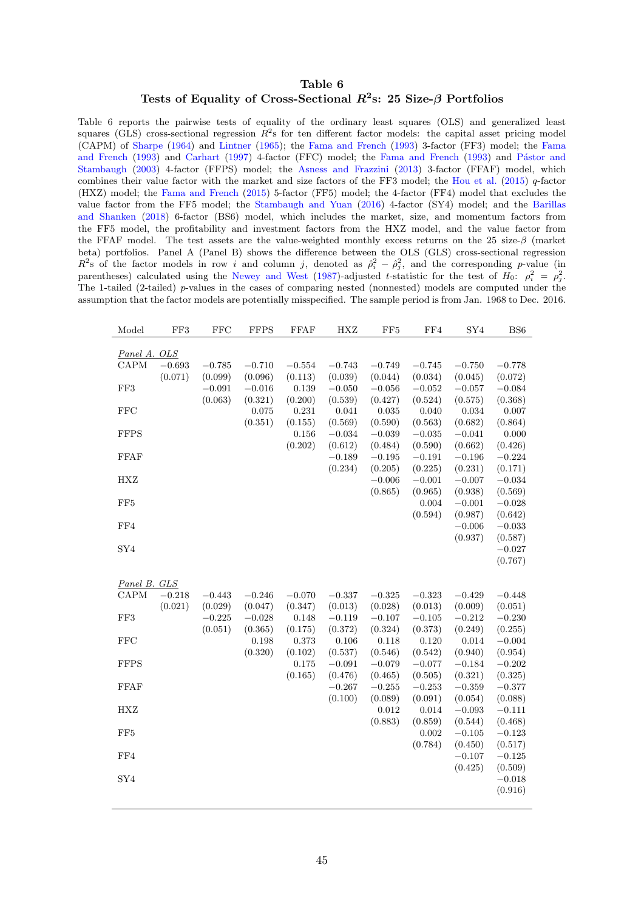## Table 6
### Tests of Equality of Cross-Sectional $R^2$s: 25 Size-$\beta$ Portfolios

Table 6 reports the pairwise tests of equality of the ordinary least squares (OLS) and generalized least squares (GLS) cross-sectional regression $R^2$s for ten different factor models: the capital asset pricing model (CAPM) of Sharpe (1964) and Lintner (1965); the Fama and French (1993) 3-factor (FF3) model; the Fama and French (1993) and Carhart (1997) 4-factor (FFC) model; the Fama and French (1993) and Pástor and Stambaugh (2003) 4-factor (FFPS) model; the Asness and Frazzini (2013) 3-factor (FFAF) model, which combines their value factor with the market and size factors of the FF3 model; the Hou et al. (2015) $q$-factor (HXZ) model; the Fama and French (2015) 5-factor (FF5) model; the 4-factor (FF4) model that excludes the value factor from the FF5 model; the Stambaugh and Yuan (2016) 4-factor (SY4) model; and the Barillas and Shanken (2018) 6-factor (BS6) model, which includes the market, size, and momentum factors from the FF5 model, the profitability and investment factors from the HXZ model, and the value factor from the FFAF model. The test assets are the value-weighted monthly excess returns on the 25 size-$\beta$ (market beta) portfolios. Panel A (Panel B) shows the difference between the OLS (GLS) cross-sectional regression $R^2$s of the factor models in row $i$ and column $j$, denoted as $\hat{\rho}_i^2 - \hat{\rho}_j^2$, and the corresponding $p$-value (in parentheses) calculated using the Newey and West (1987)-adjusted $t$-statistic for the test of $H_0$: $\rho_i^2 = \rho_j^2$. The 1-tailed (2-tailed) $p$-values in the cases of comparing nested (nonnested) models are computed under the assumption that the factor models are potentially misspecified. The sample period is from Jan. 1968 to Dec. 2016.

| Model | FF3 | FFC | FFPS | FFAF | HXZ | FF5 | FF4 | SY4 | BS6 |
|---|---|---|---|---|---|---|---|---|---|
| *Panel A. OLS* | | | | | | | | | |
| CAPM | −0.693 | −0.785 | −0.710 | −0.554 | −0.743 | −0.749 | −0.745 | −0.750 | −0.778 |
| | (0.071) | (0.099) | (0.096) | (0.113) | (0.039) | (0.044) | (0.034) | (0.045) | (0.072) |
| FF3 | | −0.091 | −0.016 | 0.139 | −0.050 | −0.056 | −0.052 | −0.057 | −0.084 |
| | | (0.063) | (0.321) | (0.200) | (0.539) | (0.427) | (0.524) | (0.575) | (0.368) |
| FFC | | | 0.075 | 0.231 | 0.041 | 0.035 | 0.040 | 0.034 | 0.007 |
| | | | (0.351) | (0.155) | (0.569) | (0.590) | (0.563) | (0.682) | (0.864) |
| FFPS | | | | 0.156 | −0.034 | −0.039 | −0.035 | −0.041 | 0.000 |
| | | | | (0.202) | (0.612) | (0.484) | (0.590) | (0.662) | (0.426) |
| FFAF | | | | | −0.189 | −0.195 | −0.191 | −0.196 | −0.224 |
| | | | | | (0.234) | (0.205) | (0.225) | (0.231) | (0.171) |
| HXZ | | | | | | −0.006 | −0.001 | −0.007 | −0.034 |
| | | | | | | (0.865) | (0.965) | (0.938) | (0.569) |
| FF5 | | | | | | | 0.004 | −0.001 | −0.028 |
| | | | | | | | (0.594) | (0.987) | (0.642) |
| FF4 | | | | | | | | −0.006 | −0.033 |
| | | | | | | | | (0.937) | (0.587) |
| SY4 | | | | | | | | | −0.027 |
| | | | | | | | | | (0.767) |
| *Panel B. GLS* | | | | | | | | | |
| CAPM | −0.218 | −0.443 | −0.246 | −0.070 | −0.337 | −0.325 | −0.323 | −0.429 | −0.448 |
| | (0.021) | (0.029) | (0.047) | (0.347) | (0.013) | (0.028) | (0.013) | (0.009) | (0.051) |
| FF3 | | −0.225 | −0.028 | 0.148 | −0.119 | −0.107 | −0.105 | −0.212 | −0.230 |
| | | (0.051) | (0.365) | (0.175) | (0.372) | (0.324) | (0.373) | (0.249) | (0.255) |
| FFC | | | 0.198 | 0.373 | 0.106 | 0.118 | 0.120 | 0.014 | −0.004 |
| | | | (0.320) | (0.102) | (0.537) | (0.546) | (0.542) | (0.940) | (0.954) |
| FFPS | | | | 0.175 | −0.091 | −0.079 | −0.077 | −0.184 | −0.202 |
| | | | | (0.165) | (0.476) | (0.465) | (0.505) | (0.321) | (0.325) |
| FFAF | | | | | −0.267 | −0.255 | −0.253 | −0.359 | −0.377 |
| | | | | | (0.100) | (0.089) | (0.091) | (0.054) | (0.088) |
| HXZ | | | | | | 0.012 | 0.014 | −0.093 | −0.111 |
| | | | | | | (0.883) | (0.859) | (0.544) | (0.468) |
| FF5 | | | | | | | 0.002 | −0.105 | −0.123 |
| | | | | | | | (0.784) | (0.450) | (0.517) |
| FF4 | | | | | | | | −0.107 | −0.125 |
| | | | | | | | | (0.425) | (0.509) |
| SY4 | | | | | | | | | −0.018 |
| | | | | | | | | | (0.916) |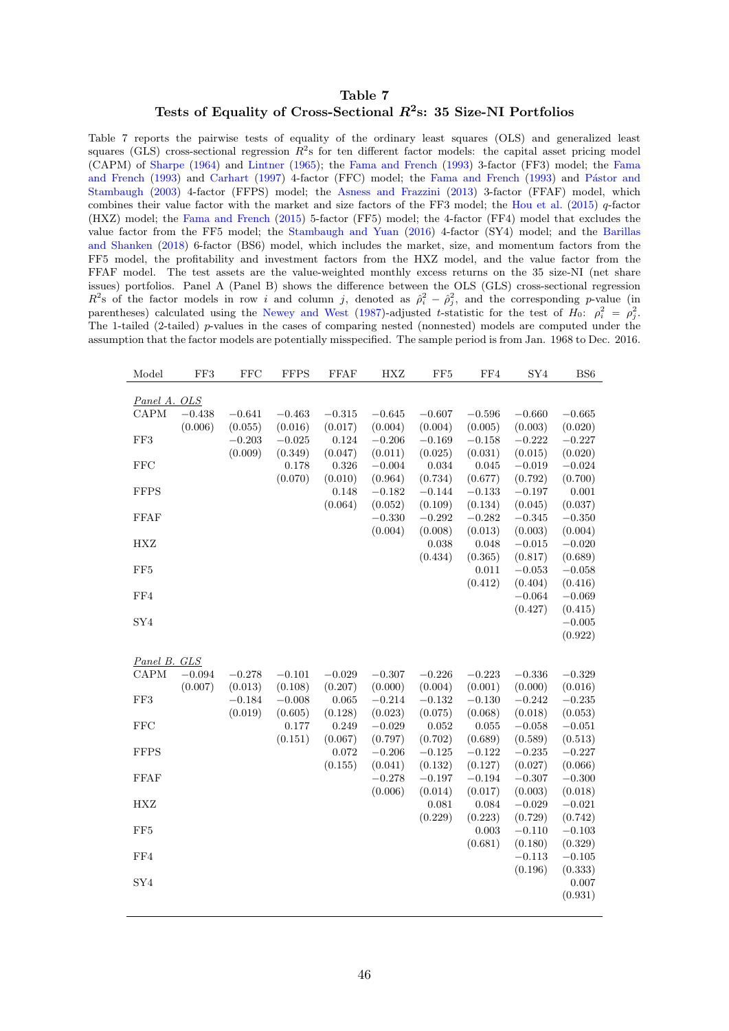# Table 7

## Tests of Equality of Cross-Sectional $R^2$s: 35 Size-NI Portfolios

Table 7 reports the pairwise tests of equality of the ordinary least squares (OLS) and generalized least squares (GLS) cross-sectional regression $R^2$s for ten different factor models: the capital asset pricing model (CAPM) of Sharpe (1964) and Lintner (1965); the Fama and French (1993) 3-factor (FF3) model; the Fama and French (1993) and Carhart (1997) 4-factor (FFC) model; the Fama and French (1993) and Pástor and Stambaugh (2003) 4-factor (FFPS) model; the Asness and Frazzini (2013) 3-factor (FFAF) model, which combines their value factor with the market and size factors of the FF3 model; the Hou et al. (2015) $q$-factor (HXZ) model; the Fama and French (2015) 5-factor (FF5) model; the 4-factor (FF4) model that excludes the value factor from the FF5 model; the Stambaugh and Yuan (2016) 4-factor (SY4) model; and the Barillas and Shanken (2018) 6-factor (BS6) model, which includes the market, size, and momentum factors from the FF5 model, the profitability and investment factors from the HXZ model, and the value factor from the FFAF model. The test assets are the value-weighted monthly excess returns on the 35 size-NI (net share issues) portfolios. Panel A (Panel B) shows the difference between the OLS (GLS) cross-sectional regression $R^2$s of the factor models in row $i$ and column $j$, denoted as $\hat{\rho}_i^2 - \hat{\rho}_j^2$, and the corresponding $p$-value (in parentheses) calculated using the Newey and West (1987)-adjusted $t$-statistic for the test of $H_0$: $\rho_i^2 = \rho_j^2$. The 1-tailed (2-tailed) $p$-values in the cases of comparing nested (nonnested) models are computed under the assumption that the factor models are potentially misspecified. The sample period is from Jan. 1968 to Dec. 2016.

| Model | FF3 | FFC | FFPS | FFAF | HXZ | FF5 | FF4 | SY4 | BS6 |
|---|---|---|---|---|---|---|---|---|---|
| *Panel A. OLS* | | | | | | | | | |
| CAPM | −0.438 | −0.641 | −0.463 | −0.315 | −0.645 | −0.607 | −0.596 | −0.660 | −0.665 |
| | (0.006) | (0.055) | (0.016) | (0.017) | (0.004) | (0.004) | (0.005) | (0.003) | (0.020) |
| FF3 | | −0.203 | −0.025 | 0.124 | −0.206 | −0.169 | −0.158 | −0.222 | −0.227 |
| | | (0.009) | (0.349) | (0.047) | (0.011) | (0.025) | (0.031) | (0.015) | (0.020) |
| FFC | | | 0.178 | 0.326 | −0.004 | 0.034 | 0.045 | −0.019 | −0.024 |
| | | | (0.070) | (0.010) | (0.964) | (0.734) | (0.677) | (0.792) | (0.700) |
| FFPS | | | | 0.148 | −0.182 | −0.144 | −0.133 | −0.197 | 0.001 |
| | | | | (0.064) | (0.052) | (0.109) | (0.134) | (0.045) | (0.037) |
| FFAF | | | | | −0.330 | −0.292 | −0.282 | −0.345 | −0.350 |
| | | | | | (0.004) | (0.008) | (0.013) | (0.003) | (0.004) |
| HXZ | | | | | | 0.038 | 0.048 | −0.015 | −0.020 |
| | | | | | | (0.434) | (0.365) | (0.817) | (0.689) |
| FF5 | | | | | | | 0.011 | −0.053 | −0.058 |
| | | | | | | | (0.412) | (0.404) | (0.416) |
| FF4 | | | | | | | | −0.064 | −0.069 |
| | | | | | | | | (0.427) | (0.415) |
| SY4 | | | | | | | | | −0.005 |
| | | | | | | | | | (0.922) |
| *Panel B. GLS* | | | | | | | | | |
| CAPM | −0.094 | −0.278 | −0.101 | −0.029 | −0.307 | −0.226 | −0.223 | −0.336 | −0.329 |
| | (0.007) | (0.013) | (0.108) | (0.207) | (0.000) | (0.004) | (0.001) | (0.000) | (0.016) |
| FF3 | | −0.184 | −0.008 | 0.065 | −0.214 | −0.132 | −0.130 | −0.242 | −0.235 |
| | | (0.019) | (0.605) | (0.128) | (0.023) | (0.075) | (0.068) | (0.018) | (0.053) |
| FFC | | | 0.177 | 0.249 | −0.029 | 0.052 | 0.055 | −0.058 | −0.051 |
| | | | (0.151) | (0.067) | (0.797) | (0.702) | (0.689) | (0.589) | (0.513) |
| FFPS | | | | 0.072 | −0.206 | −0.125 | −0.122 | −0.235 | −0.227 |
| | | | | (0.155) | (0.041) | (0.132) | (0.127) | (0.027) | (0.066) |
| FFAF | | | | | −0.278 | −0.197 | −0.194 | −0.307 | −0.300 |
| | | | | | (0.006) | (0.014) | (0.017) | (0.003) | (0.018) |
| HXZ | | | | | | 0.081 | 0.084 | −0.029 | −0.021 |
| | | | | | | (0.229) | (0.223) | (0.729) | (0.742) |
| FF5 | | | | | | | 0.003 | −0.110 | −0.103 |
| | | | | | | | (0.681) | (0.180) | (0.329) |
| FF4 | | | | | | | | −0.113 | −0.105 |
| | | | | | | | | (0.196) | (0.333) |
| SY4 | | | | | | | | | 0.007 |
| | | | | | | | | | (0.931) |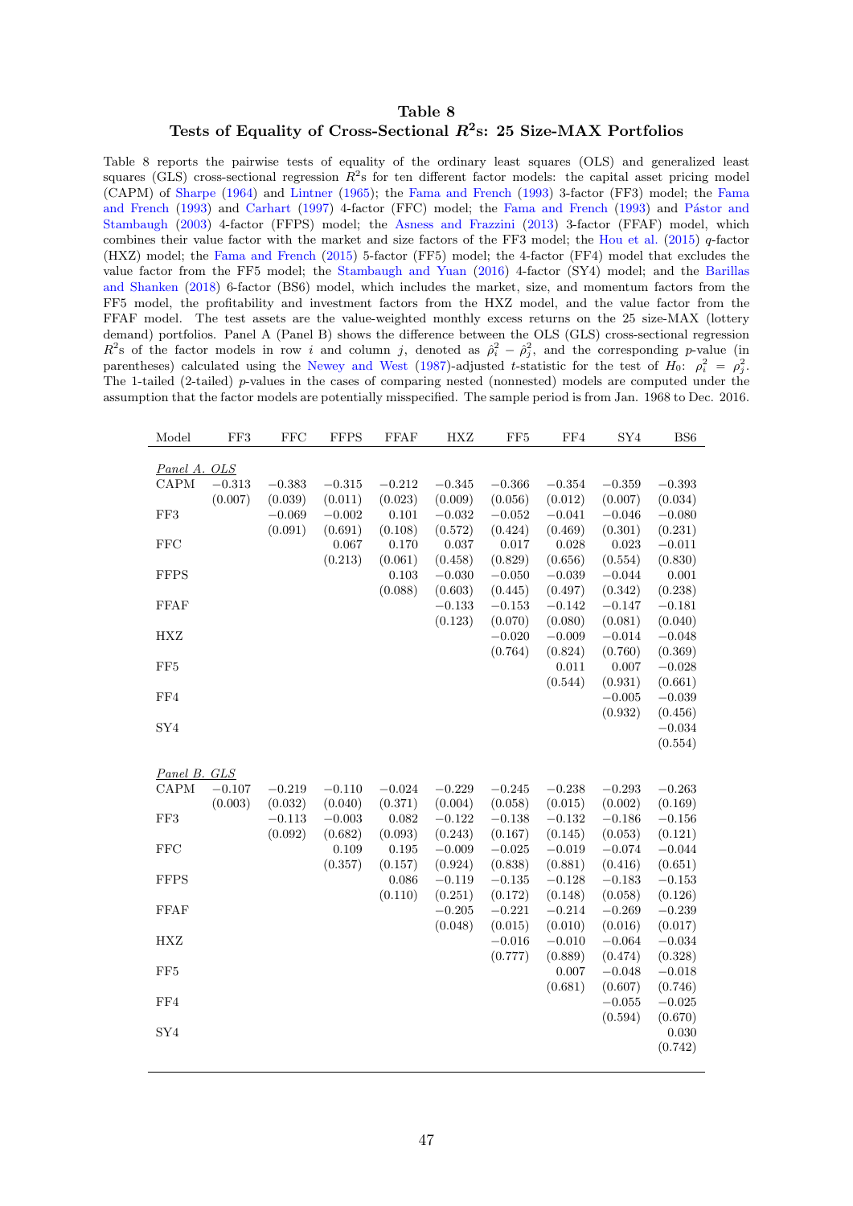# Table 8

## Tests of Equality of Cross-Sectional $R^2$s: 25 Size-MAX Portfolios

Table 8 reports the pairwise tests of equality of the ordinary least squares (OLS) and generalized least squares (GLS) cross-sectional regression $R^2$s for ten different factor models: the capital asset pricing model (CAPM) of Sharpe (1964) and Lintner (1965); the Fama and French (1993) 3-factor (FF3) model; the Fama and French (1993) and Carhart (1997) 4-factor (FFC) model; the Fama and French (1993) and Pástor and Stambaugh (2003) 4-factor (FFPS) model; the Asness and Frazzini (2013) 3-factor (FFAF) model, which combines their value factor with the market and size factors of the FF3 model; the Hou et al. (2015) $q$-factor (HXZ) model; the Fama and French (2015) 5-factor (FF5) model; the 4-factor (FF4) model that excludes the value factor from the FF5 model; the Stambaugh and Yuan (2016) 4-factor (SY4) model; and the Barillas and Shanken (2018) 6-factor (BS6) model, which includes the market, size, and momentum factors from the FF5 model, the profitability and investment factors from the HXZ model, and the value factor from the FFAF model. The test assets are the value-weighted monthly excess returns on the 25 size-MAX (lottery demand) portfolios. Panel A (Panel B) shows the difference between the OLS (GLS) cross-sectional regression $R^2$s of the factor models in row $i$ and column $j$, denoted as $\hat{\rho}_i^2 - \hat{\rho}_j^2$, and the corresponding $p$-value (in parentheses) calculated using the Newey and West (1987)-adjusted $t$-statistic for the test of $H_0$: $\rho_i^2 = \rho_j^2$. The 1-tailed (2-tailed) $p$-values in the cases of comparing nested (nonnested) models are computed under the assumption that the factor models are potentially misspecified. The sample period is from Jan. 1968 to Dec. 2016.

| Model | FF3 | FFC | FFPS | FFAF | HXZ | FF5 | FF4 | SY4 | BS6 |
|---|---|---|---|---|---|---|---|---|---|
| *Panel A. OLS* | | | | | | | | | |
| CAPM | −0.313 | −0.383 | −0.315 | −0.212 | −0.345 | −0.366 | −0.354 | −0.359 | −0.393 |
| | (0.007) | (0.039) | (0.011) | (0.023) | (0.009) | (0.056) | (0.012) | (0.007) | (0.034) |
| FF3 | | −0.069 | −0.002 | 0.101 | −0.032 | −0.052 | −0.041 | −0.046 | −0.080 |
| | | (0.091) | (0.691) | (0.108) | (0.572) | (0.424) | (0.469) | (0.301) | (0.231) |
| FFC | | | 0.067 | 0.170 | 0.037 | 0.017 | 0.028 | 0.023 | −0.011 |
| | | | (0.213) | (0.061) | (0.458) | (0.829) | (0.656) | (0.554) | (0.830) |
| FFPS | | | | 0.103 | −0.030 | −0.050 | −0.039 | −0.044 | 0.001 |
| | | | | (0.088) | (0.603) | (0.445) | (0.497) | (0.342) | (0.238) |
| FFAF | | | | | −0.133 | −0.153 | −0.142 | −0.147 | −0.181 |
| | | | | | (0.123) | (0.070) | (0.080) | (0.081) | (0.040) |
| HXZ | | | | | | −0.020 | −0.009 | −0.014 | −0.048 |
| | | | | | | (0.764) | (0.824) | (0.760) | (0.369) |
| FF5 | | | | | | | 0.011 | 0.007 | −0.028 |
| | | | | | | | (0.544) | (0.931) | (0.661) |
| FF4 | | | | | | | | −0.005 | −0.039 |
| | | | | | | | | (0.932) | (0.456) |
| SY4 | | | | | | | | | −0.034 |
| | | | | | | | | | (0.554) |
| *Panel B. GLS* | | | | | | | | | |
| CAPM | −0.107 | −0.219 | −0.110 | −0.024 | −0.229 | −0.245 | −0.238 | −0.293 | −0.263 |
| | (0.003) | (0.032) | (0.040) | (0.371) | (0.004) | (0.058) | (0.015) | (0.002) | (0.169) |
| FF3 | | −0.113 | −0.003 | 0.082 | −0.122 | −0.138 | −0.132 | −0.186 | −0.156 |
| | | (0.092) | (0.682) | (0.093) | (0.243) | (0.167) | (0.145) | (0.053) | (0.121) |
| FFC | | | 0.109 | 0.195 | −0.009 | −0.025 | −0.019 | −0.074 | −0.044 |
| | | | (0.357) | (0.157) | (0.924) | (0.838) | (0.881) | (0.416) | (0.651) |
| FFPS | | | | 0.086 | −0.119 | −0.135 | −0.128 | −0.183 | −0.153 |
| | | | | (0.110) | (0.251) | (0.172) | (0.148) | (0.058) | (0.126) |
| FFAF | | | | | −0.205 | −0.221 | −0.214 | −0.269 | −0.239 |
| | | | | | (0.048) | (0.015) | (0.010) | (0.016) | (0.017) |
| HXZ | | | | | | −0.016 | −0.010 | −0.064 | −0.034 |
| | | | | | | (0.777) | (0.889) | (0.474) | (0.328) |
| FF5 | | | | | | | 0.007 | −0.048 | −0.018 |
| | | | | | | | (0.681) | (0.607) | (0.746) |
| FF4 | | | | | | | | −0.055 | −0.025 |
| | | | | | | | | (0.594) | (0.670) |
| SY4 | | | | | | | | | 0.030 |
| | | | | | | | | | (0.742) |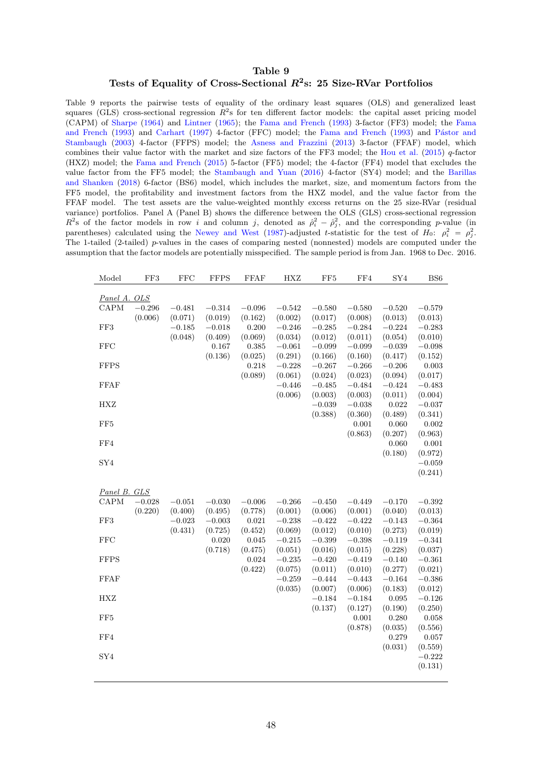# Table 9
## Tests of Equality of Cross-Sectional $R^2$s: 25 Size-RVar Portfolios

Table 9 reports the pairwise tests of equality of the ordinary least squares (OLS) and generalized least squares (GLS) cross-sectional regression $R^2$s for ten different factor models: the capital asset pricing model (CAPM) of Sharpe (1964) and Lintner (1965); the Fama and French (1993) 3-factor (FF3) model; the Fama and French (1993) and Carhart (1997) 4-factor (FFC) model; the Fama and French (1993) and Pástor and Stambaugh (2003) 4-factor (FFPS) model; the Asness and Frazzini (2013) 3-factor (FFAF) model, which combines their value factor with the market and size factors of the FF3 model; the Hou et al. (2015) $q$-factor (HXZ) model; the Fama and French (2015) 5-factor (FF5) model; the 4-factor (FF4) model that excludes the value factor from the FF5 model; the Stambaugh and Yuan (2016) 4-factor (SY4) model; and the Barillas and Shanken (2018) 6-factor (BS6) model, which includes the market, size, and momentum factors from the FF5 model, the profitability and investment factors from the HXZ model, and the value factor from the FFAF model. The test assets are the value-weighted monthly excess returns on the 25 size-RVar (residual variance) portfolios. Panel A (Panel B) shows the difference between the OLS (GLS) cross-sectional regression $R^2$s of the factor models in row $i$ and column $j$, denoted as $\hat{\rho}_i^2 - \hat{\rho}_j^2$, and the corresponding $p$-value (in parentheses) calculated using the Newey and West (1987)-adjusted $t$-statistic for the test of $H_0$: $\rho_i^2 = \rho_j^2$. The 1-tailed (2-tailed) $p$-values in the cases of comparing nested (nonnested) models are computed under the assumption that the factor models are potentially misspecified. The sample period is from Jan. 1968 to Dec. 2016.

| Model | FF3 | FFC | FFPS | FFAF | HXZ | FF5 | FF4 | SY4 | BS6 |
|---|---|---|---|---|---|---|---|---|---|
| *Panel A. OLS* | | | | | | | | | |
| CAPM | −0.296 | −0.481 | −0.314 | −0.096 | −0.542 | −0.580 | −0.580 | −0.520 | −0.579 |
| | (0.006) | (0.071) | (0.019) | (0.162) | (0.002) | (0.017) | (0.008) | (0.013) | (0.013) |
| FF3 | | −0.185 | −0.018 | 0.200 | −0.246 | −0.285 | −0.284 | −0.224 | −0.283 |
| | | (0.048) | (0.409) | (0.069) | (0.034) | (0.012) | (0.011) | (0.054) | (0.010) |
| FFC | | | 0.167 | 0.385 | −0.061 | −0.099 | −0.099 | −0.039 | −0.098 |
| | | | (0.136) | (0.025) | (0.291) | (0.166) | (0.160) | (0.417) | (0.152) |
| FFPS | | | | 0.218 | −0.228 | −0.267 | −0.266 | −0.206 | 0.003 |
| | | | | (0.089) | (0.061) | (0.024) | (0.023) | (0.094) | (0.017) |
| FFAF | | | | | −0.446 | −0.485 | −0.484 | −0.424 | −0.483 |
| | | | | | (0.006) | (0.003) | (0.003) | (0.011) | (0.004) |
| HXZ | | | | | | −0.039 | −0.038 | 0.022 | −0.037 |
| | | | | | | (0.388) | (0.360) | (0.489) | (0.341) |
| FF5 | | | | | | | 0.001 | 0.060 | 0.002 |
| | | | | | | | (0.863) | (0.207) | (0.963) |
| FF4 | | | | | | | | 0.060 | 0.001 |
| | | | | | | | | (0.180) | (0.972) |
| SY4 | | | | | | | | | −0.059 |
| | | | | | | | | | (0.241) |
| *Panel B. GLS* | | | | | | | | | |
| CAPM | −0.028 | −0.051 | −0.030 | −0.006 | −0.266 | −0.450 | −0.449 | −0.170 | −0.392 |
| | (0.220) | (0.400) | (0.495) | (0.778) | (0.001) | (0.006) | (0.001) | (0.040) | (0.013) |
| FF3 | | −0.023 | −0.003 | 0.021 | −0.238 | −0.422 | −0.422 | −0.143 | −0.364 |
| | | (0.431) | (0.725) | (0.452) | (0.069) | (0.012) | (0.010) | (0.273) | (0.019) |
| FFC | | | 0.020 | 0.045 | −0.215 | −0.399 | −0.398 | −0.119 | −0.341 |
| | | | (0.718) | (0.475) | (0.051) | (0.016) | (0.015) | (0.228) | (0.037) |
| FFPS | | | | 0.024 | −0.235 | −0.420 | −0.419 | −0.140 | −0.361 |
| | | | | (0.422) | (0.075) | (0.011) | (0.010) | (0.277) | (0.021) |
| FFAF | | | | | −0.259 | −0.444 | −0.443 | −0.164 | −0.386 |
| | | | | | (0.035) | (0.007) | (0.006) | (0.183) | (0.012) |
| HXZ | | | | | | −0.184 | −0.184 | 0.095 | −0.126 |
| | | | | | | (0.137) | (0.127) | (0.190) | (0.250) |
| FF5 | | | | | | | 0.001 | 0.280 | 0.058 |
| | | | | | | | (0.878) | (0.035) | (0.556) |
| FF4 | | | | | | | | 0.279 | 0.057 |
| | | | | | | | | (0.031) | (0.559) |
| SY4 | | | | | | | | | −0.222 |
| | | | | | | | | | (0.131) |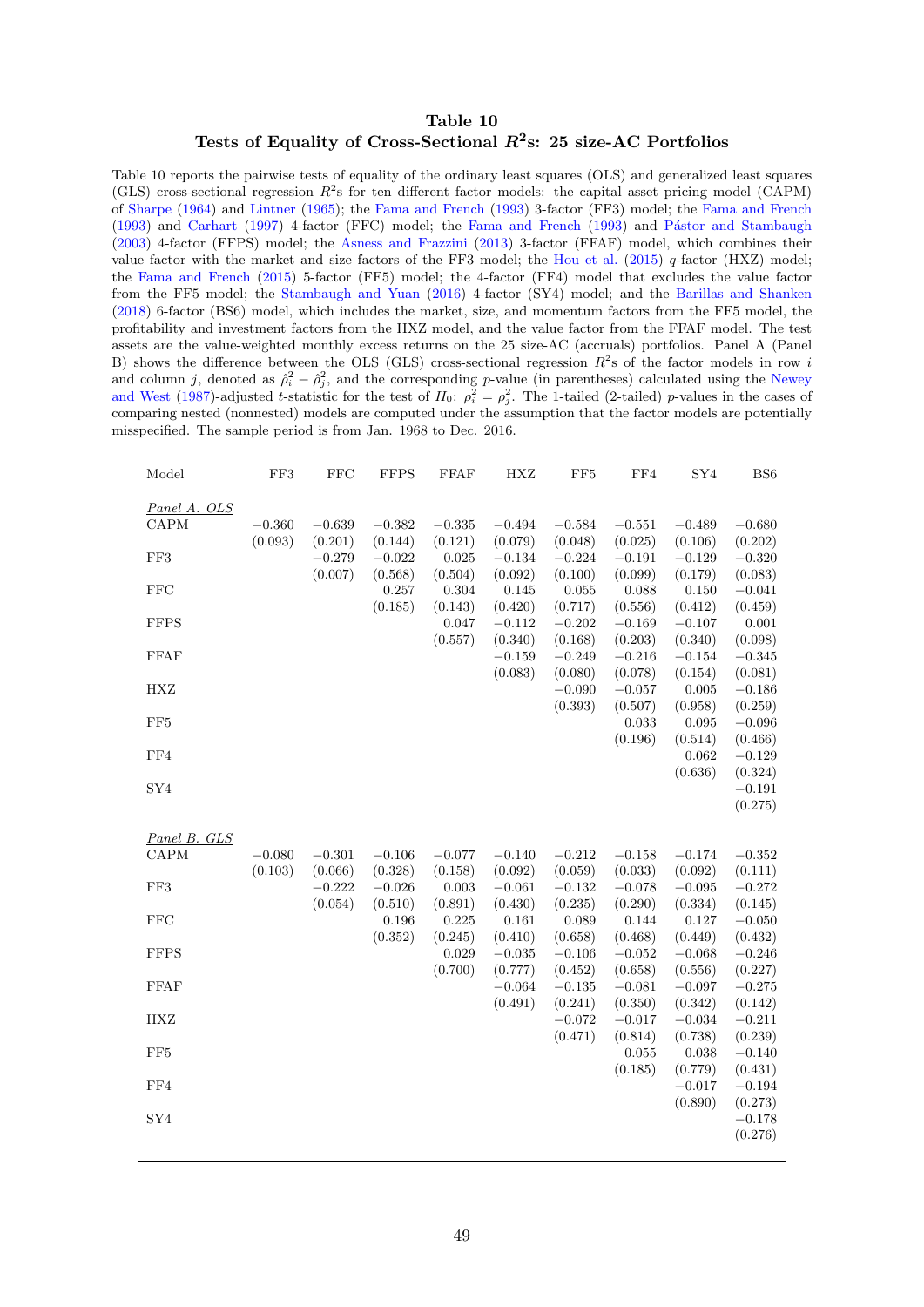## Table 10
### Tests of Equality of Cross-Sectional $R^2$s: 25 size-AC Portfolios

Table 10 reports the pairwise tests of equality of the ordinary least squares (OLS) and generalized least squares (GLS) cross-sectional regression $R^2$s for ten different factor models: the capital asset pricing model (CAPM) of Sharpe (1964) and Lintner (1965); the Fama and French (1993) 3-factor (FF3) model; the Fama and French (1993) and Carhart (1997) 4-factor (FFC) model; the Fama and French (1993) and Pástor and Stambaugh (2003) 4-factor (FFPS) model; the Asness and Frazzini (2013) 3-factor (FFAF) model, which combines their value factor with the market and size factors of the FF3 model; the Hou et al. (2015) $q$-factor (HXZ) model; the Fama and French (2015) 5-factor (FF5) model; the 4-factor (FF4) model that excludes the value factor from the FF5 model; the Stambaugh and Yuan (2016) 4-factor (SY4) model; and the Barillas and Shanken (2018) 6-factor (BS6) model, which includes the market, size, and momentum factors from the FF5 model, the profitability and investment factors from the HXZ model, and the value factor from the FFAF model. The test assets are the value-weighted monthly excess returns on the 25 size-AC (accruals) portfolios. Panel A (Panel B) shows the difference between the OLS (GLS) cross-sectional regression $R^2$s of the factor models in row $i$ and column $j$, denoted as $\hat{\rho}_i^2 - \hat{\rho}_j^2$, and the corresponding $p$-value (in parentheses) calculated using the Newey and West (1987)-adjusted $t$-statistic for the test of $H_0$: $\rho_i^2 = \rho_j^2$. The 1-tailed (2-tailed) $p$-values in the cases of comparing nested (nonnested) models are computed under the assumption that the factor models are potentially misspecified. The sample period is from Jan. 1968 to Dec. 2016.

| Model | FF3 | FFC | FFPS | FFAF | HXZ | FF5 | FF4 | SY4 | BS6 |
|---|---|---|---|---|---|---|---|---|---|
| *Panel A. OLS* | | | | | | | | | |
| CAPM | −0.360 | −0.639 | −0.382 | −0.335 | −0.494 | −0.584 | −0.551 | −0.489 | −0.680 |
| | (0.093) | (0.201) | (0.144) | (0.121) | (0.079) | (0.048) | (0.025) | (0.106) | (0.202) |
| FF3 | | −0.279 | −0.022 | 0.025 | −0.134 | −0.224 | −0.191 | −0.129 | −0.320 |
| | | (0.007) | (0.568) | (0.504) | (0.092) | (0.100) | (0.099) | (0.179) | (0.083) |
| FFC | | | 0.257 | 0.304 | 0.145 | 0.055 | 0.088 | 0.150 | −0.041 |
| | | | (0.185) | (0.143) | (0.420) | (0.717) | (0.556) | (0.412) | (0.459) |
| FFPS | | | | 0.047 | −0.112 | −0.202 | −0.169 | −0.107 | 0.001 |
| | | | | (0.557) | (0.340) | (0.168) | (0.203) | (0.340) | (0.098) |
| FFAF | | | | | −0.159 | −0.249 | −0.216 | −0.154 | −0.345 |
| | | | | | (0.083) | (0.080) | (0.078) | (0.154) | (0.081) |
| HXZ | | | | | | −0.090 | −0.057 | 0.005 | −0.186 |
| | | | | | | (0.393) | (0.507) | (0.958) | (0.259) |
| FF5 | | | | | | | 0.033 | 0.095 | −0.096 |
| | | | | | | | (0.196) | (0.514) | (0.466) |
| FF4 | | | | | | | | 0.062 | −0.129 |
| | | | | | | | | (0.636) | (0.324) |
| SY4 | | | | | | | | | −0.191 |
| | | | | | | | | | (0.275) |
| *Panel B. GLS* | | | | | | | | | |
| CAPM | −0.080 | −0.301 | −0.106 | −0.077 | −0.140 | −0.212 | −0.158 | −0.174 | −0.352 |
| | (0.103) | (0.066) | (0.328) | (0.158) | (0.092) | (0.059) | (0.033) | (0.092) | (0.111) |
| FF3 | | −0.222 | −0.026 | 0.003 | −0.061 | −0.132 | −0.078 | −0.095 | −0.272 |
| | | (0.054) | (0.510) | (0.891) | (0.430) | (0.235) | (0.290) | (0.334) | (0.145) |
| FFC | | | 0.196 | 0.225 | 0.161 | 0.089 | 0.144 | 0.127 | −0.050 |
| | | | (0.352) | (0.245) | (0.410) | (0.658) | (0.468) | (0.449) | (0.432) |
| FFPS | | | | 0.029 | −0.035 | −0.106 | −0.052 | −0.068 | −0.246 |
| | | | | (0.700) | (0.777) | (0.452) | (0.658) | (0.556) | (0.227) |
| FFAF | | | | | −0.064 | −0.135 | −0.081 | −0.097 | −0.275 |
| | | | | | (0.491) | (0.241) | (0.350) | (0.342) | (0.142) |
| HXZ | | | | | | −0.072 | −0.017 | −0.034 | −0.211 |
| | | | | | | (0.471) | (0.814) | (0.738) | (0.239) |
| FF5 | | | | | | | 0.055 | 0.038 | −0.140 |
| | | | | | | | (0.185) | (0.779) | (0.431) |
| FF4 | | | | | | | | −0.017 | −0.194 |
| | | | | | | | | (0.890) | (0.273) |
| SY4 | | | | | | | | | −0.178 |
| | | | | | | | | | (0.276) |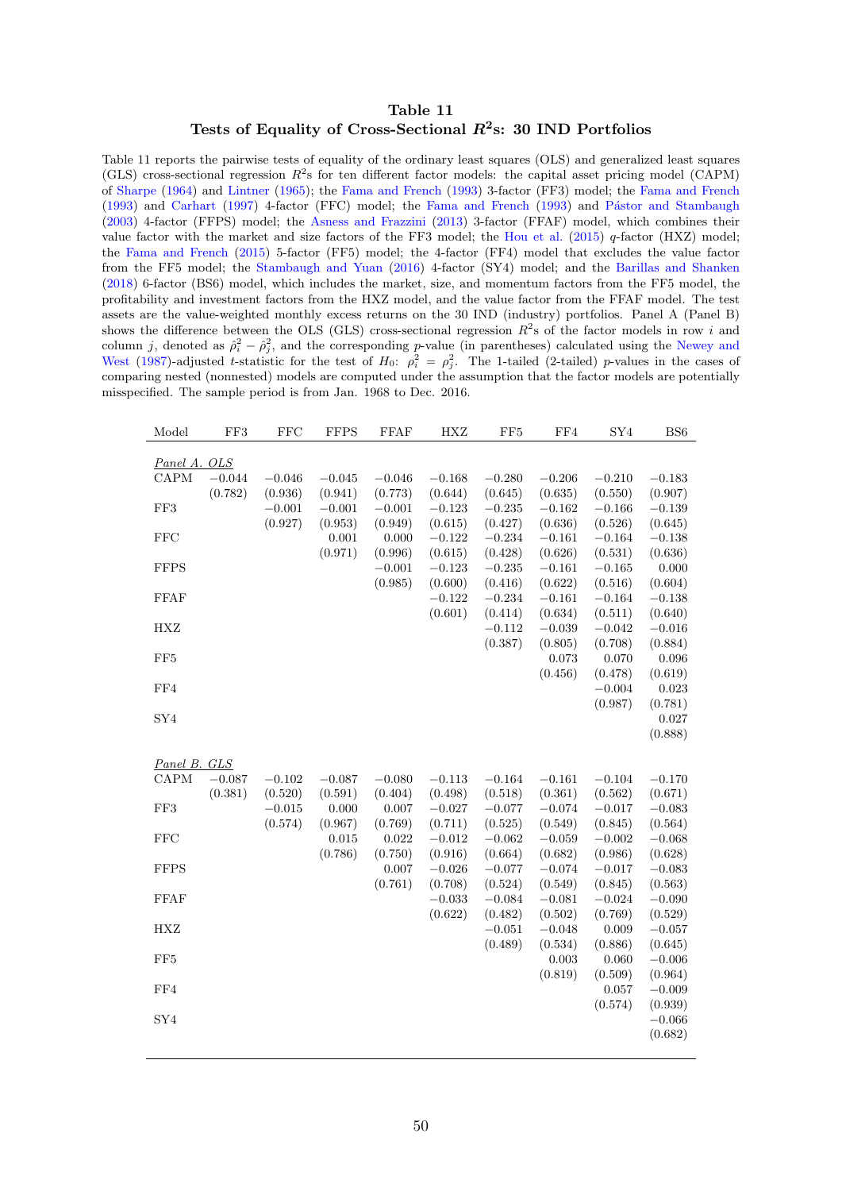# Table 11
## Tests of Equality of Cross-Sectional $R^2$s: 30 IND Portfolios

Table 11 reports the pairwise tests of equality of the ordinary least squares (OLS) and generalized least squares (GLS) cross-sectional regression $R^2$s for ten different factor models: the capital asset pricing model (CAPM) of Sharpe (1964) and Lintner (1965); the Fama and French (1993) 3-factor (FF3) model; the Fama and French (1993) and Carhart (1997) 4-factor (FFC) model; the Fama and French (1993) and Pástor and Stambaugh (2003) 4-factor (FFPS) model; the Asness and Frazzini (2013) 3-factor (FFAF) model, which combines their value factor with the market and size factors of the FF3 model; the Hou et al. (2015) $q$-factor (HXZ) model; the Fama and French (2015) 5-factor (FF5) model; the 4-factor (FF4) model that excludes the value factor from the FF5 model; the Stambaugh and Yuan (2016) 4-factor (SY4) model; and the Barillas and Shanken (2018) 6-factor (BS6) model, which includes the market, size, and momentum factors from the FF5 model, the profitability and investment factors from the HXZ model, and the value factor from the FFAF model. The test assets are the value-weighted monthly excess returns on the 30 IND (industry) portfolios. Panel A (Panel B) shows the difference between the OLS (GLS) cross-sectional regression $R^2$s of the factor models in row $i$ and column $j$, denoted as $\hat{\rho}_i^2 - \hat{\rho}_j^2$, and the corresponding $p$-value (in parentheses) calculated using the Newey and West (1987)-adjusted $t$-statistic for the test of $H_0$: $\rho_i^2 = \rho_j^2$. The 1-tailed (2-tailed) $p$-values in the cases of comparing nested (nonnested) models are computed under the assumption that the factor models are potentially misspecified. The sample period is from Jan. 1968 to Dec. 2016.

| Model | FF3 | FFC | FFPS | FFAF | HXZ | FF5 | FF4 | SY4 | BS6 |
|---|---|---|---|---|---|---|---|---|---|
| *Panel A. OLS* | | | | | | | | | |
| CAPM | −0.044 | −0.046 | −0.045 | −0.046 | −0.168 | −0.280 | −0.206 | −0.210 | −0.183 |
| | (0.782) | (0.936) | (0.941) | (0.773) | (0.644) | (0.645) | (0.635) | (0.550) | (0.907) |
| FF3 | | −0.001 | −0.001 | −0.001 | −0.123 | −0.235 | −0.162 | −0.166 | −0.139 |
| | | (0.927) | (0.953) | (0.949) | (0.615) | (0.427) | (0.636) | (0.526) | (0.645) |
| FFC | | | 0.001 | 0.000 | −0.122 | −0.234 | −0.161 | −0.164 | −0.138 |
| | | | (0.971) | (0.996) | (0.615) | (0.428) | (0.626) | (0.531) | (0.636) |
| FFPS | | | | −0.001 | −0.123 | −0.235 | −0.161 | −0.165 | 0.000 |
| | | | | (0.985) | (0.600) | (0.416) | (0.622) | (0.516) | (0.604) |
| FFAF | | | | | −0.122 | −0.234 | −0.161 | −0.164 | −0.138 |
| | | | | | (0.601) | (0.414) | (0.634) | (0.511) | (0.640) |
| HXZ | | | | | | −0.112 | −0.039 | −0.042 | −0.016 |
| | | | | | | (0.387) | (0.805) | (0.708) | (0.884) |
| FF5 | | | | | | | 0.073 | 0.070 | 0.096 |
| | | | | | | | (0.456) | (0.478) | (0.619) |
| FF4 | | | | | | | | −0.004 | 0.023 |
| | | | | | | | | (0.987) | (0.781) |
| SY4 | | | | | | | | | 0.027 |
| | | | | | | | | | (0.888) |
| *Panel B. GLS* | | | | | | | | | |
| CAPM | −0.087 | −0.102 | −0.087 | −0.080 | −0.113 | −0.164 | −0.161 | −0.104 | −0.170 |
| | (0.381) | (0.520) | (0.591) | (0.404) | (0.498) | (0.518) | (0.361) | (0.562) | (0.671) |
| FF3 | | −0.015 | 0.000 | 0.007 | −0.027 | −0.077 | −0.074 | −0.017 | −0.083 |
| | | (0.574) | (0.967) | (0.769) | (0.711) | (0.525) | (0.549) | (0.845) | (0.564) |
| FFC | | | 0.015 | 0.022 | −0.012 | −0.062 | −0.059 | −0.002 | −0.068 |
| | | | (0.786) | (0.750) | (0.916) | (0.664) | (0.682) | (0.986) | (0.628) |
| FFPS | | | | 0.007 | −0.026 | −0.077 | −0.074 | −0.017 | −0.083 |
| | | | | (0.761) | (0.708) | (0.524) | (0.549) | (0.845) | (0.563) |
| FFAF | | | | | −0.033 | −0.084 | −0.081 | −0.024 | −0.090 |
| | | | | | (0.622) | (0.482) | (0.502) | (0.769) | (0.529) |
| HXZ | | | | | | −0.051 | −0.048 | 0.009 | −0.057 |
| | | | | | | (0.489) | (0.534) | (0.886) | (0.645) |
| FF5 | | | | | | | 0.003 | 0.060 | −0.006 |
| | | | | | | | (0.819) | (0.509) | (0.964) |
| FF4 | | | | | | | | 0.057 | −0.009 |
| | | | | | | | | (0.574) | (0.939) |
| SY4 | | | | | | | | | −0.066 |
| | | | | | | | | | (0.682) |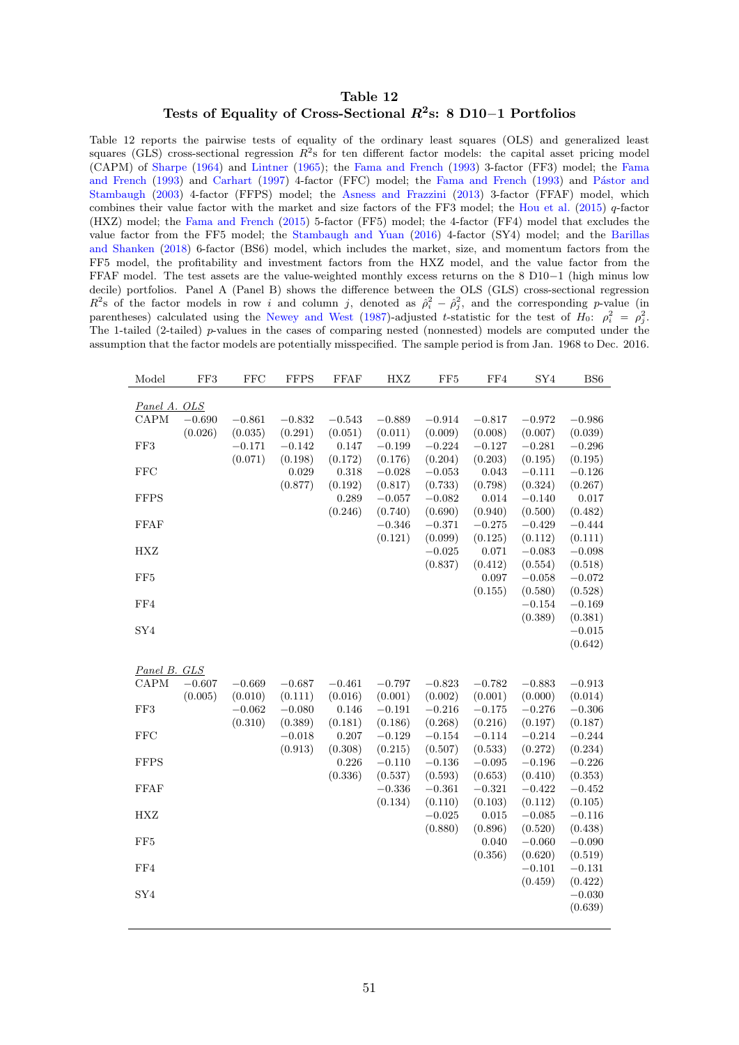# Table 12

## Tests of Equality of Cross-Sectional $R^2$s: 8 D10−1 Portfolios

Table 12 reports the pairwise tests of equality of the ordinary least squares (OLS) and generalized least squares (GLS) cross-sectional regression $R^2$s for ten different factor models: the capital asset pricing model (CAPM) of Sharpe (1964) and Lintner (1965); the Fama and French (1993) 3-factor (FF3) model; the Fama and French (1993) and Carhart (1997) 4-factor (FFC) model; the Fama and French (1993) and Pástor and Stambaugh (2003) 4-factor (FFPS) model; the Asness and Frazzini (2013) 3-factor (FFAF) model, which combines their value factor with the market and size factors of the FF3 model; the Hou et al. (2015) $q$-factor (HXZ) model; the Fama and French (2015) 5-factor (FF5) model; the 4-factor (FF4) model that excludes the value factor from the FF5 model; the Stambaugh and Yuan (2016) 4-factor (SY4) model; and the Barillas and Shanken (2018) 6-factor (BS6) model, which includes the market, size, and momentum factors from the FF5 model, the profitability and investment factors from the HXZ model, and the value factor from the FFAF model. The test assets are the value-weighted monthly excess returns on the 8 D10−1 (high minus low decile) portfolios. Panel A (Panel B) shows the difference between the OLS (GLS) cross-sectional regression $R^2$s of the factor models in row $i$ and column $j$, denoted as $\hat{\rho}_i^2 - \hat{\rho}_j^2$, and the corresponding $p$-value (in parentheses) calculated using the Newey and West (1987)-adjusted $t$-statistic for the test of $H_0$: $\rho_i^2 = \rho_j^2$. The 1-tailed (2-tailed) $p$-values in the cases of comparing nested (nonnested) models are computed under the assumption that the factor models are potentially misspecified. The sample period is from Jan. 1968 to Dec. 2016.

| Model | FF3 | FFC | FFPS | FFAF | HXZ | FF5 | FF4 | SY4 | BS6 |
|---|---|---|---|---|---|---|---|---|---|
| *Panel A. OLS* | | | | | | | | | |
| CAPM | −0.690 | −0.861 | −0.832 | −0.543 | −0.889 | −0.914 | −0.817 | −0.972 | −0.986 |
| | (0.026) | (0.035) | (0.291) | (0.051) | (0.011) | (0.009) | (0.008) | (0.007) | (0.039) |
| FF3 | | −0.171 | −0.142 | 0.147 | −0.199 | −0.224 | −0.127 | −0.281 | −0.296 |
| | | (0.071) | (0.198) | (0.172) | (0.176) | (0.204) | (0.203) | (0.195) | (0.195) |
| FFC | | | 0.029 | 0.318 | −0.028 | −0.053 | 0.043 | −0.111 | −0.126 |
| | | | (0.877) | (0.192) | (0.817) | (0.733) | (0.798) | (0.324) | (0.267) |
| FFPS | | | | 0.289 | −0.057 | −0.082 | 0.014 | −0.140 | 0.017 |
| | | | | (0.246) | (0.740) | (0.690) | (0.940) | (0.500) | (0.482) |
| FFAF | | | | | −0.346 | −0.371 | −0.275 | −0.429 | −0.444 |
| | | | | | (0.121) | (0.099) | (0.125) | (0.112) | (0.111) |
| HXZ | | | | | | −0.025 | 0.071 | −0.083 | −0.098 |
| | | | | | | (0.837) | (0.412) | (0.554) | (0.518) |
| FF5 | | | | | | | 0.097 | −0.058 | −0.072 |
| | | | | | | | (0.155) | (0.580) | (0.528) |
| FF4 | | | | | | | | −0.154 | −0.169 |
| | | | | | | | | (0.389) | (0.381) |
| SY4 | | | | | | | | | −0.015 |
| | | | | | | | | | (0.642) |
| *Panel B. GLS* | | | | | | | | | |
| CAPM | −0.607 | −0.669 | −0.687 | −0.461 | −0.797 | −0.823 | −0.782 | −0.883 | −0.913 |
| | (0.005) | (0.010) | (0.111) | (0.016) | (0.001) | (0.002) | (0.001) | (0.000) | (0.014) |
| FF3 | | −0.062 | −0.080 | 0.146 | −0.191 | −0.216 | −0.175 | −0.276 | −0.306 |
| | | (0.310) | (0.389) | (0.181) | (0.186) | (0.268) | (0.216) | (0.197) | (0.187) |
| FFC | | | −0.018 | 0.207 | −0.129 | −0.154 | −0.114 | −0.214 | −0.244 |
| | | | (0.913) | (0.308) | (0.215) | (0.507) | (0.533) | (0.272) | (0.234) |
| FFPS | | | | 0.226 | −0.110 | −0.136 | −0.095 | −0.196 | −0.226 |
| | | | | (0.336) | (0.537) | (0.593) | (0.653) | (0.410) | (0.353) |
| FFAF | | | | | −0.336 | −0.361 | −0.321 | −0.422 | −0.452 |
| | | | | | (0.134) | (0.110) | (0.103) | (0.112) | (0.105) |
| HXZ | | | | | | −0.025 | 0.015 | −0.085 | −0.116 |
| | | | | | | (0.880) | (0.896) | (0.520) | (0.438) |
| FF5 | | | | | | | 0.040 | −0.060 | −0.090 |
| | | | | | | | (0.356) | (0.620) | (0.519) |
| FF4 | | | | | | | | −0.101 | −0.131 |
| | | | | | | | | (0.459) | (0.422) |
| SY4 | | | | | | | | | −0.030 |
| | | | | | | | | | (0.639) |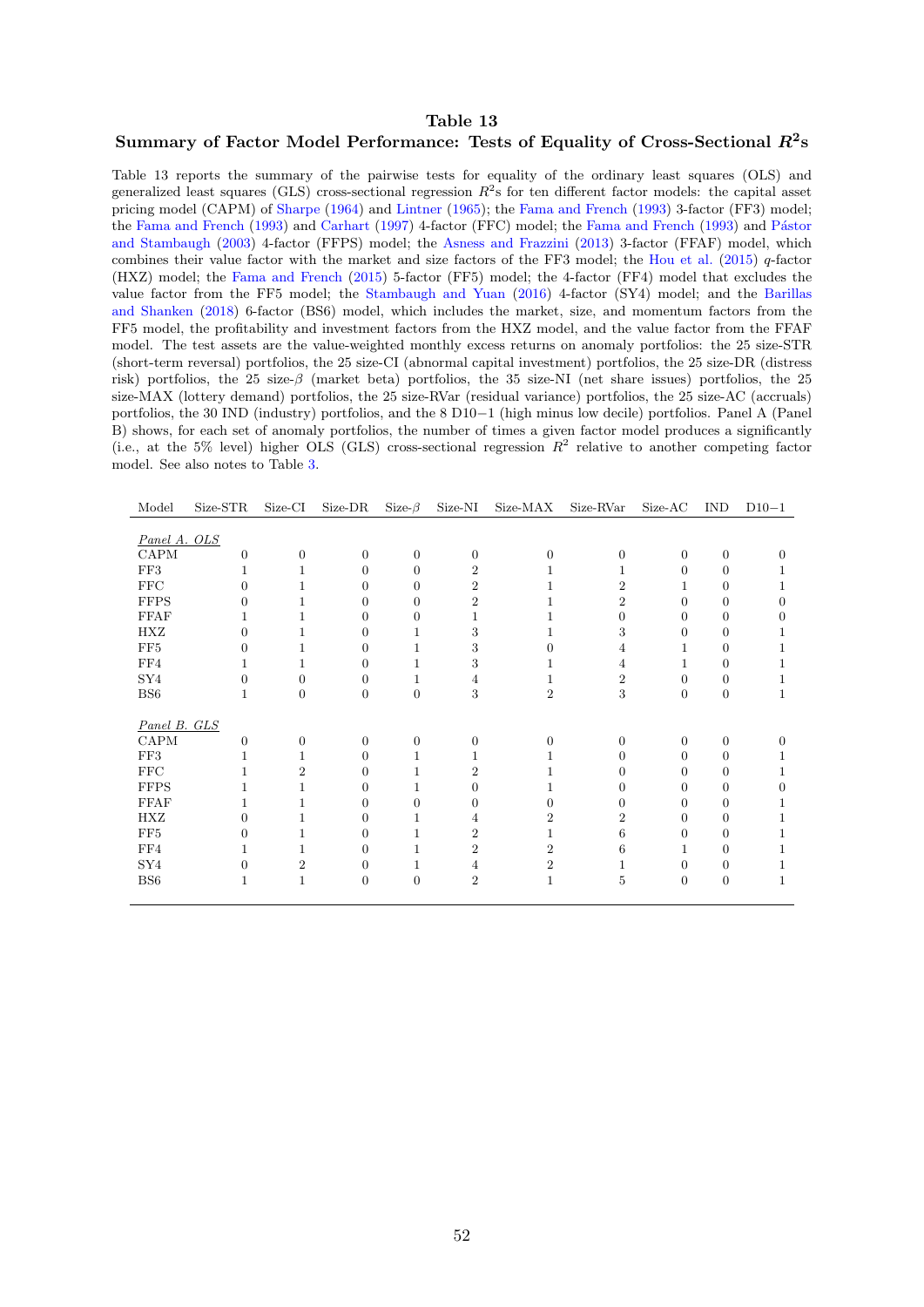# Table 13

## Summary of Factor Model Performance: Tests of Equality of Cross-Sectional $R^2$s

Table 13 reports the summary of the pairwise tests for equality of the ordinary least squares (OLS) and generalized least squares (GLS) cross-sectional regression $R^2$s for ten different factor models: the capital asset pricing model (CAPM) of Sharpe (1964) and Lintner (1965); the Fama and French (1993) 3-factor (FF3) model; the Fama and French (1993) and Carhart (1997) 4-factor (FFC) model; the Fama and French (1993) and Pástor and Stambaugh (2003) 4-factor (FFPS) model; the Asness and Frazzini (2013) 3-factor (FFAF) model, which combines their value factor with the market and size factors of the FF3 model; the Hou et al. (2015) $q$-factor (HXZ) model; the Fama and French (2015) 5-factor (FF5) model; the 4-factor (FF4) model that excludes the value factor from the FF5 model; the Stambaugh and Yuan (2016) 4-factor (SY4) model; and the Barillas and Shanken (2018) 6-factor (BS6) model, which includes the market, size, and momentum factors from the FF5 model, the profitability and investment factors from the HXZ model, and the value factor from the FFAF model. The test assets are the value-weighted monthly excess returns on anomaly portfolios: the 25 size-STR (short-term reversal) portfolios, the 25 size-CI (abnormal capital investment) portfolios, the 25 size-DR (distress risk) portfolios, the 25 size-$\beta$ (market beta) portfolios, the 35 size-NI (net share issues) portfolios, the 25 size-MAX (lottery demand) portfolios, the 25 size-RVar (residual variance) portfolios, the 25 size-AC (accruals) portfolios, the 30 IND (industry) portfolios, and the 8 D10−1 (high minus low decile) portfolios. Panel A (Panel B) shows, for each set of anomaly portfolios, the number of times a given factor model produces a significantly (i.e., at the 5% level) higher OLS (GLS) cross-sectional regression $R^2$ relative to another competing factor model. See also notes to Table 3.

| Model | Size-STR | Size-CI | Size-DR | Size-$\beta$ | Size-NI | Size-MAX | Size-RVar | Size-AC | IND | D10−1 |
|---|---|---|---|---|---|---|---|---|---|---|
| *Panel A. OLS* | | | | | | | | | | |
| CAPM | 0 | 0 | 0 | 0 | 0 | 0 | 0 | 0 | 0 | 0 |
| FF3 | 1 | 1 | 0 | 0 | 2 | 1 | 1 | 0 | 0 | 1 |
| FFC | 0 | 1 | 0 | 0 | 2 | 1 | 2 | 1 | 0 | 1 |
| FFPS | 0 | 1 | 0 | 0 | 2 | 1 | 2 | 0 | 0 | 0 |
| FFAF | 1 | 1 | 0 | 0 | 1 | 1 | 0 | 0 | 0 | 0 |
| HXZ | 0 | 1 | 0 | 1 | 3 | 1 | 3 | 0 | 0 | 1 |
| FF5 | 0 | 1 | 0 | 1 | 3 | 0 | 4 | 1 | 0 | 1 |
| FF4 | 1 | 1 | 0 | 1 | 3 | 1 | 4 | 1 | 0 | 1 |
| SY4 | 0 | 0 | 0 | 1 | 4 | 1 | 2 | 0 | 0 | 1 |
| BS6 | 1 | 0 | 0 | 0 | 3 | 2 | 3 | 0 | 0 | 1 |
| *Panel B. GLS* | | | | | | | | | | |
| CAPM | 0 | 0 | 0 | 0 | 0 | 0 | 0 | 0 | 0 | 0 |
| FF3 | 1 | 1 | 0 | 1 | 1 | 1 | 0 | 0 | 0 | 1 |
| FFC | 1 | 2 | 0 | 1 | 2 | 1 | 0 | 0 | 0 | 1 |
| FFPS | 1 | 1 | 0 | 1 | 0 | 1 | 0 | 0 | 0 | 0 |
| FFAF | 1 | 1 | 0 | 0 | 0 | 0 | 0 | 0 | 0 | 1 |
| HXZ | 0 | 1 | 0 | 1 | 4 | 2 | 2 | 0 | 0 | 1 |
| FF5 | 0 | 1 | 0 | 1 | 2 | 1 | 6 | 0 | 0 | 1 |
| FF4 | 1 | 1 | 0 | 1 | 2 | 2 | 6 | 1 | 0 | 1 |
| SY4 | 0 | 2 | 0 | 1 | 4 | 2 | 1 | 0 | 0 | 1 |
| BS6 | 1 | 1 | 0 | 0 | 2 | 1 | 5 | 0 | 0 | 1 |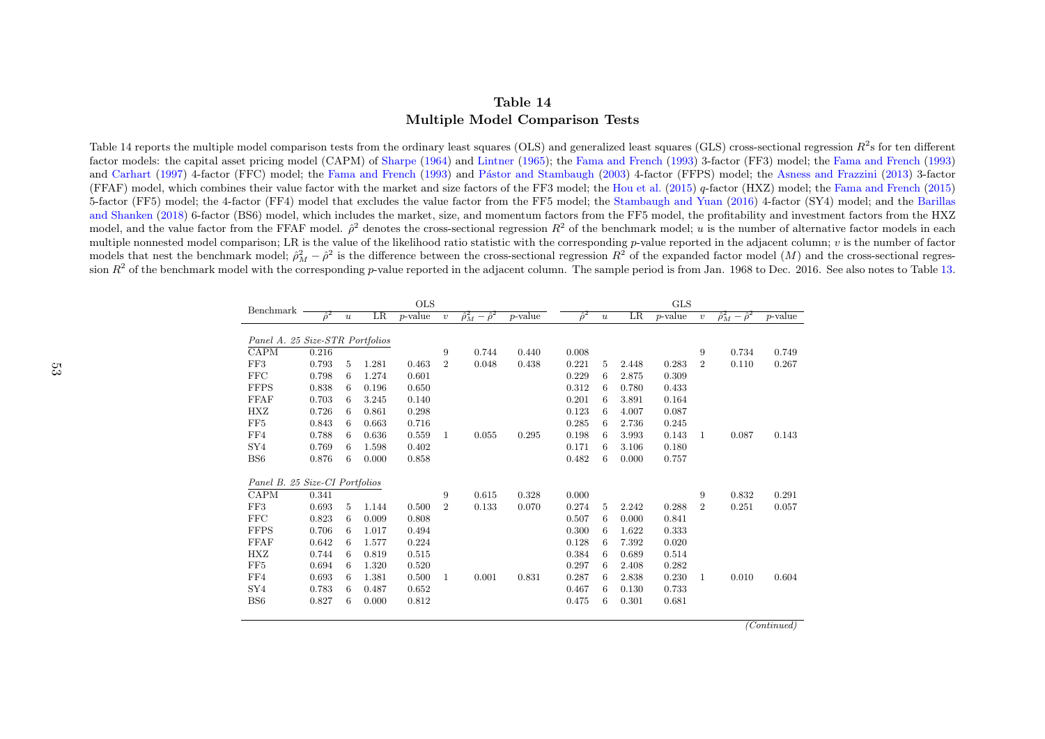# Table 14
## Multiple Model Comparison Tests

Table 14 reports the multiple model comparison tests from the ordinary least squares (OLS) and generalized least squares (GLS) cross-sectional regression $R^2$s for ten different factor models: the capital asset pricing model (CAPM) of Sharpe (1964) and Lintner (1965); the Fama and French (1993) 3-factor (FF3) model; the Fama and French (1993) and Carhart (1997) 4-factor (FFC) model; the Fama and French (1993) and Pástor and Stambaugh (2003) 4-factor (FFPS) model; the Asness and Frazzini (2013) 3-factor (FFAF) model, which combines their value factor with the market and size factors of the FF3 model; the Hou et al. (2015) $q$-factor (HXZ) model; the Fama and French (2015) 5-factor (FF5) model; the 4-factor (FF4) model that excludes the value factor from the FF5 model; the Stambaugh and Yuan (2016) 4-factor (SY4) model; and the Barillas and Shanken (2018) 6-factor (BS6) model, which includes the market, size, and momentum factors from the FF5 model, the profitability and investment factors from the HXZ model, and the value factor from the FFAF model. $\hat{\rho}^2$ denotes the cross-sectional regression $R^2$ of the benchmark model; $u$ is the number of alternative factor models in each multiple nonnested model comparison; LR is the value of the likelihood ratio statistic with the corresponding $p$-value reported in the adjacent column; $v$ is the number of factor models that nest the benchmark model; $\hat{\rho}^2_M - \hat{\rho}^2$ is the difference between the cross-sectional regression $R^2$ of the expanded factor model ($M$) and the cross-sectional regression $R^2$ of the benchmark model with the corresponding $p$-value reported in the adjacent column. The sample period is from Jan. 1968 to Dec. 2016. See also notes to Table 13.

| Benchmark | OLS | | | | | | | GLS | | | | | | |
|---|---|---|---|---|---|---|---|---|---|---|---|---|---|---|
| | $\hat{\rho}^2$ | $u$ | LR | $p$-value | $v$ | $\hat{\rho}^2_M - \hat{\rho}^2$ | $p$-value | $\hat{\rho}^2$ | $u$ | LR | $p$-value | $v$ | $\hat{\rho}^2_M - \hat{\rho}^2$ | $p$-value |
| *Panel A. 25 Size-STR Portfolios* | | | | | | | | | | | | | | |
| CAPM | 0.216 | | | | 9 | 0.744 | 0.440 | 0.008 | | | | 9 | 0.734 | 0.749 |
| FF3 | 0.793 | 5 | 1.281 | 0.463 | 2 | 0.048 | 0.438 | 0.221 | 5 | 2.448 | 0.283 | 2 | 0.110 | 0.267 |
| FFC | 0.798 | 6 | 1.274 | 0.601 | | | | 0.229 | 6 | 2.875 | 0.309 | | | |
| FFPS | 0.838 | 6 | 0.196 | 0.650 | | | | 0.312 | 6 | 0.780 | 0.433 | | | |
| FFAF | 0.703 | 6 | 3.245 | 0.140 | | | | 0.201 | 6 | 3.891 | 0.164 | | | |
| HXZ | 0.726 | 6 | 0.861 | 0.298 | | | | 0.123 | 6 | 4.007 | 0.087 | | | |
| FF5 | 0.843 | 6 | 0.663 | 0.716 | | | | 0.285 | 6 | 2.736 | 0.245 | | | |
| FF4 | 0.788 | 6 | 0.636 | 0.559 | 1 | 0.055 | 0.295 | 0.198 | 6 | 3.993 | 0.143 | 1 | 0.087 | 0.143 |
| SY4 | 0.769 | 6 | 1.598 | 0.402 | | | | 0.171 | 6 | 3.106 | 0.180 | | | |
| BS6 | 0.876 | 6 | 0.000 | 0.858 | | | | 0.482 | 6 | 0.000 | 0.757 | | | |
| *Panel B. 25 Size-CI Portfolios* | | | | | | | | | | | | | | |
| CAPM | 0.341 | | | | 9 | 0.615 | 0.328 | 0.000 | | | | 9 | 0.832 | 0.291 |
| FF3 | 0.693 | 5 | 1.144 | 0.500 | 2 | 0.133 | 0.070 | 0.274 | 5 | 2.242 | 0.288 | 2 | 0.251 | 0.057 |
| FFC | 0.823 | 6 | 0.009 | 0.808 | | | | 0.507 | 6 | 0.000 | 0.841 | | | |
| FFPS | 0.706 | 6 | 1.017 | 0.494 | | | | 0.300 | 6 | 1.622 | 0.333 | | | |
| FFAF | 0.642 | 6 | 1.577 | 0.224 | | | | 0.128 | 6 | 7.392 | 0.020 | | | |
| HXZ | 0.744 | 6 | 0.819 | 0.515 | | | | 0.384 | 6 | 0.689 | 0.514 | | | |
| FF5 | 0.694 | 6 | 1.320 | 0.520 | | | | 0.297 | 6 | 2.408 | 0.282 | | | |
| FF4 | 0.693 | 6 | 1.381 | 0.500 | 1 | 0.001 | 0.831 | 0.287 | 6 | 2.838 | 0.230 | 1 | 0.010 | 0.604 |
| SY4 | 0.783 | 6 | 0.487 | 0.652 | | | | 0.467 | 6 | 0.130 | 0.733 | | | |
| BS6 | 0.827 | 6 | 0.000 | 0.812 | | | | 0.475 | 6 | 0.301 | 0.681 | | | |

*(Continued)*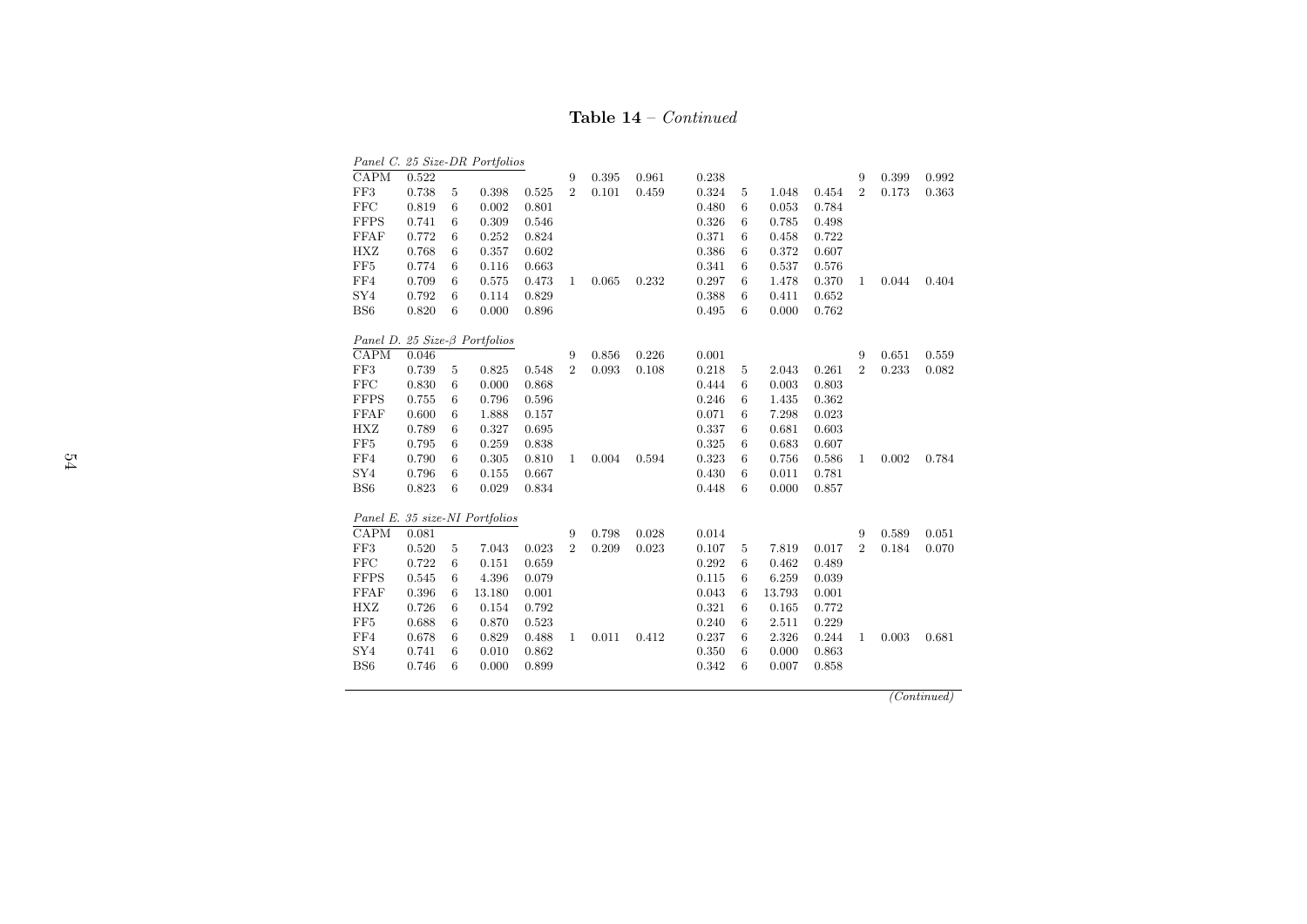**Table 14** – *Continued*

| | | | | | | | | | | | | | | |
|---|---|---|---|---|---|---|---|---|---|---|---|---|---|---|
| *Panel C. 25 Size-DR Portfolios* | | | | | | | | | | | | | | |
| CAPM | 0.522 | | | | 9 | 0.395 | 0.961 | 0.238 | | | | 9 | 0.399 | 0.992 |
| FF3 | 0.738 | 5 | 0.398 | 0.525 | 2 | 0.101 | 0.459 | 0.324 | 5 | 1.048 | 0.454 | 2 | 0.173 | 0.363 |
| FFC | 0.819 | 6 | 0.002 | 0.801 | | | | 0.480 | 6 | 0.053 | 0.784 | | | |
| FFPS | 0.741 | 6 | 0.309 | 0.546 | | | | 0.326 | 6 | 0.785 | 0.498 | | | |
| FFAF | 0.772 | 6 | 0.252 | 0.824 | | | | 0.371 | 6 | 0.458 | 0.722 | | | |
| HXZ | 0.768 | 6 | 0.357 | 0.602 | | | | 0.386 | 6 | 0.372 | 0.607 | | | |
| FF5 | 0.774 | 6 | 0.116 | 0.663 | | | | 0.341 | 6 | 0.537 | 0.576 | | | |
| FF4 | 0.709 | 6 | 0.575 | 0.473 | 1 | 0.065 | 0.232 | 0.297 | 6 | 1.478 | 0.370 | 1 | 0.044 | 0.404 |
| SY4 | 0.792 | 6 | 0.114 | 0.829 | | | | 0.388 | 6 | 0.411 | 0.652 | | | |
| BS6 | 0.820 | 6 | 0.000 | 0.896 | | | | 0.495 | 6 | 0.000 | 0.762 | | | |
| *Panel D. 25 Size-β Portfolios* | | | | | | | | | | | | | | |
| CAPM | 0.046 | | | | 9 | 0.856 | 0.226 | 0.001 | | | | 9 | 0.651 | 0.559 |
| FF3 | 0.739 | 5 | 0.825 | 0.548 | 2 | 0.093 | 0.108 | 0.218 | 5 | 2.043 | 0.261 | 2 | 0.233 | 0.082 |
| FFC | 0.830 | 6 | 0.000 | 0.868 | | | | 0.444 | 6 | 0.003 | 0.803 | | | |
| FFPS | 0.755 | 6 | 0.796 | 0.596 | | | | 0.246 | 6 | 1.435 | 0.362 | | | |
| FFAF | 0.600 | 6 | 1.888 | 0.157 | | | | 0.071 | 6 | 7.298 | 0.023 | | | |
| HXZ | 0.789 | 6 | 0.327 | 0.695 | | | | 0.337 | 6 | 0.681 | 0.603 | | | |
| FF5 | 0.795 | 6 | 0.259 | 0.838 | | | | 0.325 | 6 | 0.683 | 0.607 | | | |
| FF4 | 0.790 | 6 | 0.305 | 0.810 | 1 | 0.004 | 0.594 | 0.323 | 6 | 0.756 | 0.586 | 1 | 0.002 | 0.784 |
| SY4 | 0.796 | 6 | 0.155 | 0.667 | | | | 0.430 | 6 | 0.011 | 0.781 | | | |
| BS6 | 0.823 | 6 | 0.029 | 0.834 | | | | 0.448 | 6 | 0.000 | 0.857 | | | |
| *Panel E. 35 size-NI Portfolios* | | | | | | | | | | | | | | |
| CAPM | 0.081 | | | | 9 | 0.798 | 0.028 | 0.014 | | | | 9 | 0.589 | 0.051 |
| FF3 | 0.520 | 5 | 7.043 | 0.023 | 2 | 0.209 | 0.023 | 0.107 | 5 | 7.819 | 0.017 | 2 | 0.184 | 0.070 |
| FFC | 0.722 | 6 | 0.151 | 0.659 | | | | 0.292 | 6 | 0.462 | 0.489 | | | |
| FFPS | 0.545 | 6 | 4.396 | 0.079 | | | | 0.115 | 6 | 6.259 | 0.039 | | | |
| FFAF | 0.396 | 6 | 13.180 | 0.001 | | | | 0.043 | 6 | 13.793 | 0.001 | | | |
| HXZ | 0.726 | 6 | 0.154 | 0.792 | | | | 0.321 | 6 | 0.165 | 0.772 | | | |
| FF5 | 0.688 | 6 | 0.870 | 0.523 | | | | 0.240 | 6 | 2.511 | 0.229 | | | |
| FF4 | 0.678 | 6 | 0.829 | 0.488 | 1 | 0.011 | 0.412 | 0.237 | 6 | 2.326 | 0.244 | 1 | 0.003 | 0.681 |
| SY4 | 0.741 | 6 | 0.010 | 0.862 | | | | 0.350 | 6 | 0.000 | 0.863 | | | |
| BS6 | 0.746 | 6 | 0.000 | 0.899 | | | | 0.342 | 6 | 0.007 | 0.858 | | | |

*(Continued)*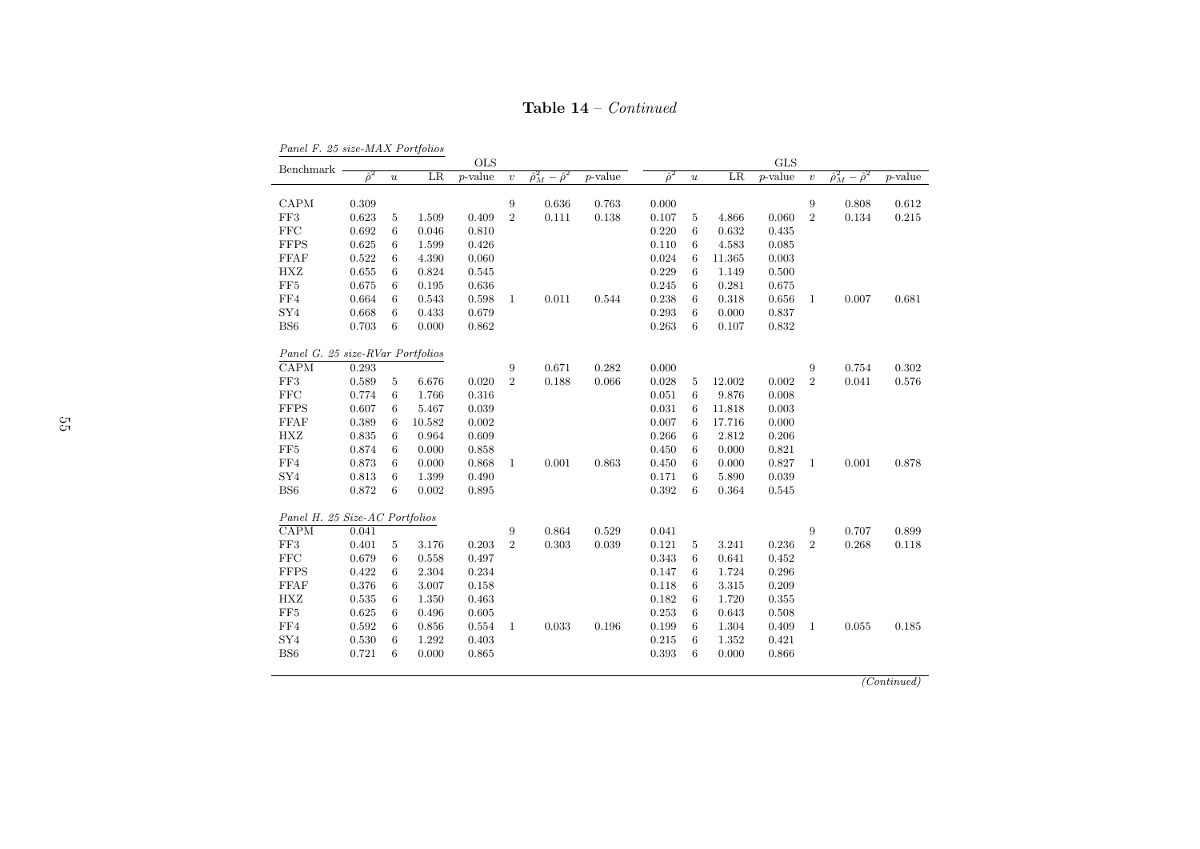**Table 14** – *Continued*

*Panel F. 25 size-MAX Portfolios*

| Benchmark | OLS | | | | | | | GLS | | | | | | |
|---|---|---|---|---|---|---|---|---|---|---|---|---|---|---|
| | $\hat{\rho}^2$ | $u$ | LR | $p$-value | $v$ | $\hat{\rho}_M^2 - \hat{\rho}^2$ | $p$-value | $\hat{\rho}^2$ | $u$ | LR | $p$-value | $v$ | $\hat{\rho}_M^2 - \hat{\rho}^2$ | $p$-value |
| CAPM | 0.309 | | | | 9 | 0.636 | 0.763 | 0.000 | | | | 9 | 0.808 | 0.612 |
| FF3 | 0.623 | 5 | 1.509 | 0.409 | 2 | 0.111 | 0.138 | 0.107 | 5 | 4.866 | 0.060 | 2 | 0.134 | 0.215 |
| FFC | 0.692 | 6 | 0.046 | 0.810 | | | | 0.220 | 6 | 0.632 | 0.435 | | | |
| FFPS | 0.625 | 6 | 1.599 | 0.426 | | | | 0.110 | 6 | 4.583 | 0.085 | | | |
| FFAF | 0.522 | 6 | 4.390 | 0.060 | | | | 0.024 | 6 | 11.365 | 0.003 | | | |
| HXZ | 0.655 | 6 | 0.824 | 0.545 | | | | 0.229 | 6 | 1.149 | 0.500 | | | |
| FF5 | 0.675 | 6 | 0.195 | 0.636 | | | | 0.245 | 6 | 0.281 | 0.675 | | | |
| FF4 | 0.664 | 6 | 0.543 | 0.598 | 1 | 0.011 | 0.544 | 0.238 | 6 | 0.318 | 0.656 | 1 | 0.007 | 0.681 |
| SY4 | 0.668 | 6 | 0.433 | 0.679 | | | | 0.293 | 6 | 0.000 | 0.837 | | | |
| BS6 | 0.703 | 6 | 0.000 | 0.862 | | | | 0.263 | 6 | 0.107 | 0.832 | | | |

*Panel G. 25 size-RVar Portfolios*

| Benchmark | $\hat{\rho}^2$ | $u$ | LR | $p$-value | $v$ | $\hat{\rho}_M^2 - \hat{\rho}^2$ | $p$-value | $\hat{\rho}^2$ | $u$ | LR | $p$-value | $v$ | $\hat{\rho}_M^2 - \hat{\rho}^2$ | $p$-value |
|---|---|---|---|---|---|---|---|---|---|---|---|---|---|---|
| CAPM | 0.293 | | | | 9 | 0.671 | 0.282 | 0.000 | | | | 9 | 0.754 | 0.302 |
| FF3 | 0.589 | 5 | 6.676 | 0.020 | 2 | 0.188 | 0.066 | 0.028 | 5 | 12.002 | 0.002 | 2 | 0.041 | 0.576 |
| FFC | 0.774 | 6 | 1.766 | 0.316 | | | | 0.051 | 6 | 9.876 | 0.008 | | | |
| FFPS | 0.607 | 6 | 5.467 | 0.039 | | | | 0.031 | 6 | 11.818 | 0.003 | | | |
| FFAF | 0.389 | 6 | 10.582 | 0.002 | | | | 0.007 | 6 | 17.716 | 0.000 | | | |
| HXZ | 0.835 | 6 | 0.964 | 0.609 | | | | 0.266 | 6 | 2.812 | 0.206 | | | |
| FF5 | 0.874 | 6 | 0.000 | 0.858 | | | | 0.450 | 6 | 0.000 | 0.821 | | | |
| FF4 | 0.873 | 6 | 0.000 | 0.868 | 1 | 0.001 | 0.863 | 0.450 | 6 | 0.000 | 0.827 | 1 | 0.001 | 0.878 |
| SY4 | 0.813 | 6 | 1.399 | 0.490 | | | | 0.171 | 6 | 5.890 | 0.039 | | | |
| BS6 | 0.872 | 6 | 0.002 | 0.895 | | | | 0.392 | 6 | 0.364 | 0.545 | | | |

*Panel H. 25 Size-AC Portfolios*

| Benchmark | $\hat{\rho}^2$ | $u$ | LR | $p$-value | $v$ | $\hat{\rho}_M^2 - \hat{\rho}^2$ | $p$-value | $\hat{\rho}^2$ | $u$ | LR | $p$-value | $v$ | $\hat{\rho}_M^2 - \hat{\rho}^2$ | $p$-value |
|---|---|---|---|---|---|---|---|---|---|---|---|---|---|---|
| CAPM | 0.041 | | | | 9 | 0.864 | 0.529 | 0.041 | | | | 9 | 0.707 | 0.899 |
| FF3 | 0.401 | 5 | 3.176 | 0.203 | 2 | 0.303 | 0.039 | 0.121 | 5 | 3.241 | 0.236 | 2 | 0.268 | 0.118 |
| FFC | 0.679 | 6 | 0.558 | 0.497 | | | | 0.343 | 6 | 0.641 | 0.452 | | | |
| FFPS | 0.422 | 6 | 2.304 | 0.234 | | | | 0.147 | 6 | 1.724 | 0.296 | | | |
| FFAF | 0.376 | 6 | 3.007 | 0.158 | | | | 0.118 | 6 | 3.315 | 0.209 | | | |
| HXZ | 0.535 | 6 | 1.350 | 0.463 | | | | 0.182 | 6 | 1.720 | 0.355 | | | |
| FF5 | 0.625 | 6 | 0.496 | 0.605 | | | | 0.253 | 6 | 0.643 | 0.508 | | | |
| FF4 | 0.592 | 6 | 0.856 | 0.554 | 1 | 0.033 | 0.196 | 0.199 | 6 | 1.304 | 0.409 | 1 | 0.055 | 0.185 |
| SY4 | 0.530 | 6 | 1.292 | 0.403 | | | | 0.215 | 6 | 1.352 | 0.421 | | | |
| BS6 | 0.721 | 6 | 0.000 | 0.865 | | | | 0.393 | 6 | 0.000 | 0.866 | | | |

*(Continued)*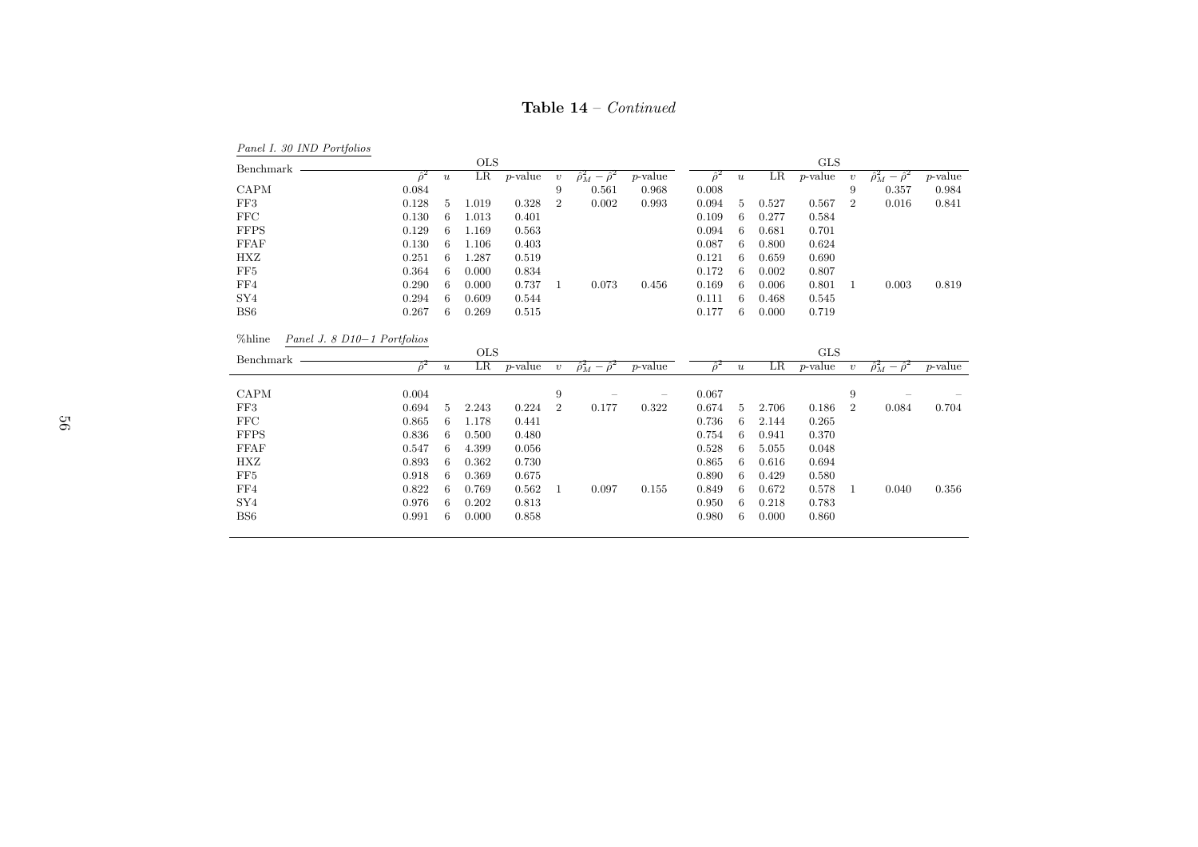**Table 14** – *Continued*

*Panel I. 30 IND Portfolios*

| Benchmark | OLS | | | | | | | GLS | | | | | | |
|---|---|---|---|---|---|---|---|---|---|---|---|---|---|---|
| | $\hat{\rho}^2$ | $u$ | LR | $p$-value | $v$ | $\hat{\rho}_M^2 - \hat{\rho}^2$ | $p$-value | $\hat{\rho}^2$ | $u$ | LR | $p$-value | $v$ | $\hat{\rho}_M^2 - \hat{\rho}^2$ | $p$-value |
| CAPM | 0.084 | | | | 9 | 0.561 | 0.968 | 0.008 | | | | 9 | 0.357 | 0.984 |
| FF3 | 0.128 | 5 | 1.019 | 0.328 | 2 | 0.002 | 0.993 | 0.094 | 5 | 0.527 | 0.567 | 2 | 0.016 | 0.841 |
| FFC | 0.130 | 6 | 1.013 | 0.401 | | | | 0.109 | 6 | 0.277 | 0.584 | | | |
| FFPS | 0.129 | 6 | 1.169 | 0.563 | | | | 0.094 | 6 | 0.681 | 0.701 | | | |
| FFAF | 0.130 | 6 | 1.106 | 0.403 | | | | 0.087 | 6 | 0.800 | 0.624 | | | |
| HXZ | 0.251 | 6 | 1.287 | 0.519 | | | | 0.121 | 6 | 0.659 | 0.690 | | | |
| FF5 | 0.364 | 6 | 0.000 | 0.834 | | | | 0.172 | 6 | 0.002 | 0.807 | | | |
| FF4 | 0.290 | 6 | 0.000 | 0.737 | 1 | 0.073 | 0.456 | 0.169 | 6 | 0.006 | 0.801 | 1 | 0.003 | 0.819 |
| SY4 | 0.294 | 6 | 0.609 | 0.544 | | | | 0.111 | 6 | 0.468 | 0.545 | | | |
| BS6 | 0.267 | 6 | 0.269 | 0.515 | | | | 0.177 | 6 | 0.000 | 0.719 | | | |

%hline *Panel J. 8 D10−1 Portfolios*

| Benchmark | OLS | | | | | | | GLS | | | | | | |
|---|---|---|---|---|---|---|---|---|---|---|---|---|---|---|
| | $\hat{\rho}^2$ | $u$ | LR | $p$-value | $v$ | $\hat{\rho}_M^2 - \hat{\rho}^2$ | $p$-value | $\hat{\rho}^2$ | $u$ | LR | $p$-value | $v$ | $\hat{\rho}_M^2 - \hat{\rho}^2$ | $p$-value |
| CAPM | 0.004 | | | | 9 | – | – | 0.067 | | | | 9 | – | – |
| FF3 | 0.694 | 5 | 2.243 | 0.224 | 2 | 0.177 | 0.322 | 0.674 | 5 | 2.706 | 0.186 | 2 | 0.084 | 0.704 |
| FFC | 0.865 | 6 | 1.178 | 0.441 | | | | 0.736 | 6 | 2.144 | 0.265 | | | |
| FFPS | 0.836 | 6 | 0.500 | 0.480 | | | | 0.754 | 6 | 0.941 | 0.370 | | | |
| FFAF | 0.547 | 6 | 4.399 | 0.056 | | | | 0.528 | 6 | 5.055 | 0.048 | | | |
| HXZ | 0.893 | 6 | 0.362 | 0.730 | | | | 0.865 | 6 | 0.616 | 0.694 | | | |
| FF5 | 0.918 | 6 | 0.369 | 0.675 | | | | 0.890 | 6 | 0.429 | 0.580 | | | |
| FF4 | 0.822 | 6 | 0.769 | 0.562 | 1 | 0.097 | 0.155 | 0.849 | 6 | 0.672 | 0.578 | 1 | 0.040 | 0.356 |
| SY4 | 0.976 | 6 | 0.202 | 0.813 | | | | 0.950 | 6 | 0.218 | 0.783 | | | |
| BS6 | 0.991 | 6 | 0.000 | 0.858 | | | | 0.980 | 6 | 0.000 | 0.860 | | | |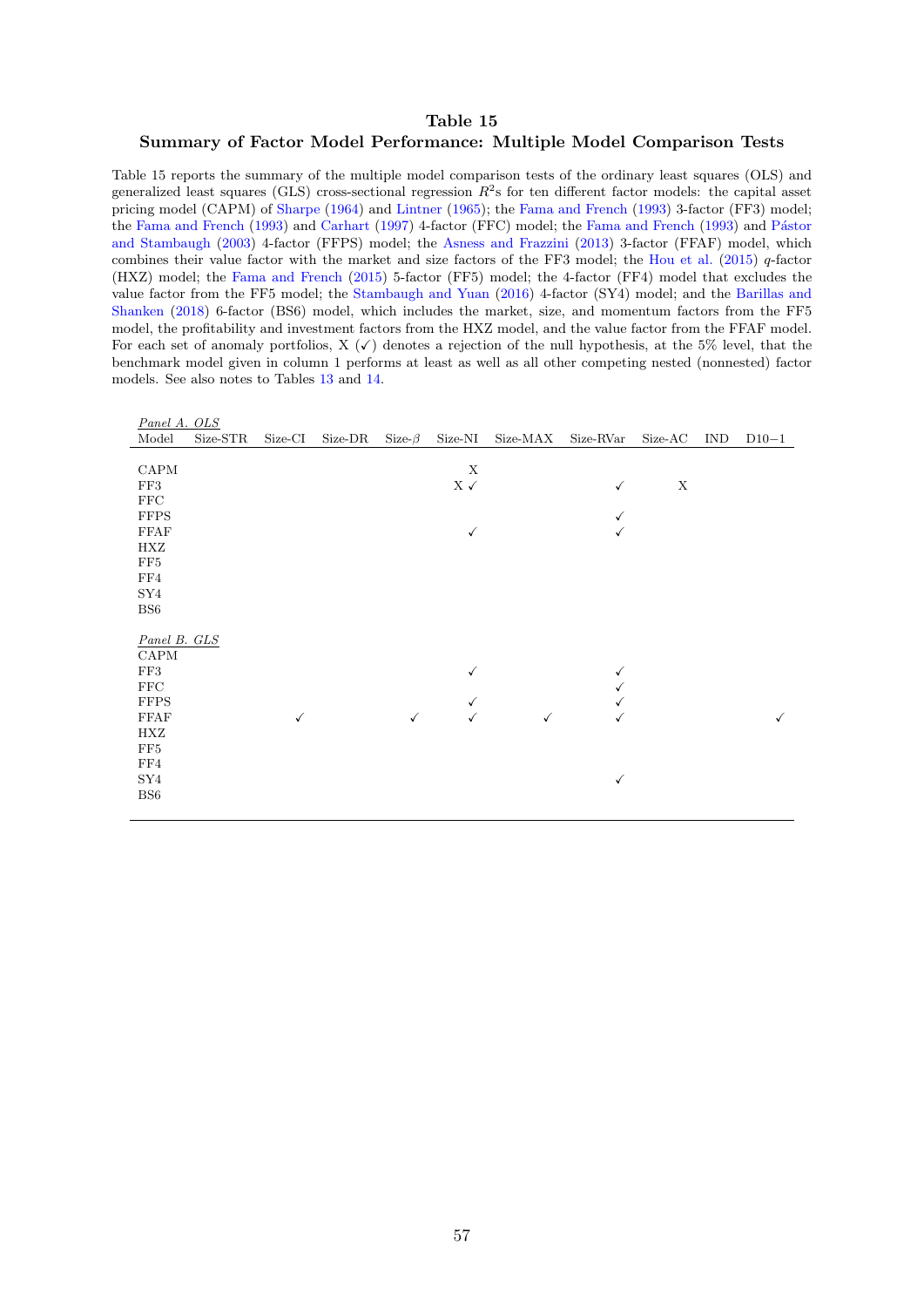# Table 15

## Summary of Factor Model Performance: Multiple Model Comparison Tests

Table 15 reports the summary of the multiple model comparison tests of the ordinary least squares (OLS) and generalized least squares (GLS) cross-sectional regression $R^2$s for ten different factor models: the capital asset pricing model (CAPM) of Sharpe (1964) and Lintner (1965); the Fama and French (1993) 3-factor (FF3) model; the Fama and French (1993) and Carhart (1997) 4-factor (FFC) model; the Fama and French (1993) and Pástor and Stambaugh (2003) 4-factor (FFPS) model; the Asness and Frazzini (2013) 3-factor (FFAF) model, which combines their value factor with the market and size factors of the FF3 model; the Hou et al. (2015) $q$-factor (HXZ) model; the Fama and French (2015) 5-factor (FF5) model; the 4-factor (FF4) model that excludes the value factor from the FF5 model; the Stambaugh and Yuan (2016) 4-factor (SY4) model; and the Barillas and Shanken (2018) 6-factor (BS6) model, which includes the market, size, and momentum factors from the FF5 model, the profitability and investment factors from the HXZ model, and the value factor from the FFAF model. For each set of anomaly portfolios, X (✓) denotes a rejection of the null hypothesis, at the 5% level, that the benchmark model given in column 1 performs at least as well as all other competing nested (nonnested) factor models. See also notes to Tables 13 and 14.

| Model | Size-STR | Size-CI | Size-DR | Size-$\beta$ | Size-NI | Size-MAX | Size-RVar | Size-AC | IND | D10−1 |
|---|---|---|---|---|---|---|---|---|---|---|
| *Panel A. OLS* | | | | | | | | | | |
| CAPM | | | | | X | | | | | |
| FF3 | | | | | X ✓ | | ✓ | X | | |
| FFC | | | | | | | | | | |
| FFPS | | | | | | | ✓ | | | |
| FFAF | | | | | ✓ | | ✓ | | | |
| HXZ | | | | | | | | | | |
| FF5 | | | | | | | | | | |
| FF4 | | | | | | | | | | |
| SY4 | | | | | | | | | | |
| BS6 | | | | | | | | | | |
| *Panel B. GLS* | | | | | | | | | | |
| CAPM | | | | | | | | | | |
| FF3 | | | | | ✓ | | ✓ | | | |
| FFC | | | | | | | ✓ | | | |
| FFPS | | | | | ✓ | | ✓ | | | |
| FFAF | | ✓ | | ✓ | ✓ | ✓ | ✓ | | | ✓ |
| HXZ | | | | | | | | | | |
| FF5 | | | | | | | | | | |
| FF4 | | | | | | | | | | |
| SY4 | | | | | | | ✓ | | | |
| BS6 | | | | | | | | | | |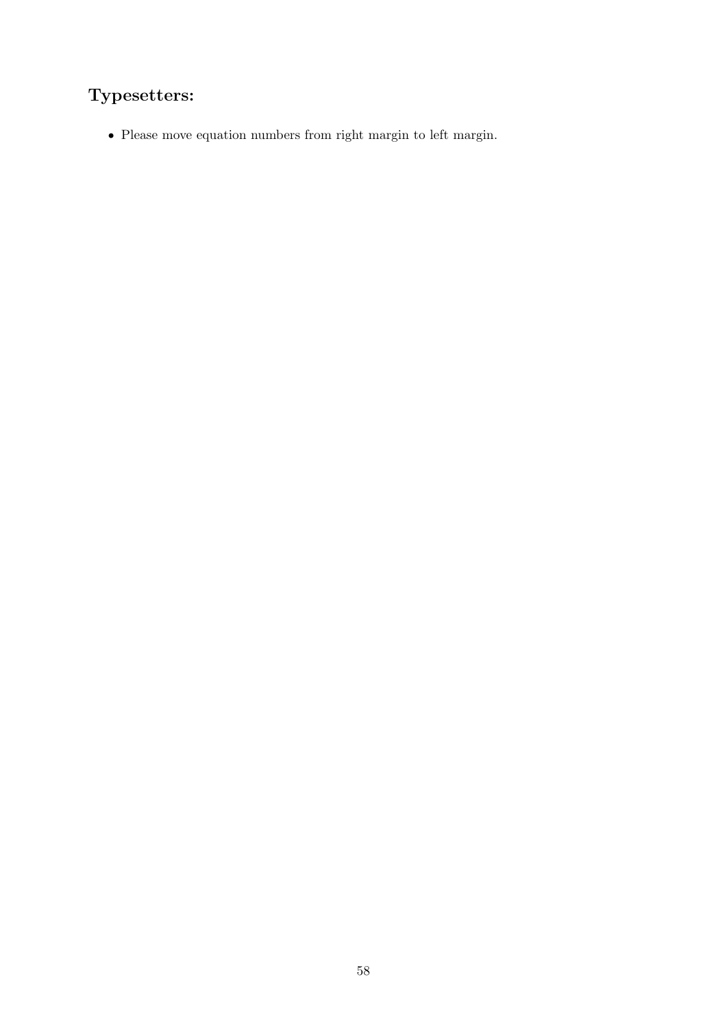## Typesetters:

- Please move equation numbers from right margin to left margin.